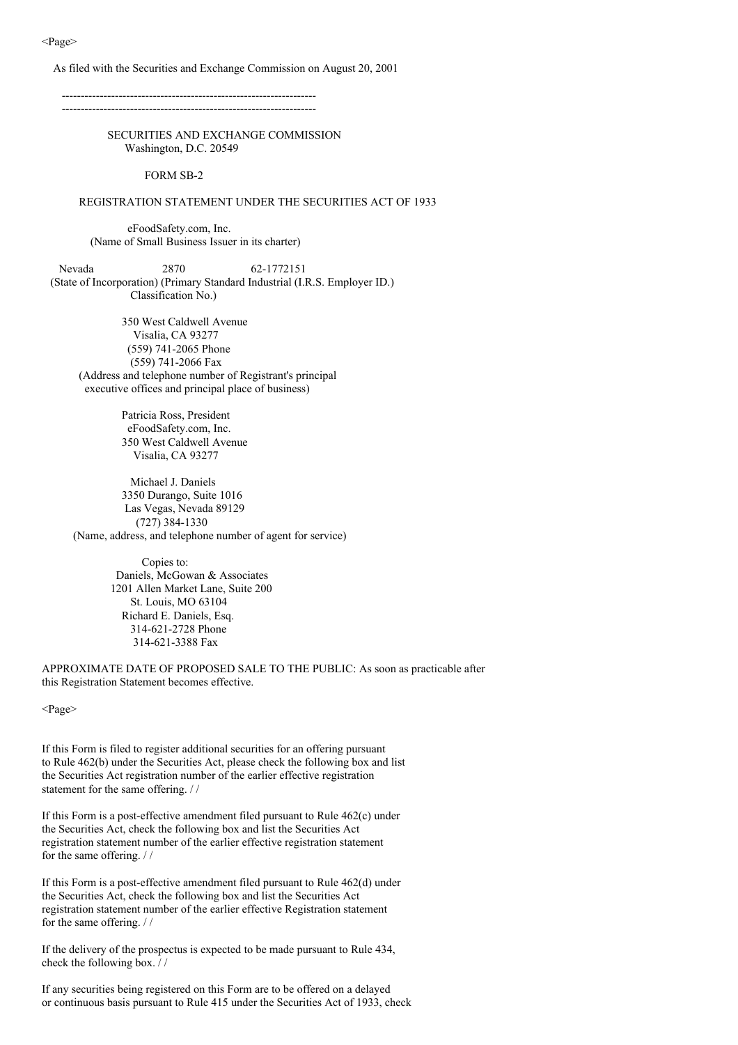As filed with the Securities and Exchange Commission on August 20, 2001

---

---

# SECURITIES AND EXCHANGE COMMISSION
Washington, D.C. 20549

## FORM SB-2

REGISTRATION STATEMENT UNDER THE SECURITIES ACT OF 1933

eFoodSafety.com, Inc.
(Name of Small Business Issuer in its charter)

| Nevada | 2870 | 62-1772151 |
|---|---|---|
| (State of Incorporation) | (Primary Standard Industrial Classification No.) | (I.R.S. Employer ID.) |

350 West Caldwell Avenue
Visalia, CA 93277
(559) 741-2065 Phone
(559) 741-2066 Fax
(Address and telephone number of Registrant's principal executive offices and principal place of business)

Patricia Ross, President
eFoodSafety.com, Inc.
350 West Caldwell Avenue
Visalia, CA 93277

Michael J. Daniels
3350 Durango, Suite 1016
Las Vegas, Nevada 89129
(727) 384-1330
(Name, address, and telephone number of agent for service)

Copies to:
Daniels, McGowan & Associates
1201 Allen Market Lane, Suite 200
St. Louis, MO 63104
Richard E. Daniels, Esq.
314-621-2728 Phone
314-621-3388 Fax

APPROXIMATE DATE OF PROPOSED SALE TO THE PUBLIC: As soon as practicable after this Registration Statement becomes effective.

If this Form is filed to register additional securities for an offering pursuant to Rule 462(b) under the Securities Act, please check the following box and list the Securities Act registration number of the earlier effective registration statement for the same offering. / /

If this Form is a post-effective amendment filed pursuant to Rule 462(c) under the Securities Act, check the following box and list the Securities Act registration statement number of the earlier effective registration statement for the same offering. / /

If this Form is a post-effective amendment filed pursuant to Rule 462(d) under the Securities Act, check the following box and list the Securities Act registration statement number of the earlier effective Registration statement for the same offering. / /

If the delivery of the prospectus is expected to be made pursuant to Rule 434, check the following box. / /

If any securities being registered on this Form are to be offered on a delayed or continuous basis pursuant to Rule 415 under the Securities Act of 1933, check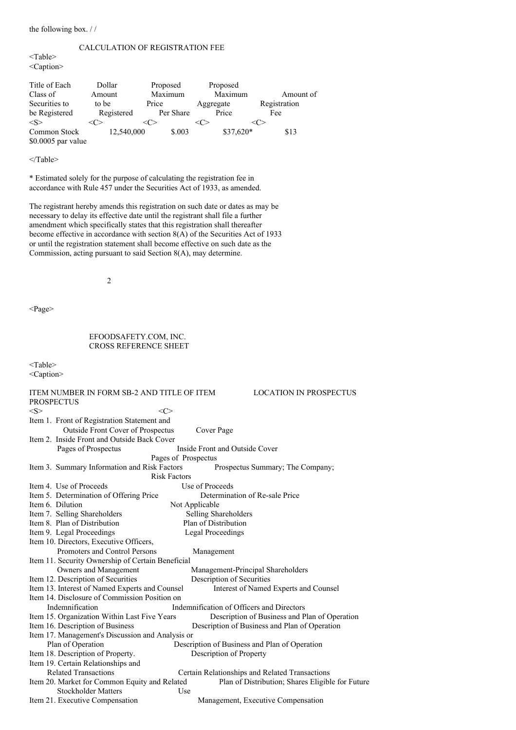the following box. / /

CALCULATION OF REGISTRATION FEE

| Title of Each Class of Securities to be Registered | Dollar Amount to be Registered | Proposed Maximum Price Per Share | Proposed Maximum Aggregate Price | Amount of Registration Fee |
|---|---|---|---|---|
| Common Stock $0.0005 par value | 12,540,000 | $.003 | $37,620* | $13 |

* Estimated solely for the purpose of calculating the registration fee in accordance with Rule 457 under the Securities Act of 1933, as amended.

The registrant hereby amends this registration on such date or dates as may be necessary to delay its effective date until the registrant shall file a further amendment which specifically states that this registration shall thereafter become effective in accordance with section 8(A) of the Securities Act of 1933 or until the registration statement shall become effective on such date as the Commission, acting pursuant to said Section 8(A), may determine.

EFOODSAFETY.COM, INC.
CROSS REFERENCE SHEET

| ITEM NUMBER IN FORM SB-2 AND TITLE OF ITEM PROSPECTUS | LOCATION IN PROSPECTUS |
|---|---|
| Item 1. Front of Registration Statement and Outside Front Cover of Prospectus | Cover Page |
| Item 2. Inside Front and Outside Back Cover Pages of Prospectus | Inside Front and Outside Cover Pages of Prospectus |
| Item 3. Summary Information and Risk Factors | Prospectus Summary; The Company; Risk Factors |
| Item 4. Use of Proceeds | Use of Proceeds |
| Item 5. Determination of Offering Price | Determination of Re-sale Price |
| Item 6. Dilution | Not Applicable |
| Item 7. Selling Shareholders | Selling Shareholders |
| Item 8. Plan of Distribution | Plan of Distribution |
| Item 9. Legal Proceedings | Legal Proceedings |
| Item 10. Directors, Executive Officers, Promoters and Control Persons | Management |
| Item 11. Security Ownership of Certain Beneficial Owners and Management | Management-Principal Shareholders |
| Item 12. Description of Securities | Description of Securities |
| Item 13. Interest of Named Experts and Counsel | Interest of Named Experts and Counsel |
| Item 14. Disclosure of Commission Position on Indemnification | Indemnification of Officers and Directors |
| Item 15. Organization Within Last Five Years | Description of Business and Plan of Operation |
| Item 16. Description of Business | Description of Business and Plan of Operation |
| Item 17. Management's Discussion and Analysis or Plan of Operation | Description of Business and Plan of Operation |
| Item 18. Description of Property. | Description of Property |
| Item 19. Certain Relationships and Related Transactions | Certain Relationships and Related Transactions |
| Item 20. Market for Common Equity and Related Stockholder Matters | Plan of Distribution; Shares Eligible for Future Use |
| Item 21. Executive Compensation | Management, Executive Compensation |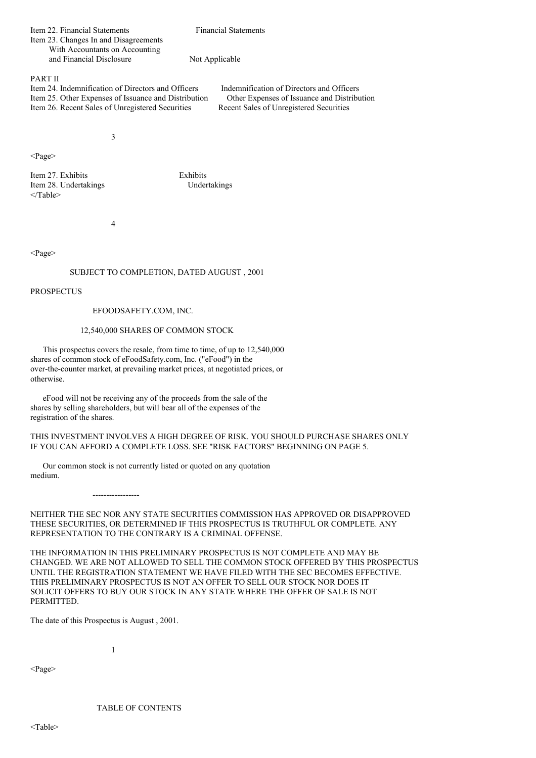| | |
|---|---|
| Item 22. Financial Statements | Financial Statements |
| Item 23. Changes In and Disagreements With Accountants on Accounting and Financial Disclosure | Not Applicable |

PART II

| | |
|---|---|
| Item 24. Indemnification of Directors and Officers | Indemnification of Directors and Officers |
| Item 25. Other Expenses of Issuance and Distribution | Other Expenses of Issuance and Distribution |
| Item 26. Recent Sales of Unregistered Securities | Recent Sales of Unregistered Securities |
| Item 27. Exhibits | Exhibits |
| Item 28. Undertakings | Undertakings |

SUBJECT TO COMPLETION, DATED AUGUST , 2001

PROSPECTUS

EFOODSAFETY.COM, INC.

12,540,000 SHARES OF COMMON STOCK

This prospectus covers the resale, from time to time, of up to 12,540,000 shares of common stock of eFoodSafety.com, Inc. ("eFood") in the over-the-counter market, at prevailing market prices, at negotiated prices, or otherwise.

eFood will not be receiving any of the proceeds from the sale of the shares by selling shareholders, but will bear all of the expenses of the registration of the shares.

THIS INVESTMENT INVOLVES A HIGH DEGREE OF RISK. YOU SHOULD PURCHASE SHARES ONLY IF YOU CAN AFFORD A COMPLETE LOSS. SEE "RISK FACTORS" BEGINNING ON PAGE 5.

Our common stock is not currently listed or quoted on any quotation medium.

-----------------

NEITHER THE SEC NOR ANY STATE SECURITIES COMMISSION HAS APPROVED OR DISAPPROVED THESE SECURITIES, OR DETERMINED IF THIS PROSPECTUS IS TRUTHFUL OR COMPLETE. ANY REPRESENTATION TO THE CONTRARY IS A CRIMINAL OFFENSE.

THE INFORMATION IN THIS PRELIMINARY PROSPECTUS IS NOT COMPLETE AND MAY BE CHANGED. WE ARE NOT ALLOWED TO SELL THE COMMON STOCK OFFERED BY THIS PROSPECTUS UNTIL THE REGISTRATION STATEMENT WE HAVE FILED WITH THE SEC BECOMES EFFECTIVE. THIS PRELIMINARY PROSPECTUS IS NOT AN OFFER TO SELL OUR STOCK NOR DOES IT SOLICIT OFFERS TO BUY OUR STOCK IN ANY STATE WHERE THE OFFER OF SALE IS NOT PERMITTED.

The date of this Prospectus is August , 2001.

TABLE OF CONTENTS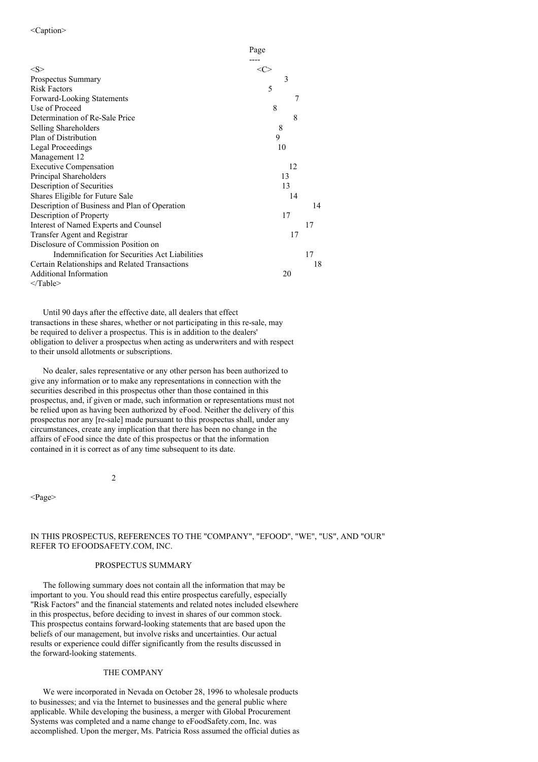| | Page |
|---|---|
| Prospectus Summary | 3 |
| Risk Factors | 5 |
| Forward-Looking Statements | 7 |
| Use of Proceed | 8 |
| Determination of Re-Sale Price | 8 |
| Selling Shareholders | 8 |
| Plan of Distribution | 9 |
| Legal Proceedings | 10 |
| Management | 12 |
| Executive Compensation | 12 |
| Principal Shareholders | 13 |
| Description of Securities | 13 |
| Shares Eligible for Future Sale | 14 |
| Description of Business and Plan of Operation | 14 |
| Description of Property | 17 |
| Interest of Named Experts and Counsel | 17 |
| Transfer Agent and Registrar | 17 |
| Disclosure of Commission Position on Indemnification for Securities Act Liabilities | 17 |
| Certain Relationships and Related Transactions | 18 |
| Additional Information | 20 |

Until 90 days after the effective date, all dealers that effect transactions in these shares, whether or not participating in this re-sale, may be required to deliver a prospectus. This is in addition to the dealers' obligation to deliver a prospectus when acting as underwriters and with respect to their unsold allotments or subscriptions.

No dealer, sales representative or any other person has been authorized to give any information or to make any representations in connection with the securities described in this prospectus other than those contained in this prospectus, and, if given or made, such information or representations must not be relied upon as having been authorized by eFood. Neither the delivery of this prospectus nor any [re-sale] made pursuant to this prospectus shall, under any circumstances, create any implication that there has been no change in the affairs of eFood since the date of this prospectus or that the information contained in it is correct as of any time subsequent to its date.

IN THIS PROSPECTUS, REFERENCES TO THE "COMPANY", "EFOOD", "WE", "US", AND "OUR" REFER TO EFOODSAFETY.COM, INC.

## PROSPECTUS SUMMARY

The following summary does not contain all the information that may be important to you. You should read this entire prospectus carefully, especially "Risk Factors" and the financial statements and related notes included elsewhere in this prospectus, before deciding to invest in shares of our common stock. This prospectus contains forward-looking statements that are based upon the beliefs of our management, but involve risks and uncertainties. Our actual results or experience could differ significantly from the results discussed in the forward-looking statements.

### THE COMPANY

We were incorporated in Nevada on October 28, 1996 to wholesale products to businesses; and via the Internet to businesses and the general public where applicable. While developing the business, a merger with Global Procurement Systems was completed and a name change to eFoodSafety.com, Inc. was accomplished. Upon the merger, Ms. Patricia Ross assumed the official duties as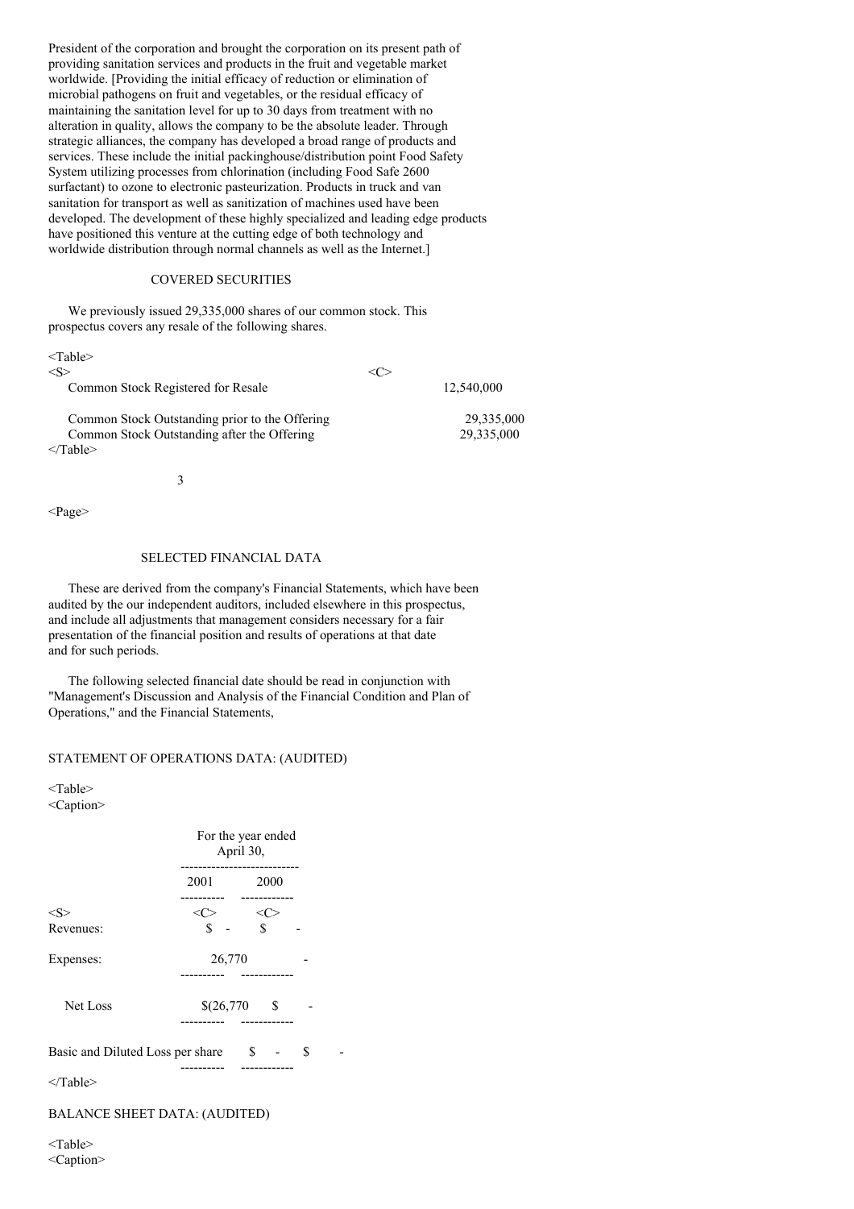President of the corporation and brought the corporation on its present path of providing sanitation services and products in the fruit and vegetable market worldwide. [Providing the initial efficacy of reduction or elimination of microbial pathogens on fruit and vegetables, or the residual efficacy of maintaining the sanitation level for up to 30 days from treatment with no alteration in quality, allows the company to be the absolute leader. Through strategic alliances, the company has developed a broad range of products and services. These include the initial packinghouse/distribution point Food Safety System utilizing processes from chlorination (including Food Safe 2600 surfactant) to ozone to electronic pasteurization. Products in truck and van sanitation for transport as well as sanitization of machines used have been developed. The development of these highly specialized and leading edge products have positioned this venture at the cutting edge of both technology and worldwide distribution through normal channels as well as the Internet.]

## COVERED SECURITIES

We previously issued 29,335,000 shares of our common stock. This prospectus covers any resale of the following shares.

| | |
|---|---|
| Common Stock Registered for Resale | 12,540,000 |
| Common Stock Outstanding prior to the Offering | 29,335,000 |
| Common Stock Outstanding after the Offering | 29,335,000 |

## SELECTED FINANCIAL DATA

These are derived from the company's Financial Statements, which have been audited by the our independent auditors, included elsewhere in this prospectus, and include all adjustments that management considers necessary for a fair presentation of the financial position and results of operations at that date and for such periods.

The following selected financial date should be read in conjunction with "Management's Discussion and Analysis of the Financial Condition and Plan of Operations," and the Financial Statements,

STATEMENT OF OPERATIONS DATA: (AUDITED)

| | For the year ended April 30, | |
|---|---|---|
| | 2001 | 2000 |
| Revenues: | $ - | $ - |
| Expenses: | 26,770 | - |
| Net Loss | $(26,770 | $ - |
| Basic and Diluted Loss per share | $ - | $ - |

BALANCE SHEET DATA: (AUDITED)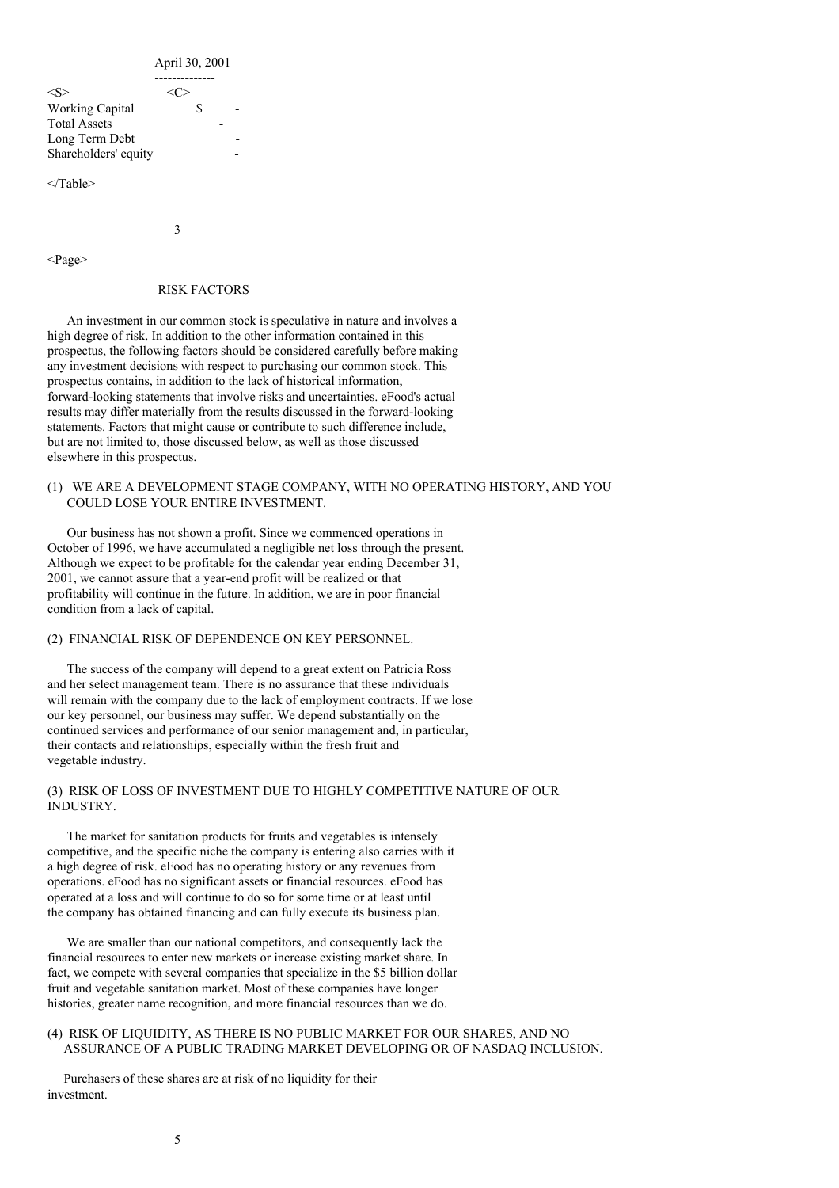| | April 30, 2001 |
|---|---|
| Working Capital | $ - |
| Total Assets | - |
| Long Term Debt | - |
| Shareholders' equity | - |

## RISK FACTORS

An investment in our common stock is speculative in nature and involves a high degree of risk. In addition to the other information contained in this prospectus, the following factors should be considered carefully before making any investment decisions with respect to purchasing our common stock. This prospectus contains, in addition to the lack of historical information, forward-looking statements that involve risks and uncertainties. eFood's actual results may differ materially from the results discussed in the forward-looking statements. Factors that might cause or contribute to such difference include, but are not limited to, those discussed below, as well as those discussed elsewhere in this prospectus.

(1) WE ARE A DEVELOPMENT STAGE COMPANY, WITH NO OPERATING HISTORY, AND YOU COULD LOSE YOUR ENTIRE INVESTMENT.

Our business has not shown a profit. Since we commenced operations in October of 1996, we have accumulated a negligible net loss through the present. Although we expect to be profitable for the calendar year ending December 31, 2001, we cannot assure that a year-end profit will be realized or that profitability will continue in the future. In addition, we are in poor financial condition from a lack of capital.

(2) FINANCIAL RISK OF DEPENDENCE ON KEY PERSONNEL.

The success of the company will depend to a great extent on Patricia Ross and her select management team. There is no assurance that these individuals will remain with the company due to the lack of employment contracts. If we lose our key personnel, our business may suffer. We depend substantially on the continued services and performance of our senior management and, in particular, their contacts and relationships, especially within the fresh fruit and vegetable industry.

(3) RISK OF LOSS OF INVESTMENT DUE TO HIGHLY COMPETITIVE NATURE OF OUR INDUSTRY.

The market for sanitation products for fruits and vegetables is intensely competitive, and the specific niche the company is entering also carries with it a high degree of risk. eFood has no operating history or any revenues from operations. eFood has no significant assets or financial resources. eFood has operated at a loss and will continue to do so for some time or at least until the company has obtained financing and can fully execute its business plan.

We are smaller than our national competitors, and consequently lack the financial resources to enter new markets or increase existing market share. In fact, we compete with several companies that specialize in the $5 billion dollar fruit and vegetable sanitation market. Most of these companies have longer histories, greater name recognition, and more financial resources than we do.

(4) RISK OF LIQUIDITY, AS THERE IS NO PUBLIC MARKET FOR OUR SHARES, AND NO ASSURANCE OF A PUBLIC TRADING MARKET DEVELOPING OR OF NASDAQ INCLUSION.

Purchasers of these shares are at risk of no liquidity for their investment.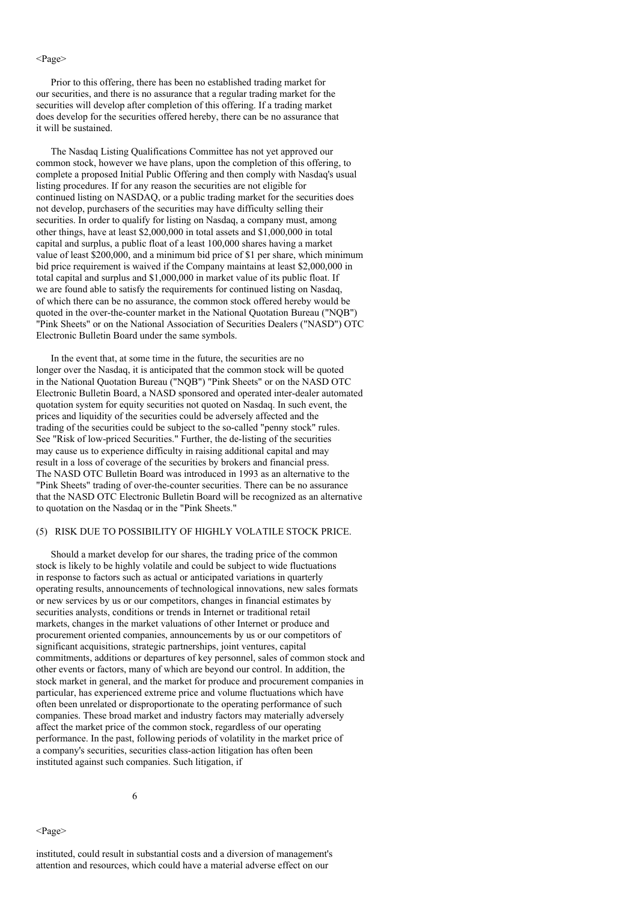Prior to this offering, there has been no established trading market for our securities, and there is no assurance that a regular trading market for the securities will develop after completion of this offering. If a trading market does develop for the securities offered hereby, there can be no assurance that it will be sustained.

The Nasdaq Listing Qualifications Committee has not yet approved our common stock, however we have plans, upon the completion of this offering, to complete a proposed Initial Public Offering and then comply with Nasdaq's usual listing procedures. If for any reason the securities are not eligible for continued listing on NASDAQ, or a public trading market for the securities does not develop, purchasers of the securities may have difficulty selling their securities. In order to qualify for listing on Nasdaq, a company must, among other things, have at least $2,000,000 in total assets and $1,000,000 in total capital and surplus, a public float of a least 100,000 shares having a market value of least $200,000, and a minimum bid price of $1 per share, which minimum bid price requirement is waived if the Company maintains at least $2,000,000 in total capital and surplus and $1,000,000 in market value of its public float. If we are found able to satisfy the requirements for continued listing on Nasdaq, of which there can be no assurance, the common stock offered hereby would be quoted in the over-the-counter market in the National Quotation Bureau ("NQB") "Pink Sheets" or on the National Association of Securities Dealers ("NASD") OTC Electronic Bulletin Board under the same symbols.

In the event that, at some time in the future, the securities are no longer over the Nasdaq, it is anticipated that the common stock will be quoted in the National Quotation Bureau ("NQB") "Pink Sheets" or on the NASD OTC Electronic Bulletin Board, a NASD sponsored and operated inter-dealer automated quotation system for equity securities not quoted on Nasdaq. In such event, the prices and liquidity of the securities could be adversely affected and the trading of the securities could be subject to the so-called "penny stock" rules. See "Risk of low-priced Securities." Further, the de-listing of the securities may cause us to experience difficulty in raising additional capital and may result in a loss of coverage of the securities by brokers and financial press. The NASD OTC Bulletin Board was introduced in 1993 as an alternative to the "Pink Sheets" trading of over-the-counter securities. There can be no assurance that the NASD OTC Electronic Bulletin Board will be recognized as an alternative to quotation on the Nasdaq or in the "Pink Sheets."

(5) RISK DUE TO POSSIBILITY OF HIGHLY VOLATILE STOCK PRICE.

Should a market develop for our shares, the trading price of the common stock is likely to be highly volatile and could be subject to wide fluctuations in response to factors such as actual or anticipated variations in quarterly operating results, announcements of technological innovations, new sales formats or new services by us or our competitors, changes in financial estimates by securities analysts, conditions or trends in Internet or traditional retail markets, changes in the market valuations of other Internet or produce and procurement oriented companies, announcements by us or our competitors of significant acquisitions, strategic partnerships, joint ventures, capital commitments, additions or departures of key personnel, sales of common stock and other events or factors, many of which are beyond our control. In addition, the stock market in general, and the market for produce and procurement companies in particular, has experienced extreme price and volume fluctuations which have often been unrelated or disproportionate to the operating performance of such companies. These broad market and industry factors may materially adversely affect the market price of the common stock, regardless of our operating performance. In the past, following periods of volatility in the market price of a company's securities, securities class-action litigation has often been instituted against such companies. Such litigation, if

instituted, could result in substantial costs and a diversion of management's attention and resources, which could have a material adverse effect on our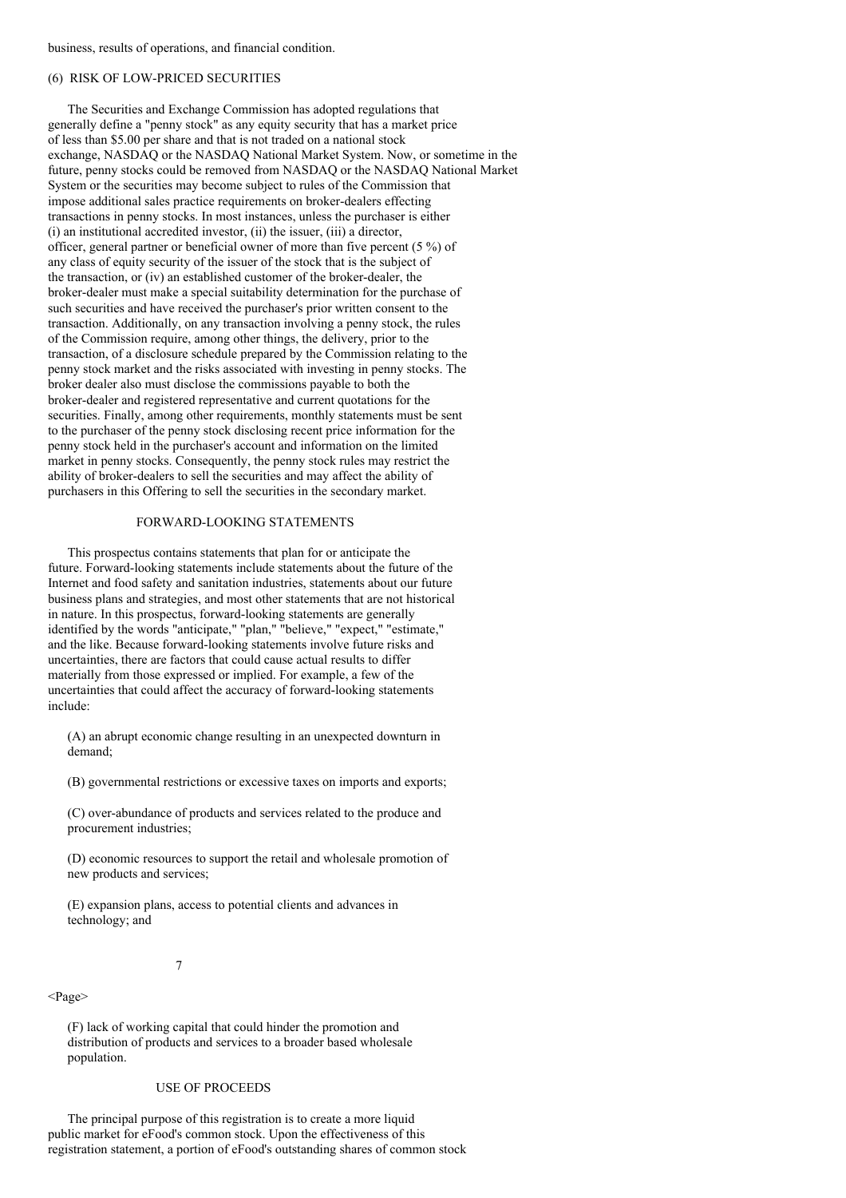business, results of operations, and financial condition.

## (6) RISK OF LOW-PRICED SECURITIES

The Securities and Exchange Commission has adopted regulations that generally define a "penny stock" as any equity security that has a market price of less than $5.00 per share and that is not traded on a national stock exchange, NASDAQ or the NASDAQ National Market System. Now, or sometime in the future, penny stocks could be removed from NASDAQ or the NASDAQ National Market System or the securities may become subject to rules of the Commission that impose additional sales practice requirements on broker-dealers effecting transactions in penny stocks. In most instances, unless the purchaser is either (i) an institutional accredited investor, (ii) the issuer, (iii) a director, officer, general partner or beneficial owner of more than five percent (5 %) of any class of equity security of the issuer of the stock that is the subject of the transaction, or (iv) an established customer of the broker-dealer, the broker-dealer must make a special suitability determination for the purchase of such securities and have received the purchaser's prior written consent to the transaction. Additionally, on any transaction involving a penny stock, the rules of the Commission require, among other things, the delivery, prior to the transaction, of a disclosure schedule prepared by the Commission relating to the penny stock market and the risks associated with investing in penny stocks. The broker dealer also must disclose the commissions payable to both the broker-dealer and registered representative and current quotations for the securities. Finally, among other requirements, monthly statements must be sent to the purchaser of the penny stock disclosing recent price information for the penny stock held in the purchaser's account and information on the limited market in penny stocks. Consequently, the penny stock rules may restrict the ability of broker-dealers to sell the securities and may affect the ability of purchasers in this Offering to sell the securities in the secondary market.

## FORWARD-LOOKING STATEMENTS

This prospectus contains statements that plan for or anticipate the future. Forward-looking statements include statements about the future of the Internet and food safety and sanitation industries, statements about our future business plans and strategies, and most other statements that are not historical in nature. In this prospectus, forward-looking statements are generally identified by the words "anticipate," "plan," "believe," "expect," "estimate," and the like. Because forward-looking statements involve future risks and uncertainties, there are factors that could cause actual results to differ materially from those expressed or implied. For example, a few of the uncertainties that could affect the accuracy of forward-looking statements include:

(A) an abrupt economic change resulting in an unexpected downturn in demand;

(B) governmental restrictions or excessive taxes on imports and exports;

(C) over-abundance of products and services related to the produce and procurement industries;

(D) economic resources to support the retail and wholesale promotion of new products and services;

(E) expansion plans, access to potential clients and advances in technology; and

(F) lack of working capital that could hinder the promotion and distribution of products and services to a broader based wholesale population.

## USE OF PROCEEDS

The principal purpose of this registration is to create a more liquid public market for eFood's common stock. Upon the effectiveness of this registration statement, a portion of eFood's outstanding shares of common stock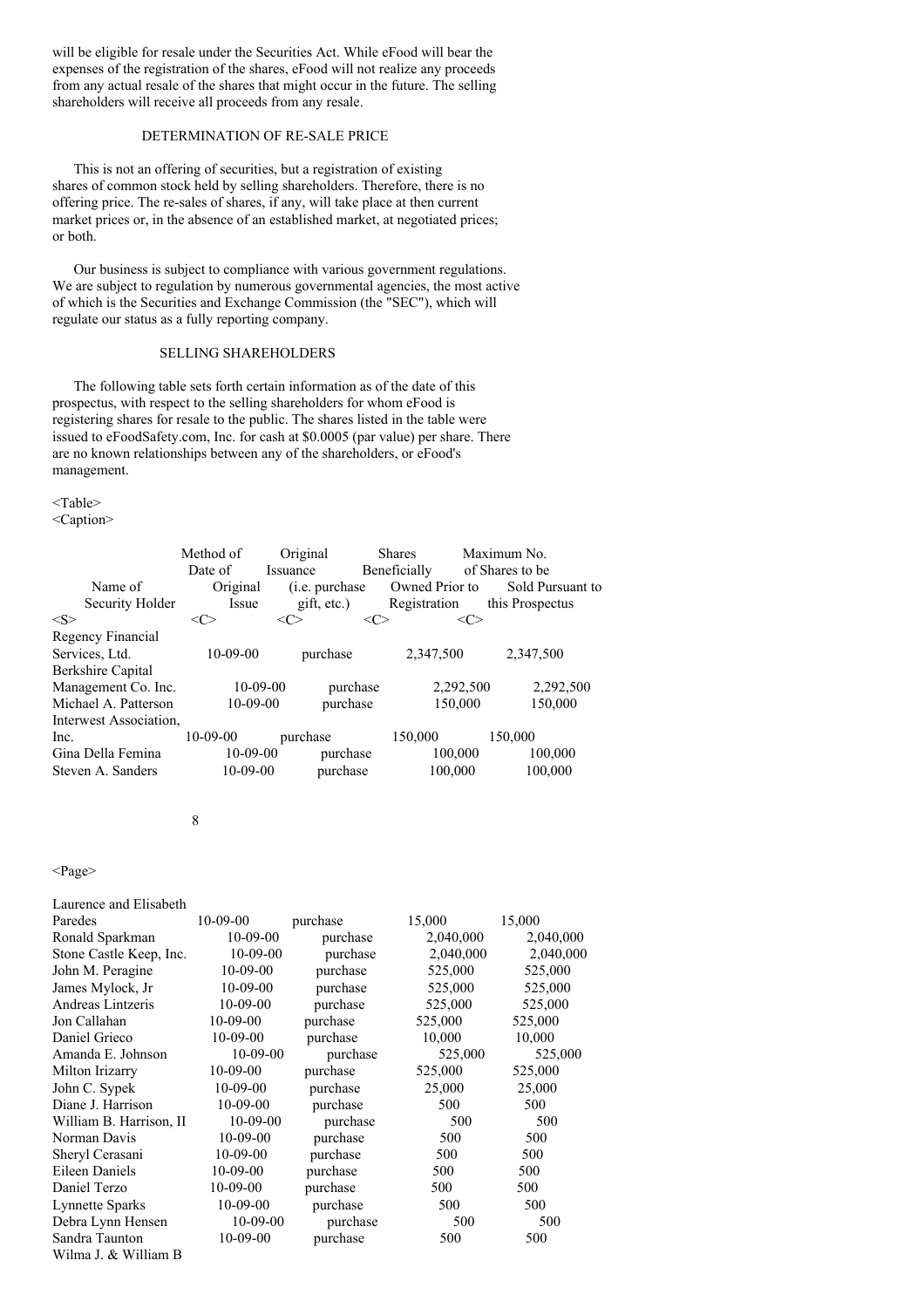will be eligible for resale under the Securities Act. While eFood will bear the expenses of the registration of the shares, eFood will not realize any proceeds from any actual resale of the shares that might occur in the future. The selling shareholders will receive all proceeds from any resale.

## DETERMINATION OF RE-SALE PRICE

This is not an offering of securities, but a registration of existing shares of common stock held by selling shareholders. Therefore, there is no offering price. The re-sales of shares, if any, will take place at then current market prices or, in the absence of an established market, at negotiated prices; or both.

Our business is subject to compliance with various government regulations. We are subject to regulation by numerous governmental agencies, the most active of which is the Securities and Exchange Commission (the "SEC"), which will regulate our status as a fully reporting company.

## SELLING SHAREHOLDERS

The following table sets forth certain information as of the date of this prospectus, with respect to the selling shareholders for whom eFood is registering shares for resale to the public. The shares listed in the table were issued to eFoodSafety.com, Inc. for cash at $0.0005 (par value) per share. There are no known relationships between any of the shareholders, or eFood's management.

| Name of Security Holder | Date of Original Issue | Method of Original Issuance (i.e. purchase gift, etc.) | Shares Beneficially Owned Prior to Registration | Maximum No. of Shares to be Sold Pursuant to this Prospectus |
|---|---|---|---|---|
| Regency Financial Services, Ltd. | 10-09-00 | purchase | 2,347,500 | 2,347,500 |
| Berkshire Capital Management Co. Inc. | 10-09-00 | purchase | 2,292,500 | 2,292,500 |
| Michael A. Patterson | 10-09-00 | purchase | 150,000 | 150,000 |
| Interwest Association, Inc. | 10-09-00 | purchase | 150,000 | 150,000 |
| Gina Della Femina | 10-09-00 | purchase | 100,000 | 100,000 |
| Steven A. Sanders | 10-09-00 | purchase | 100,000 | 100,000 |
| Laurence and Elisabeth Paredes | 10-09-00 | purchase | 15,000 | 15,000 |
| Ronald Sparkman | 10-09-00 | purchase | 2,040,000 | 2,040,000 |
| Stone Castle Keep, Inc. | 10-09-00 | purchase | 2,040,000 | 2,040,000 |
| John M. Peragine | 10-09-00 | purchase | 525,000 | 525,000 |
| James Mylock, Jr | 10-09-00 | purchase | 525,000 | 525,000 |
| Andreas Lintzeris | 10-09-00 | purchase | 525,000 | 525,000 |
| Jon Callahan | 10-09-00 | purchase | 525,000 | 525,000 |
| Daniel Grieco | 10-09-00 | purchase | 10,000 | 10,000 |
| Amanda E. Johnson | 10-09-00 | purchase | 525,000 | 525,000 |
| Milton Irizarry | 10-09-00 | purchase | 525,000 | 525,000 |
| John C. Sypek | 10-09-00 | purchase | 25,000 | 25,000 |
| Diane J. Harrison | 10-09-00 | purchase | 500 | 500 |
| William B. Harrison, II | 10-09-00 | purchase | 500 | 500 |
| Norman Davis | 10-09-00 | purchase | 500 | 500 |
| Sheryl Cerasani | 10-09-00 | purchase | 500 | 500 |
| Eileen Daniels | 10-09-00 | purchase | 500 | 500 |
| Daniel Terzo | 10-09-00 | purchase | 500 | 500 |
| Lynnette Sparks | 10-09-00 | purchase | 500 | 500 |
| Debra Lynn Hensen | 10-09-00 | purchase | 500 | 500 |
| Sandra Taunton | 10-09-00 | purchase | 500 | 500 |
| Wilma J. & William B | | | | |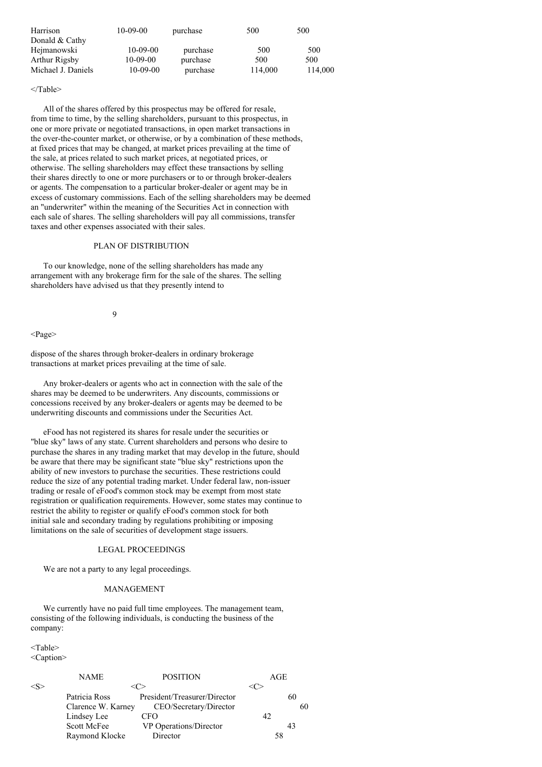| | | | | |
|---|---|---|---|---|
| Harrison | 10-09-00 | purchase | 500 | 500 |
| Donald & Cathy Hejmanowski | 10-09-00 | purchase | 500 | 500 |
| Arthur Rigsby | 10-09-00 | purchase | 500 | 500 |
| Michael J. Daniels | 10-09-00 | purchase | 114,000 | 114,000 |

All of the shares offered by this prospectus may be offered for resale, from time to time, by the selling shareholders, pursuant to this prospectus, in one or more private or negotiated transactions, in open market transactions in the over-the-counter market, or otherwise, or by a combination of these methods, at fixed prices that may be changed, at market prices prevailing at the time of the sale, at prices related to such market prices, at negotiated prices, or otherwise. The selling shareholders may effect these transactions by selling their shares directly to one or more purchasers or to or through broker-dealers or agents. The compensation to a particular broker-dealer or agent may be in excess of customary commissions. Each of the selling shareholders may be deemed an "underwriter" within the meaning of the Securities Act in connection with each sale of shares. The selling shareholders will pay all commissions, transfer taxes and other expenses associated with their sales.

## PLAN OF DISTRIBUTION

To our knowledge, none of the selling shareholders has made any arrangement with any brokerage firm for the sale of the shares. The selling shareholders have advised us that they presently intend to dispose of the shares through broker-dealers in ordinary brokerage transactions at market prices prevailing at the time of sale.

Any broker-dealers or agents who act in connection with the sale of the shares may be deemed to be underwriters. Any discounts, commissions or concessions received by any broker-dealers or agents may be deemed to be underwriting discounts and commissions under the Securities Act.

eFood has not registered its shares for resale under the securities or "blue sky" laws of any state. Current shareholders and persons who desire to purchase the shares in any trading market that may develop in the future, should be aware that there may be significant state "blue sky" restrictions upon the ability of new investors to purchase the securities. These restrictions could reduce the size of any potential trading market. Under federal law, non-issuer trading or resale of eFood's common stock may be exempt from most state registration or qualification requirements. However, some states may continue to restrict the ability to register or qualify eFood's common stock for both initial sale and secondary trading by regulations prohibiting or imposing limitations on the sale of securities of development stage issuers.

## LEGAL PROCEEDINGS

We are not a party to any legal proceedings.

## MANAGEMENT

We currently have no paid full time employees. The management team, consisting of the following individuals, is conducting the business of the company:

| NAME | POSITION | AGE |
|---|---|---|
| Patricia Ross | President/Treasurer/Director | 60 |
| Clarence W. Karney | CEO/Secretary/Director | 60 |
| Lindsey Lee | CFO | 42 |
| Scott McFee | VP Operations/Director | 43 |
| Raymond Klocke | Director | 58 |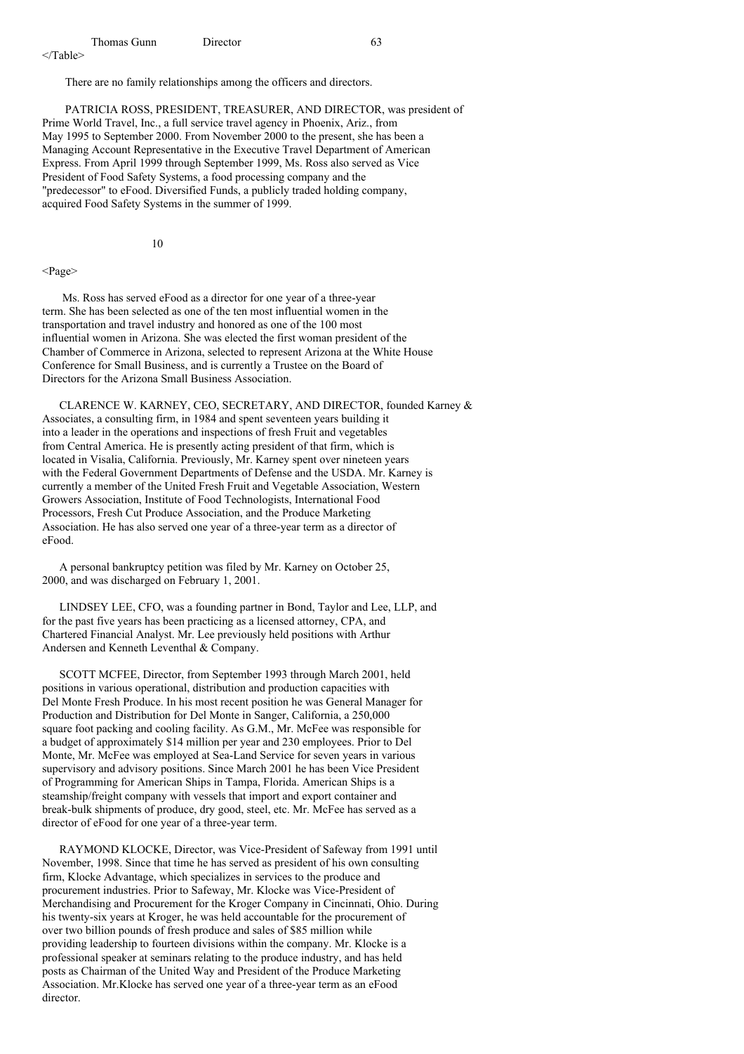| Thomas Gunn | Director | 63 |
|---|---|---|

There are no family relationships among the officers and directors.

PATRICIA ROSS, PRESIDENT, TREASURER, AND DIRECTOR, was president of Prime World Travel, Inc., a full service travel agency in Phoenix, Ariz., from May 1995 to September 2000. From November 2000 to the present, she has been a Managing Account Representative in the Executive Travel Department of American Express. From April 1999 through September 1999, Ms. Ross also served as Vice President of Food Safety Systems, a food processing company and the "predecessor" to eFood. Diversified Funds, a publicly traded holding company, acquired Food Safety Systems in the summer of 1999.

Ms. Ross has served eFood as a director for one year of a three-year term. She has been selected as one of the ten most influential women in the transportation and travel industry and honored as one of the 100 most influential women in Arizona. She was elected the first woman president of the Chamber of Commerce in Arizona, selected to represent Arizona at the White House Conference for Small Business, and is currently a Trustee on the Board of Directors for the Arizona Small Business Association.

CLARENCE W. KARNEY, CEO, SECRETARY, AND DIRECTOR, founded Karney & Associates, a consulting firm, in 1984 and spent seventeen years building it into a leader in the operations and inspections of fresh Fruit and vegetables from Central America. He is presently acting president of that firm, which is located in Visalia, California. Previously, Mr. Karney spent over nineteen years with the Federal Government Departments of Defense and the USDA. Mr. Karney is currently a member of the United Fresh Fruit and Vegetable Association, Western Growers Association, Institute of Food Technologists, International Food Processors, Fresh Cut Produce Association, and the Produce Marketing Association. He has also served one year of a three-year term as a director of eFood.

A personal bankruptcy petition was filed by Mr. Karney on October 25, 2000, and was discharged on February 1, 2001.

LINDSEY LEE, CFO, was a founding partner in Bond, Taylor and Lee, LLP, and for the past five years has been practicing as a licensed attorney, CPA, and Chartered Financial Analyst. Mr. Lee previously held positions with Arthur Andersen and Kenneth Leventhal & Company.

SCOTT MCFEE, Director, from September 1993 through March 2001, held positions in various operational, distribution and production capacities with Del Monte Fresh Produce. In his most recent position he was General Manager for Production and Distribution for Del Monte in Sanger, California, a 250,000 square foot packing and cooling facility. As G.M., Mr. McFee was responsible for a budget of approximately $14 million per year and 230 employees. Prior to Del Monte, Mr. McFee was employed at Sea-Land Service for seven years in various supervisory and advisory positions. Since March 2001 he has been Vice President of Programming for American Ships in Tampa, Florida. American Ships is a steamship/freight company with vessels that import and export container and break-bulk shipments of produce, dry good, steel, etc. Mr. McFee has served as a director of eFood for one year of a three-year term.

RAYMOND KLOCKE, Director, was Vice-President of Safeway from 1991 until November, 1998. Since that time he has served as president of his own consulting firm, Klocke Advantage, which specializes in services to the produce and procurement industries. Prior to Safeway, Mr. Klocke was Vice-President of Merchandising and Procurement for the Kroger Company in Cincinnati, Ohio. During his twenty-six years at Kroger, he was held accountable for the procurement of over two billion pounds of fresh produce and sales of $85 million while providing leadership to fourteen divisions within the company. Mr. Klocke is a professional speaker at seminars relating to the produce industry, and has held posts as Chairman of the United Way and President of the Produce Marketing Association. Mr.Klocke has served one year of a three-year term as an eFood director.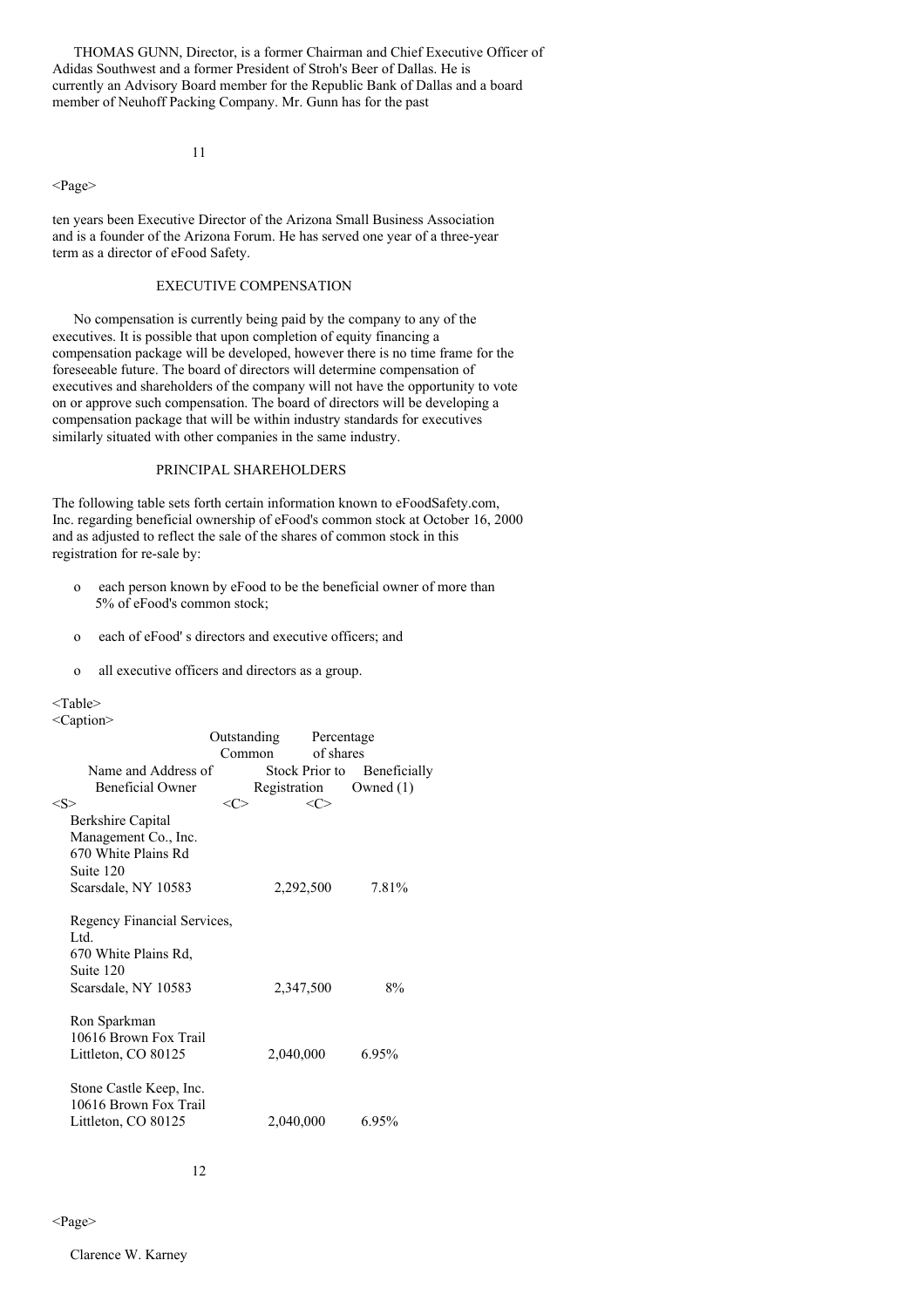THOMAS GUNN, Director, is a former Chairman and Chief Executive Officer of Adidas Southwest and a former President of Stroh's Beer of Dallas. He is currently an Advisory Board member for the Republic Bank of Dallas and a board member of Neuhoff Packing Company. Mr. Gunn has for the past ten years been Executive Director of the Arizona Small Business Association and is a founder of the Arizona Forum. He has served one year of a three-year term as a director of eFood Safety.

## EXECUTIVE COMPENSATION

No compensation is currently being paid by the company to any of the executives. It is possible that upon completion of equity financing a compensation package will be developed, however there is no time frame for the foreseeable future. The board of directors will determine compensation of executives and shareholders of the company will not have the opportunity to vote on or approve such compensation. The board of directors will be developing a compensation package that will be within industry standards for executives similarly situated with other companies in the same industry.

## PRINCIPAL SHAREHOLDERS

The following table sets forth certain information known to eFoodSafety.com, Inc. regarding beneficial ownership of eFood's common stock at October 16, 2000 and as adjusted to reflect the sale of the shares of common stock in this registration for re-sale by:

- each person known by eFood to be the beneficial owner of more than 5% of eFood's common stock;
- each of eFood' s directors and executive officers; and
- all executive officers and directors as a group.

| Name and Address of Beneficial Owner | Outstanding Common Stock Prior to Registration | Percentage of shares Beneficially Owned (1) |
|---|---|---|
| Berkshire Capital Management Co., Inc. 670 White Plains Rd Suite 120 Scarsdale, NY 10583 | 2,292,500 | 7.81% |
| Regency Financial Services, Ltd. 670 White Plains Rd, Suite 120 Scarsdale, NY 10583 | 2,347,500 | 8% |
| Ron Sparkman 10616 Brown Fox Trail Littleton, CO 80125 | 2,040,000 | 6.95% |
| Stone Castle Keep, Inc. 10616 Brown Fox Trail Littleton, CO 80125 | 2,040,000 | 6.95% |
| Clarence W. Karney | | |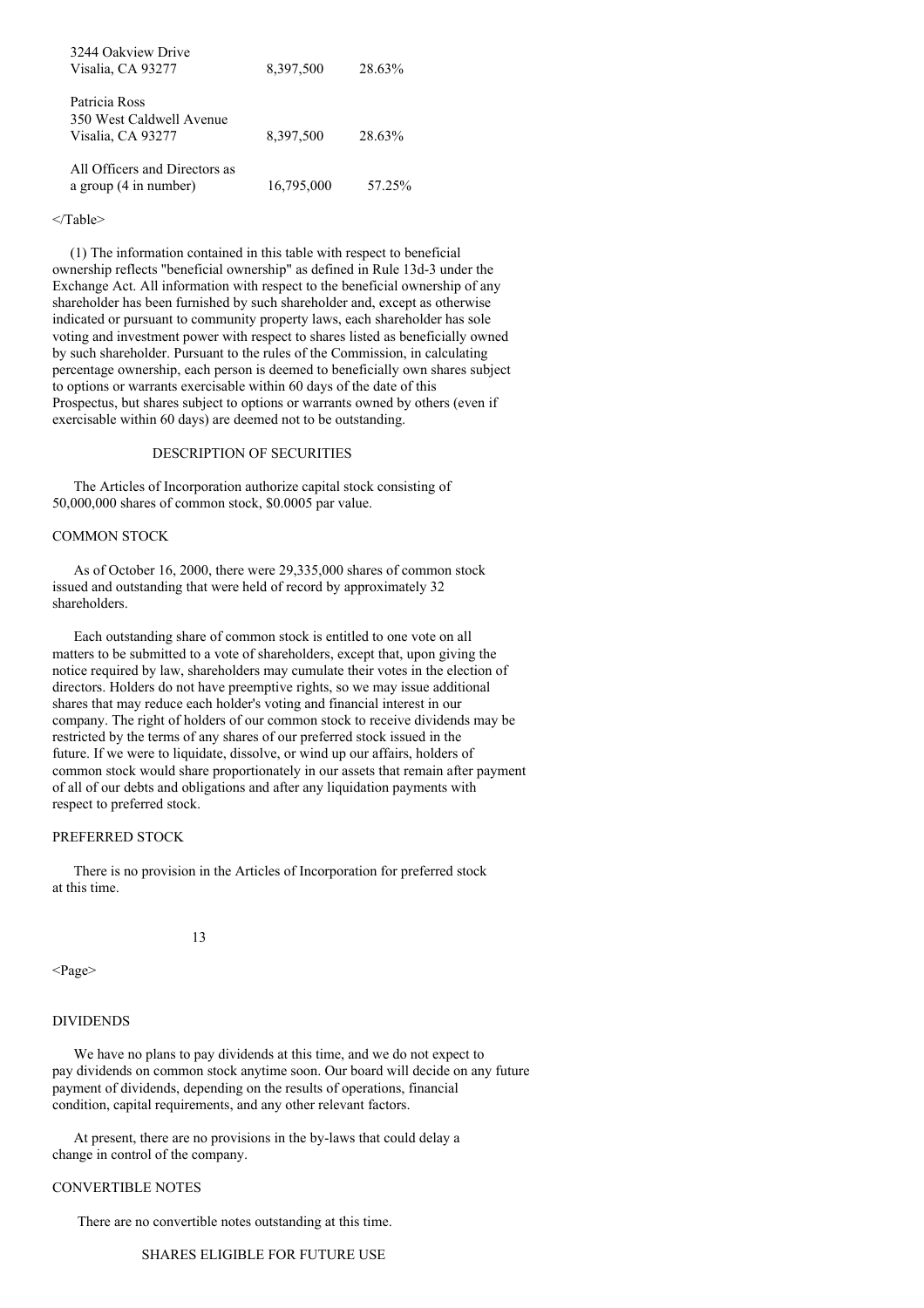| | | |
|---|---|---|
| 3244 Oakview Drive<br>Visalia, CA 93277 | 8,397,500 | 28.63% |
| Patricia Ross<br>350 West Caldwell Avenue<br>Visalia, CA 93277 | 8,397,500 | 28.63% |
| All Officers and Directors as<br>a group (4 in number) | 16,795,000 | 57.25% |

</Table>

(1) The information contained in this table with respect to beneficial ownership reflects "beneficial ownership" as defined in Rule 13d-3 under the Exchange Act. All information with respect to the beneficial ownership of any shareholder has been furnished by such shareholder and, except as otherwise indicated or pursuant to community property laws, each shareholder has sole voting and investment power with respect to shares listed as beneficially owned by such shareholder. Pursuant to the rules of the Commission, in calculating percentage ownership, each person is deemed to beneficially own shares subject to options or warrants exercisable within 60 days of the date of this Prospectus, but shares subject to options or warrants owned by others (even if exercisable within 60 days) are deemed not to be outstanding.

## DESCRIPTION OF SECURITIES

The Articles of Incorporation authorize capital stock consisting of 50,000,000 shares of common stock, $0.0005 par value.

### COMMON STOCK

As of October 16, 2000, there were 29,335,000 shares of common stock issued and outstanding that were held of record by approximately 32 shareholders.

Each outstanding share of common stock is entitled to one vote on all matters to be submitted to a vote of shareholders, except that, upon giving the notice required by law, shareholders may cumulate their votes in the election of directors. Holders do not have preemptive rights, so we may issue additional shares that may reduce each holder's voting and financial interest in our company. The right of holders of our common stock to receive dividends may be restricted by the terms of any shares of our preferred stock issued in the future. If we were to liquidate, dissolve, or wind up our affairs, holders of common stock would share proportionately in our assets that remain after payment of all of our debts and obligations and after any liquidation payments with respect to preferred stock.

### PREFERRED STOCK

There is no provision in the Articles of Incorporation for preferred stock at this time.

<Page>

### DIVIDENDS

We have no plans to pay dividends at this time, and we do not expect to pay dividends on common stock anytime soon. Our board will decide on any future payment of dividends, depending on the results of operations, financial condition, capital requirements, and any other relevant factors.

At present, there are no provisions in the by-laws that could delay a change in control of the company.

### CONVERTIBLE NOTES

There are no convertible notes outstanding at this time.

## SHARES ELIGIBLE FOR FUTURE USE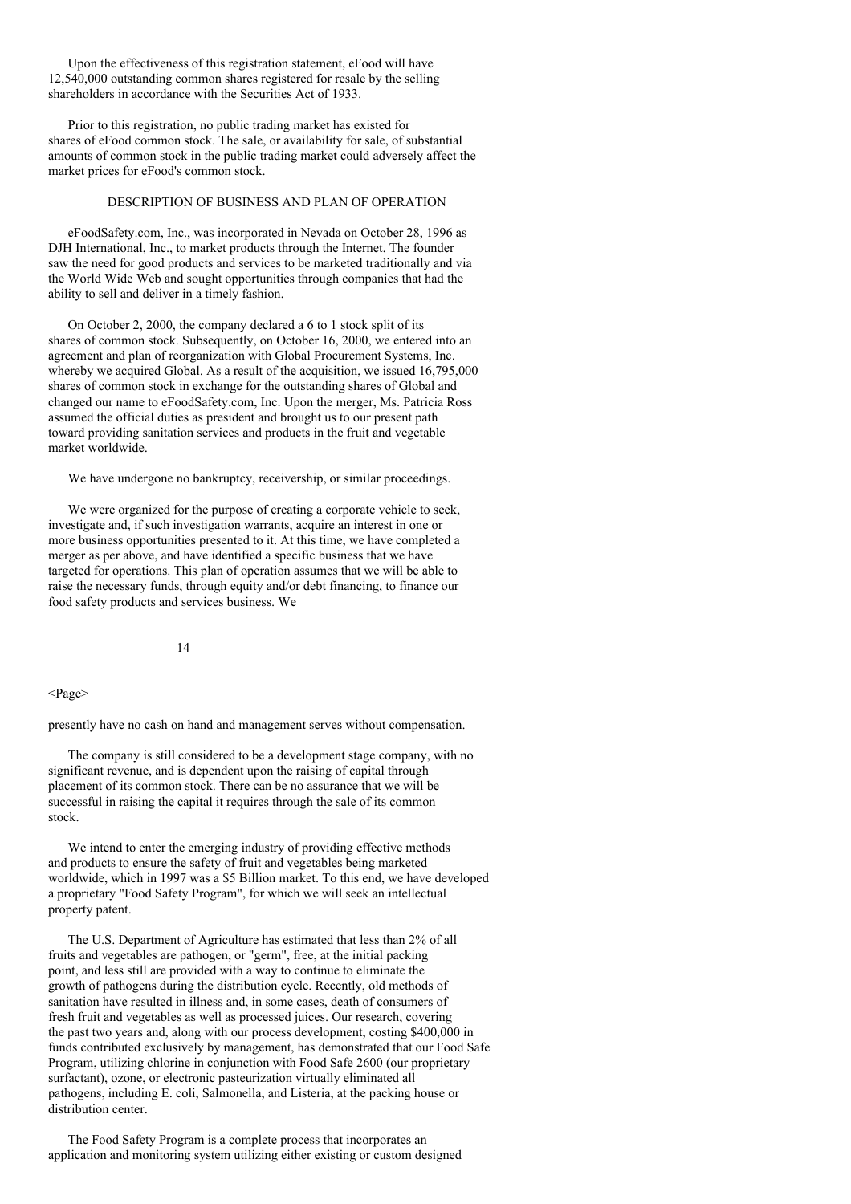Upon the effectiveness of this registration statement, eFood will have 12,540,000 outstanding common shares registered for resale by the selling shareholders in accordance with the Securities Act of 1933.

Prior to this registration, no public trading market has existed for shares of eFood common stock. The sale, or availability for sale, of substantial amounts of common stock in the public trading market could adversely affect the market prices for eFood's common stock.

## DESCRIPTION OF BUSINESS AND PLAN OF OPERATION

eFoodSafety.com, Inc., was incorporated in Nevada on October 28, 1996 as DJH International, Inc., to market products through the Internet. The founder saw the need for good products and services to be marketed traditionally and via the World Wide Web and sought opportunities through companies that had the ability to sell and deliver in a timely fashion.

On October 2, 2000, the company declared a 6 to 1 stock split of its shares of common stock. Subsequently, on October 16, 2000, we entered into an agreement and plan of reorganization with Global Procurement Systems, Inc. whereby we acquired Global. As a result of the acquisition, we issued 16,795,000 shares of common stock in exchange for the outstanding shares of Global and changed our name to eFoodSafety.com, Inc. Upon the merger, Ms. Patricia Ross assumed the official duties as president and brought us to our present path toward providing sanitation services and products in the fruit and vegetable market worldwide.

We have undergone no bankruptcy, receivership, or similar proceedings.

We were organized for the purpose of creating a corporate vehicle to seek, investigate and, if such investigation warrants, acquire an interest in one or more business opportunities presented to it. At this time, we have completed a merger as per above, and have identified a specific business that we have targeted for operations. This plan of operation assumes that we will be able to raise the necessary funds, through equity and/or debt financing, to finance our food safety products and services business. We presently have no cash on hand and management serves without compensation.

The company is still considered to be a development stage company, with no significant revenue, and is dependent upon the raising of capital through placement of its common stock. There can be no assurance that we will be successful in raising the capital it requires through the sale of its common stock.

We intend to enter the emerging industry of providing effective methods and products to ensure the safety of fruit and vegetables being marketed worldwide, which in 1997 was a $5 Billion market. To this end, we have developed a proprietary "Food Safety Program", for which we will seek an intellectual property patent.

The U.S. Department of Agriculture has estimated that less than 2% of all fruits and vegetables are pathogen, or "germ", free, at the initial packing point, and less still are provided with a way to continue to eliminate the growth of pathogens during the distribution cycle. Recently, old methods of sanitation have resulted in illness and, in some cases, death of consumers of fresh fruit and vegetables as well as processed juices. Our research, covering the past two years and, along with our process development, costing $400,000 in funds contributed exclusively by management, has demonstrated that our Food Safe Program, utilizing chlorine in conjunction with Food Safe 2600 (our proprietary surfactant), ozone, or electronic pasteurization virtually eliminated all pathogens, including E. coli, Salmonella, and Listeria, at the packing house or distribution center.

The Food Safety Program is a complete process that incorporates an application and monitoring system utilizing either existing or custom designed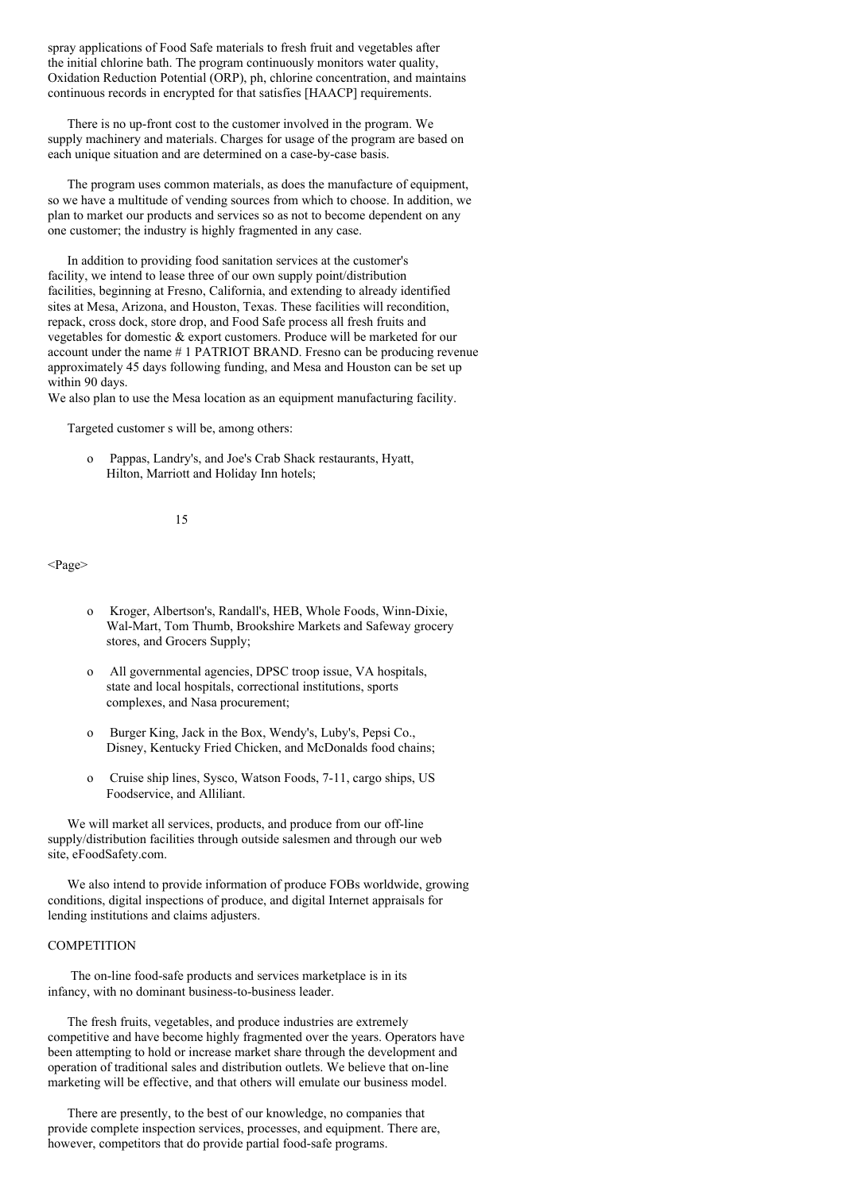spray applications of Food Safe materials to fresh fruit and vegetables after the initial chlorine bath. The program continuously monitors water quality, Oxidation Reduction Potential (ORP), ph, chlorine concentration, and maintains continuous records in encrypted for that satisfies [HAACP] requirements.

There is no up-front cost to the customer involved in the program. We supply machinery and materials. Charges for usage of the program are based on each unique situation and are determined on a case-by-case basis.

The program uses common materials, as does the manufacture of equipment, so we have a multitude of vending sources from which to choose. In addition, we plan to market our products and services so as not to become dependent on any one customer; the industry is highly fragmented in any case.

In addition to providing food sanitation services at the customer's facility, we intend to lease three of our own supply point/distribution facilities, beginning at Fresno, California, and extending to already identified sites at Mesa, Arizona, and Houston, Texas. These facilities will recondition, repack, cross dock, store drop, and Food Safe process all fresh fruits and vegetables for domestic & export customers. Produce will be marketed for our account under the name # 1 PATRIOT BRAND. Fresno can be producing revenue approximately 45 days following funding, and Mesa and Houston can be set up within 90 days.
We also plan to use the Mesa location as an equipment manufacturing facility.

Targeted customer s will be, among others:

- Pappas, Landry's, and Joe's Crab Shack restaurants, Hyatt, Hilton, Marriott and Holiday Inn hotels;
- Kroger, Albertson's, Randall's, HEB, Whole Foods, Winn-Dixie, Wal-Mart, Tom Thumb, Brookshire Markets and Safeway grocery stores, and Grocers Supply;
- All governmental agencies, DPSC troop issue, VA hospitals, state and local hospitals, correctional institutions, sports complexes, and Nasa procurement;
- Burger King, Jack in the Box, Wendy's, Luby's, Pepsi Co., Disney, Kentucky Fried Chicken, and McDonalds food chains;
- Cruise ship lines, Sysco, Watson Foods, 7-11, cargo ships, US Foodservice, and Alliliant.

We will market all services, products, and produce from our off-line supply/distribution facilities through outside salesmen and through our web site, eFoodSafety.com.

We also intend to provide information of produce FOBs worldwide, growing conditions, digital inspections of produce, and digital Internet appraisals for lending institutions and claims adjusters.

COMPETITION

The on-line food-safe products and services marketplace is in its infancy, with no dominant business-to-business leader.

The fresh fruits, vegetables, and produce industries are extremely competitive and have become highly fragmented over the years. Operators have been attempting to hold or increase market share through the development and operation of traditional sales and distribution outlets. We believe that on-line marketing will be effective, and that others will emulate our business model.

There are presently, to the best of our knowledge, no companies that provide complete inspection services, processes, and equipment. There are, however, competitors that do provide partial food-safe programs.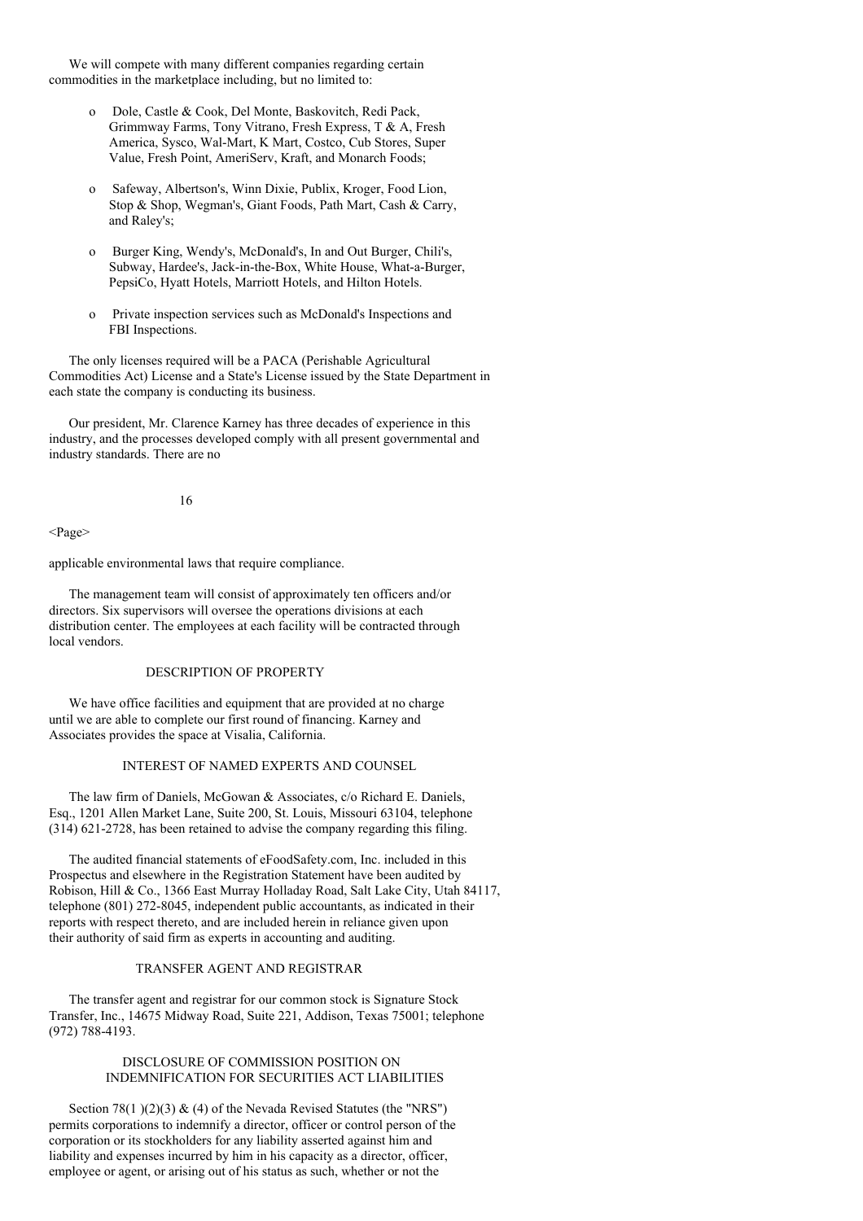We will compete with many different companies regarding certain commodities in the marketplace including, but no limited to:

- Dole, Castle & Cook, Del Monte, Baskovitch, Redi Pack, Grimmway Farms, Tony Vitrano, Fresh Express, T & A, Fresh America, Sysco, Wal-Mart, K Mart, Costco, Cub Stores, Super Value, Fresh Point, AmeriServ, Kraft, and Monarch Foods;

- Safeway, Albertson's, Winn Dixie, Publix, Kroger, Food Lion, Stop & Shop, Wegman's, Giant Foods, Path Mart, Cash & Carry, and Raley's;

- Burger King, Wendy's, McDonald's, In and Out Burger, Chili's, Subway, Hardee's, Jack-in-the-Box, White House, What-a-Burger, PepsiCo, Hyatt Hotels, Marriott Hotels, and Hilton Hotels.

- Private inspection services such as McDonald's Inspections and FBI Inspections.

The only licenses required will be a PACA (Perishable Agricultural Commodities Act) License and a State's License issued by the State Department in each state the company is conducting its business.

Our president, Mr. Clarence Karney has three decades of experience in this industry, and the processes developed comply with all present governmental and industry standards. There are no applicable environmental laws that require compliance.

The management team will consist of approximately ten officers and/or directors. Six supervisors will oversee the operations divisions at each distribution center. The employees at each facility will be contracted through local vendors.

## DESCRIPTION OF PROPERTY

We have office facilities and equipment that are provided at no charge until we are able to complete our first round of financing. Karney and Associates provides the space at Visalia, California.

## INTEREST OF NAMED EXPERTS AND COUNSEL

The law firm of Daniels, McGowan & Associates, c/o Richard E. Daniels, Esq., 1201 Allen Market Lane, Suite 200, St. Louis, Missouri 63104, telephone (314) 621-2728, has been retained to advise the company regarding this filing.

The audited financial statements of eFoodSafety.com, Inc. included in this Prospectus and elsewhere in the Registration Statement have been audited by Robison, Hill & Co., 1366 East Murray Holladay Road, Salt Lake City, Utah 84117, telephone (801) 272-8045, independent public accountants, as indicated in their reports with respect thereto, and are included herein in reliance given upon their authority of said firm as experts in accounting and auditing.

## TRANSFER AGENT AND REGISTRAR

The transfer agent and registrar for our common stock is Signature Stock Transfer, Inc., 14675 Midway Road, Suite 221, Addison, Texas 75001; telephone (972) 788-4193.

## DISCLOSURE OF COMMISSION POSITION ON INDEMNIFICATION FOR SECURITIES ACT LIABILITIES

Section 78(1 )(2)(3) & (4) of the Nevada Revised Statutes (the "NRS") permits corporations to indemnify a director, officer or control person of the corporation or its stockholders for any liability asserted against him and liability and expenses incurred by him in his capacity as a director, officer, employee or agent, or arising out of his status as such, whether or not the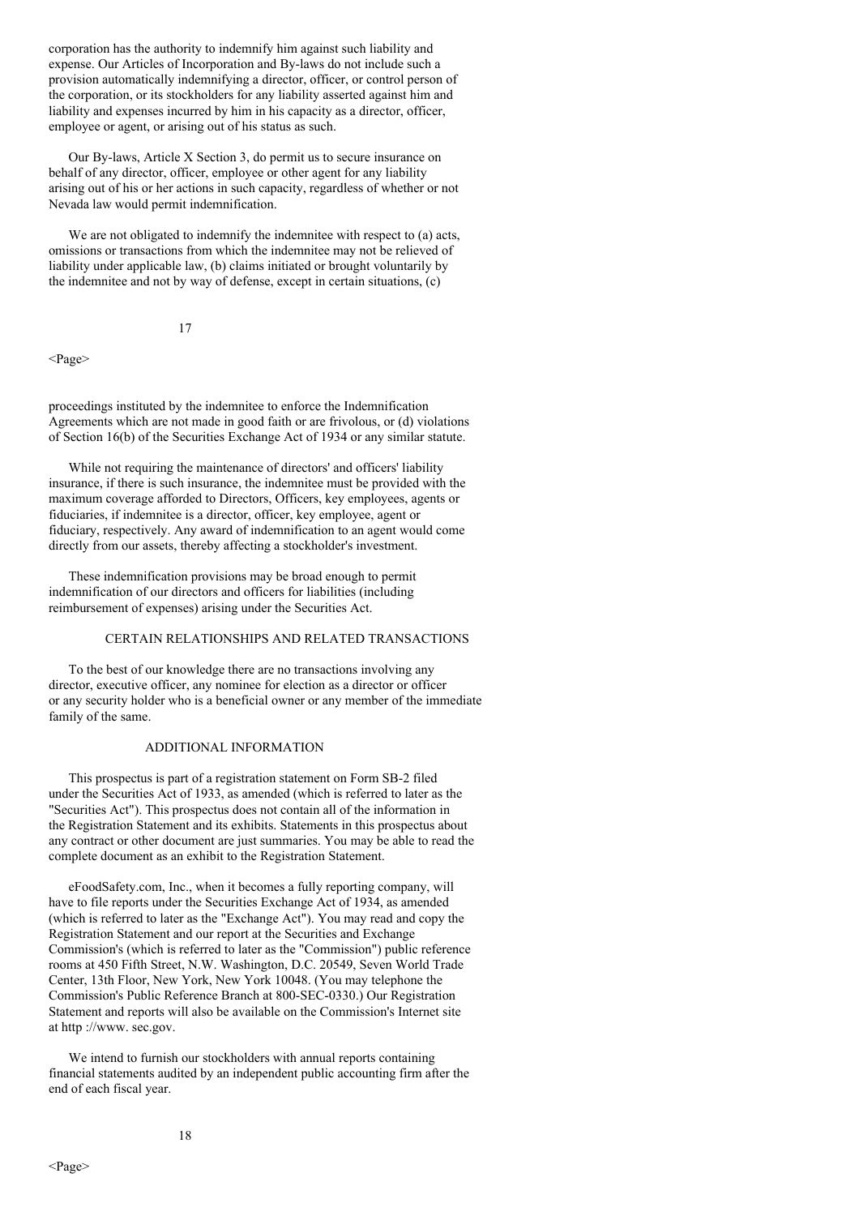corporation has the authority to indemnify him against such liability and expense. Our Articles of Incorporation and By-laws do not include such a provision automatically indemnifying a director, officer, or control person of the corporation, or its stockholders for any liability asserted against him and liability and expenses incurred by him in his capacity as a director, officer, employee or agent, or arising out of his status as such.

Our By-laws, Article X Section 3, do permit us to secure insurance on behalf of any director, officer, employee or other agent for any liability arising out of his or her actions in such capacity, regardless of whether or not Nevada law would permit indemnification.

We are not obligated to indemnify the indemnitee with respect to (a) acts, omissions or transactions from which the indemnitee may not be relieved of liability under applicable law, (b) claims initiated or brought voluntarily by the indemnitee and not by way of defense, except in certain situations, (c) proceedings instituted by the indemnitee to enforce the Indemnification Agreements which are not made in good faith or are frivolous, or (d) violations of Section 16(b) of the Securities Exchange Act of 1934 or any similar statute.

While not requiring the maintenance of directors' and officers' liability insurance, if there is such insurance, the indemnitee must be provided with the maximum coverage afforded to Directors, Officers, key employees, agents or fiduciaries, if indemnitee is a director, officer, key employee, agent or fiduciary, respectively. Any award of indemnification to an agent would come directly from our assets, thereby affecting a stockholder's investment.

These indemnification provisions may be broad enough to permit indemnification of our directors and officers for liabilities (including reimbursement of expenses) arising under the Securities Act.

## CERTAIN RELATIONSHIPS AND RELATED TRANSACTIONS

To the best of our knowledge there are no transactions involving any director, executive officer, any nominee for election as a director or officer or any security holder who is a beneficial owner or any member of the immediate family of the same.

## ADDITIONAL INFORMATION

This prospectus is part of a registration statement on Form SB-2 filed under the Securities Act of 1933, as amended (which is referred to later as the "Securities Act"). This prospectus does not contain all of the information in the Registration Statement and its exhibits. Statements in this prospectus about any contract or other document are just summaries. You may be able to read the complete document as an exhibit to the Registration Statement.

eFoodSafety.com, Inc., when it becomes a fully reporting company, will have to file reports under the Securities Exchange Act of 1934, as amended (which is referred to later as the "Exchange Act"). You may read and copy the Registration Statement and our report at the Securities and Exchange Commission's (which is referred to later as the "Commission") public reference rooms at 450 Fifth Street, N.W. Washington, D.C. 20549, Seven World Trade Center, 13th Floor, New York, New York 10048. (You may telephone the Commission's Public Reference Branch at 800-SEC-0330.) Our Registration Statement and reports will also be available on the Commission's Internet site at http ://www. sec.gov.

We intend to furnish our stockholders with annual reports containing financial statements audited by an independent public accounting firm after the end of each fiscal year.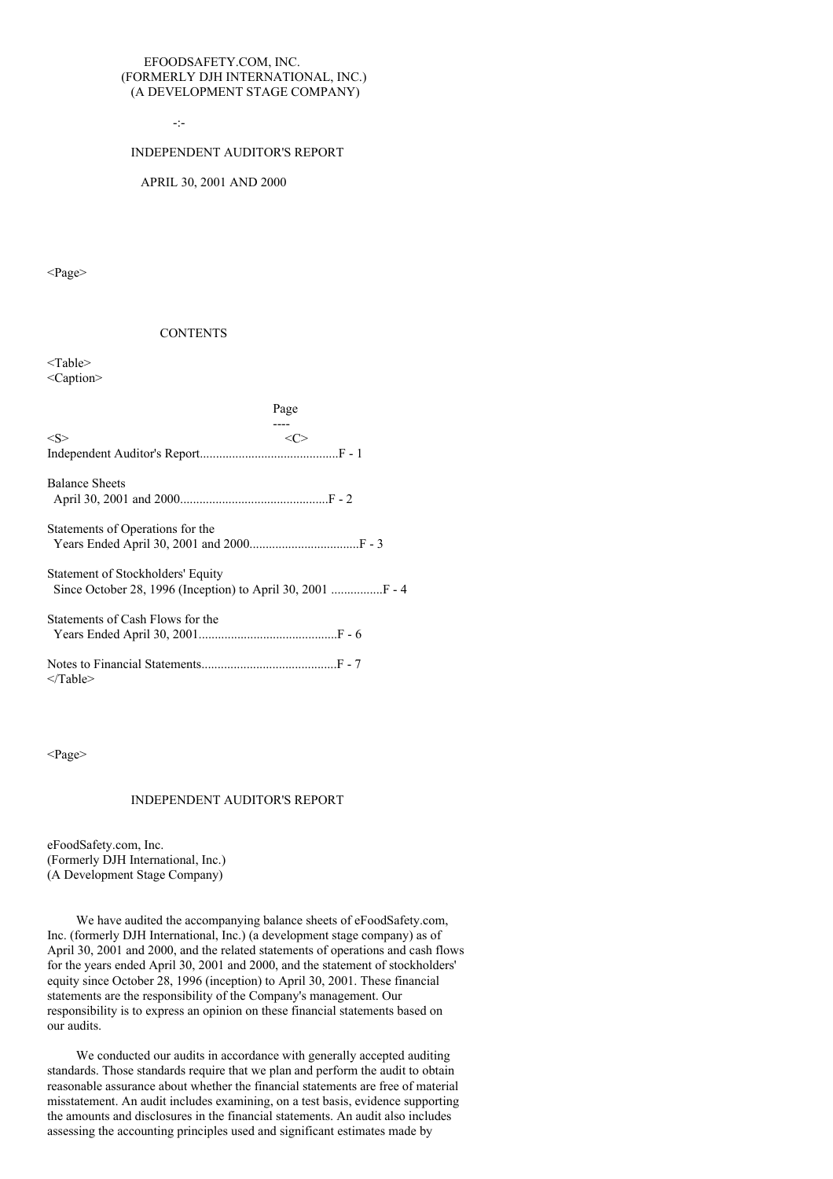EFOODSAFETY.COM, INC.
(FORMERLY DJH INTERNATIONAL, INC.)
(A DEVELOPMENT STAGE COMPANY)

-:-

INDEPENDENT AUDITOR'S REPORT

APRIL 30, 2001 AND 2000

## CONTENTS

| | Page |
|---|---|
| Independent Auditor's Report | F - 1 |
| Balance Sheets April 30, 2001 and 2000 | F - 2 |
| Statements of Operations for the Years Ended April 30, 2001 and 2000 | F - 3 |
| Statement of Stockholders' Equity Since October 28, 1996 (Inception) to April 30, 2001 | F - 4 |
| Statements of Cash Flows for the Years Ended April 30, 2001 | F - 6 |
| Notes to Financial Statements | F - 7 |

## INDEPENDENT AUDITOR'S REPORT

eFoodSafety.com, Inc.
(Formerly DJH International, Inc.)
(A Development Stage Company)

We have audited the accompanying balance sheets of eFoodSafety.com, Inc. (formerly DJH International, Inc.) (a development stage company) as of April 30, 2001 and 2000, and the related statements of operations and cash flows for the years ended April 30, 2001 and 2000, and the statement of stockholders' equity since October 28, 1996 (inception) to April 30, 2001. These financial statements are the responsibility of the Company's management. Our responsibility is to express an opinion on these financial statements based on our audits.

We conducted our audits in accordance with generally accepted auditing standards. Those standards require that we plan and perform the audit to obtain reasonable assurance about whether the financial statements are free of material misstatement. An audit includes examining, on a test basis, evidence supporting the amounts and disclosures in the financial statements. An audit also includes assessing the accounting principles used and significant estimates made by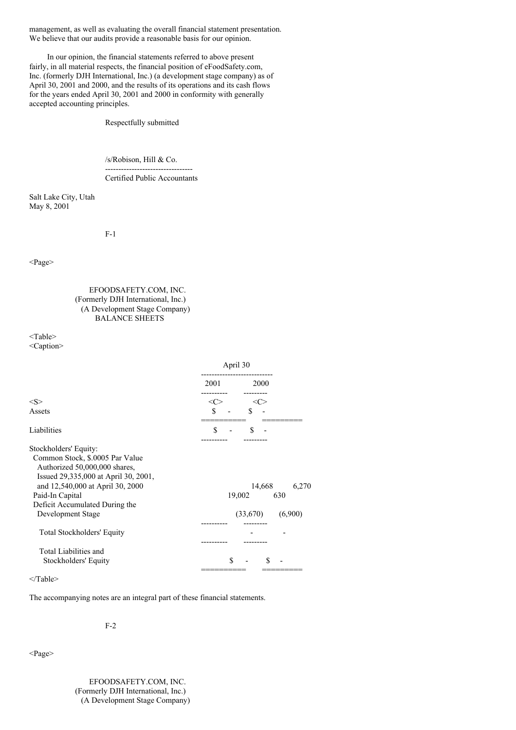management, as well as evaluating the overall financial statement presentation. We believe that our audits provide a reasonable basis for our opinion.

In our opinion, the financial statements referred to above present fairly, in all material respects, the financial position of eFoodSafety.com, Inc. (formerly DJH International, Inc.) (a development stage company) as of April 30, 2001 and 2000, and the results of its operations and its cash flows for the years ended April 30, 2001 and 2000 in conformity with generally accepted accounting principles.

Respectfully submitted

/s/Robison, Hill & Co.

Certified Public Accountants

Salt Lake City, Utah
May 8, 2001

EFOODSAFETY.COM, INC.
(Formerly DJH International, Inc.)
(A Development Stage Company)
BALANCE SHEETS

| | April 30 | |
|---|---|---|
| | 2001 | 2000 |
| Assets | $ - | $ - |
| Liabilities | $ - | $ - |
| Stockholders' Equity: | | |
| Common Stock, $.0005 Par Value Authorized 50,000,000 shares, Issued 29,335,000 at April 30, 2001, and 12,540,000 at April 30, 2000 | 14,668 | 6,270 |
| Paid-In Capital | 19,002 | 630 |
| Deficit Accumulated During the Development Stage | (33,670) | (6,900) |
| Total Stockholders' Equity | - | - |
| Total Liabilities and Stockholders' Equity | $ - | $ - |

The accompanying notes are an integral part of these financial statements.

EFOODSAFETY.COM, INC.
(Formerly DJH International, Inc.)
(A Development Stage Company)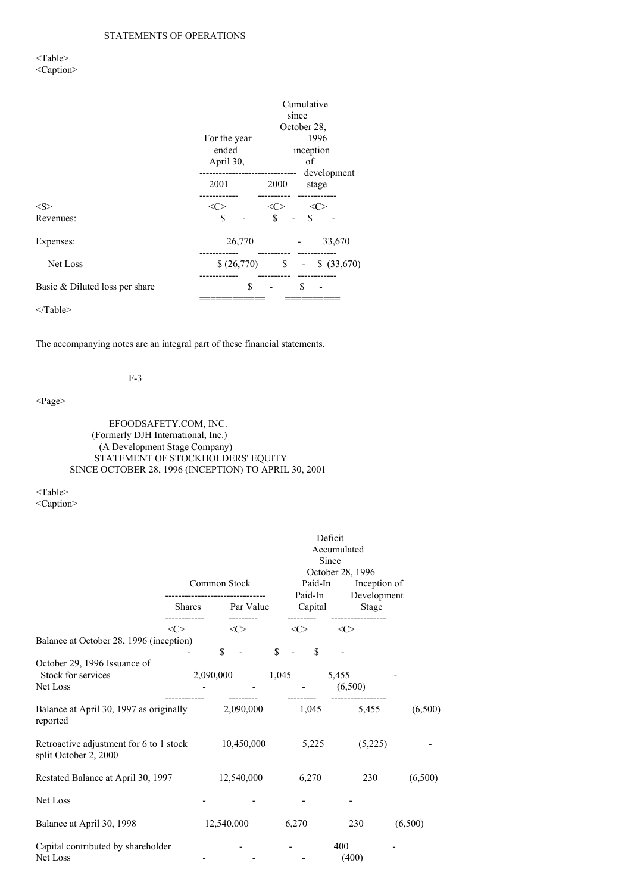STATEMENTS OF OPERATIONS

| | For the year ended April 30, 2001 | For the year ended April 30, 2000 | Cumulative since October 28, 1996 inception of development stage |
|---|---|---|---|
| Revenues: | $ - | $ - | $ - |
| Expenses: | 26,770 | - | 33,670 |
| Net Loss | $ (26,770) | $ - | $ (33,670) |
| Basic & Diluted loss per share | $ - | $ - | |

The accompanying notes are an integral part of these financial statements.

EFOODSAFETY.COM, INC.
(Formerly DJH International, Inc.)
(A Development Stage Company)
STATEMENT OF STOCKHOLDERS' EQUITY
SINCE OCTOBER 28, 1996 (INCEPTION) TO APRIL 30, 2001

| | Common Stock Shares | Common Stock Par Value | Paid-In Capital | Deficit Accumulated Since October 28, 1996 Inception of Development Stage |
|---|---|---|---|---|
| Balance at October 28, 1996 (inception) | - | $ - | $ - | $ - |
| October 29, 1996 Issuance of Stock for services | 2,090,000 | 1,045 | 5,455 | - |
| Net Loss | - | - | - | (6,500) |
| Balance at April 30, 1997 as originally reported | 2,090,000 | 1,045 | 5,455 | (6,500) |
| Retroactive adjustment for 6 to 1 stock split October 2, 2000 | 10,450,000 | 5,225 | (5,225) | - |
| Restated Balance at April 30, 1997 | 12,540,000 | 6,270 | 230 | (6,500) |
| Net Loss | - | - | - | - |
| Balance at April 30, 1998 | 12,540,000 | 6,270 | 230 | (6,500) |
| Capital contributed by shareholder | - | - | 400 | - |
| Net Loss | - | - | - | (400) |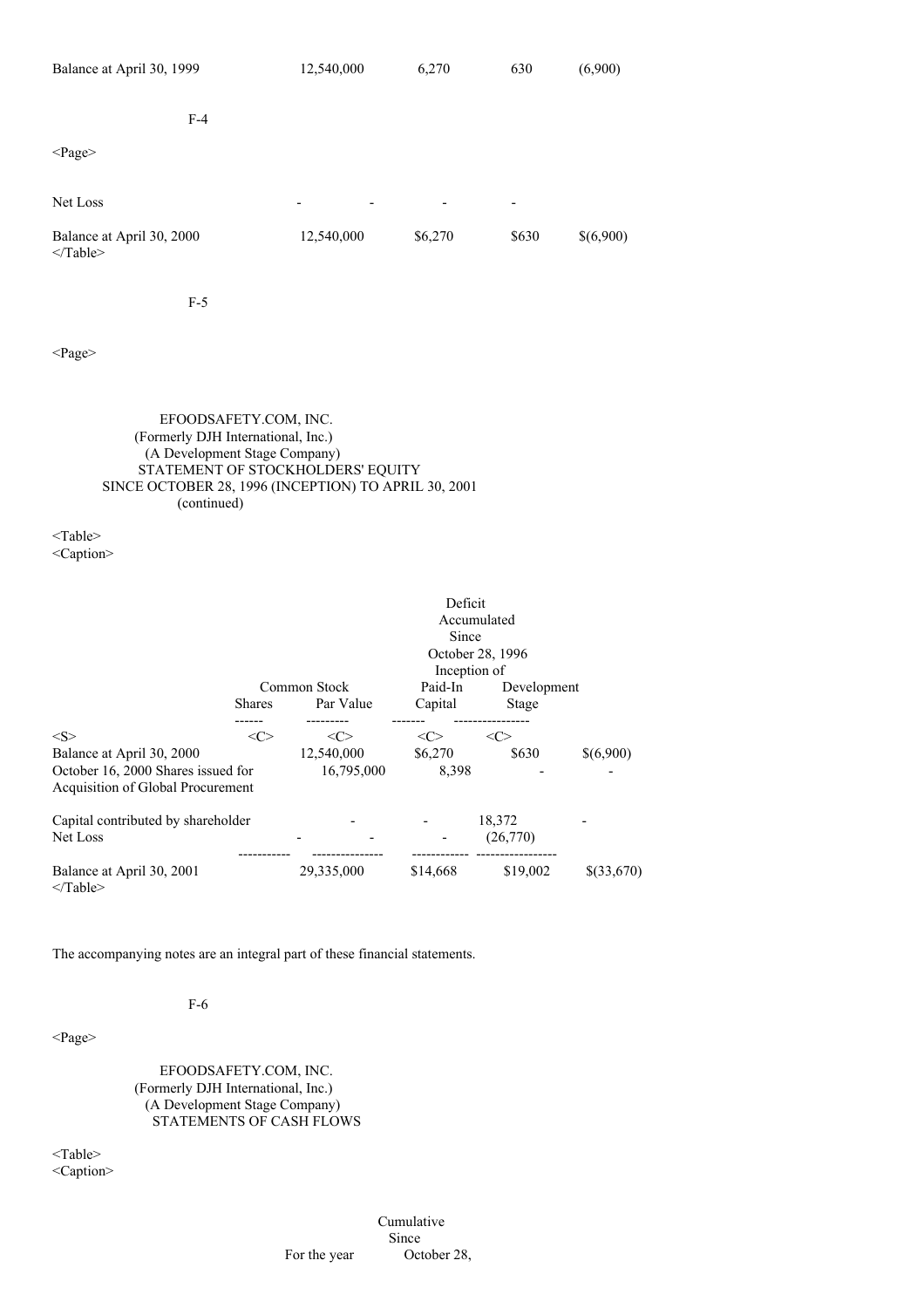| | | | | |
|---|---|---|---|---|
| Balance at April 30, 1999 | 12,540,000 | 6,270 | 630 | (6,900) |

| | | | | |
|---|---|---|---|---|
| Net Loss | - | - | - | - |
| Balance at April 30, 2000 | 12,540,000 | $6,270 | $630 | $(6,900) |

EFOODSAFETY.COM, INC.
(Formerly DJH International, Inc.)
(A Development Stage Company)
STATEMENT OF STOCKHOLDERS' EQUITY
SINCE OCTOBER 28, 1996 (INCEPTION) TO APRIL 30, 2001
(continued)

| | Common Stock | | Paid-In | Deficit Accumulated Since October 28, 1996 Inception of Development | |
|---|---|---|---|---|---|
| | Shares | Par Value | Capital | Stage | |
| Balance at April 30, 2000 | 12,540,000 | $6,270 | $630 | $(6,900) | |
| October 16, 2000 Shares issued for Acquisition of Global Procurement | 16,795,000 | 8,398 | - | - | |
| Capital contributed by shareholder | - | - | 18,372 | - | |
| Net Loss | - | - | - | (26,770) | |
| Balance at April 30, 2001 | 29,335,000 | $14,668 | $19,002 | $(33,670) | |

The accompanying notes are an integral part of these financial statements.

EFOODSAFETY.COM, INC.
(Formerly DJH International, Inc.)
(A Development Stage Company)
STATEMENTS OF CASH FLOWS

| For the year | Cumulative Since October 28, |
|---|---|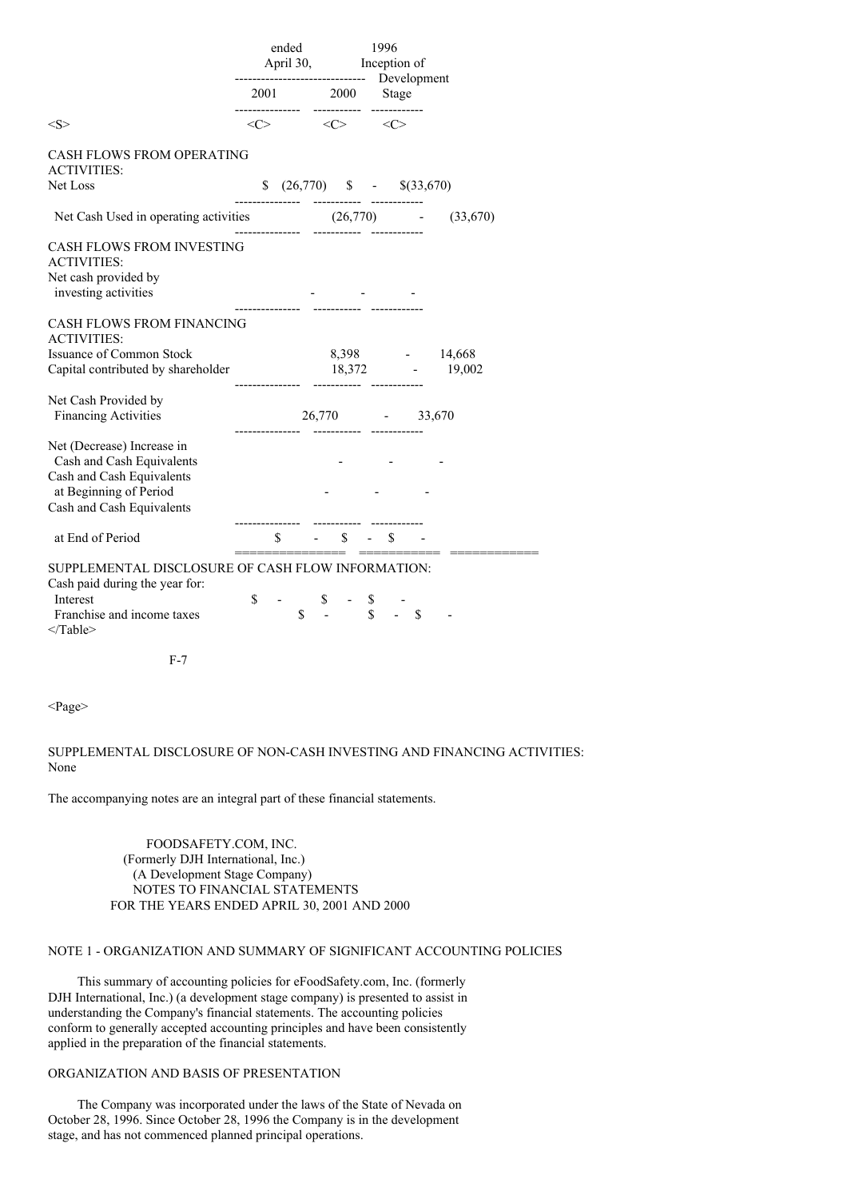| | For the years ended April 30, | | 1996 Inception of Development Stage |
|---|---|---|---|
| | 2001 | 2000 | |
| CASH FLOWS FROM OPERATING ACTIVITIES: | | | |
| Net Loss | $ (26,770) | $ - | $(33,670) |
| Net Cash Used in operating activities | (26,770) | - | (33,670) |
| CASH FLOWS FROM INVESTING ACTIVITIES: | | | |
| Net cash provided by investing activities | - | - | - |
| CASH FLOWS FROM FINANCING ACTIVITIES: | | | |
| Issuance of Common Stock | 8,398 | - | 14,668 |
| Capital contributed by shareholder | 18,372 | - | 19,002 |
| Net Cash Provided by Financing Activities | 26,770 | - | 33,670 |
| Net (Decrease) Increase in Cash and Cash Equivalents | - | - | - |
| Cash and Cash Equivalents at Beginning of Period | - | - | - |
| Cash and Cash Equivalents at End of Period | $ - | $ - | $ - |
| SUPPLEMENTAL DISCLOSURE OF CASH FLOW INFORMATION: | | | |
| Cash paid during the year for: | | | |
| Interest | $ - | $ - | $ - |
| Franchise and income taxes | $ - | $ - | $ - |

SUPPLEMENTAL DISCLOSURE OF NON-CASH INVESTING AND FINANCING ACTIVITIES: None

The accompanying notes are an integral part of these financial statements.

FOODSAFETY.COM, INC.
(Formerly DJH International, Inc.)
(A Development Stage Company)
NOTES TO FINANCIAL STATEMENTS
FOR THE YEARS ENDED APRIL 30, 2001 AND 2000

## NOTE 1 - ORGANIZATION AND SUMMARY OF SIGNIFICANT ACCOUNTING POLICIES

This summary of accounting policies for eFoodSafety.com, Inc. (formerly DJH International, Inc.) (a development stage company) is presented to assist in understanding the Company's financial statements. The accounting policies conform to generally accepted accounting principles and have been consistently applied in the preparation of the financial statements.

### ORGANIZATION AND BASIS OF PRESENTATION

The Company was incorporated under the laws of the State of Nevada on October 28, 1996. Since October 28, 1996 the Company is in the development stage, and has not commenced planned principal operations.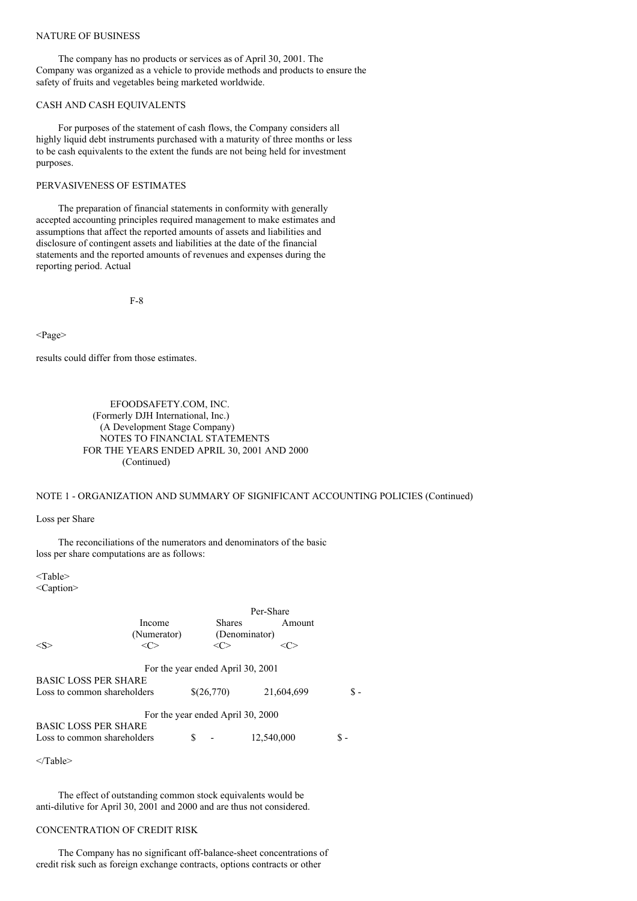### NATURE OF BUSINESS

The company has no products or services as of April 30, 2001. The Company was organized as a vehicle to provide methods and products to ensure the safety of fruits and vegetables being marketed worldwide.

### CASH AND CASH EQUIVALENTS

For purposes of the statement of cash flows, the Company considers all highly liquid debt instruments purchased with a maturity of three months or less to be cash equivalents to the extent the funds are not being held for investment purposes.

### PERVASIVENESS OF ESTIMATES

The preparation of financial statements in conformity with generally accepted accounting principles required management to make estimates and assumptions that affect the reported amounts of assets and liabilities and disclosure of contingent assets and liabilities at the date of the financial statements and the reported amounts of revenues and expenses during the reporting period. Actual results could differ from those estimates.

EFOODSAFETY.COM, INC.
(Formerly DJH International, Inc.)
(A Development Stage Company)
NOTES TO FINANCIAL STATEMENTS
FOR THE YEARS ENDED APRIL 30, 2001 AND 2000
(Continued)

## NOTE 1 - ORGANIZATION AND SUMMARY OF SIGNIFICANT ACCOUNTING POLICIES (Continued)

### Loss per Share

The reconciliations of the numerators and denominators of the basic loss per share computations are as follows:

| | Income (Numerator) | Shares (Denominator) | Per-Share Amount |
|---|---|---|---|
| For the year ended April 30, 2001 | | | |
| BASIC LOSS PER SHARE | | | |
| Loss to common shareholders | $(26,770) | 21,604,699 | $ - |
| For the year ended April 30, 2000 | | | |
| BASIC LOSS PER SHARE | | | |
| Loss to common shareholders | $ - | 12,540,000 | $ - |

The effect of outstanding common stock equivalents would be anti-dilutive for April 30, 2001 and 2000 and are thus not considered.

### CONCENTRATION OF CREDIT RISK

The Company has no significant off-balance-sheet concentrations of credit risk such as foreign exchange contracts, options contracts or other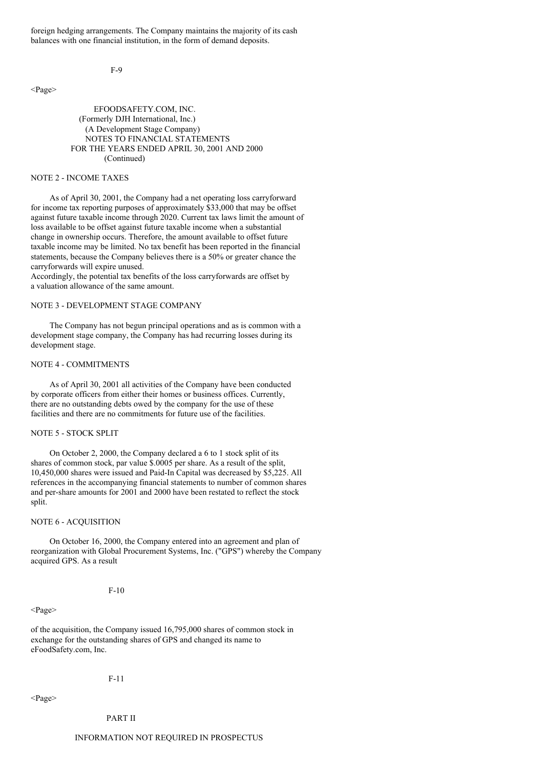foreign hedging arrangements. The Company maintains the majority of its cash balances with one financial institution, in the form of demand deposits.

EFOODSAFETY.COM, INC.
(Formerly DJH International, Inc.)
(A Development Stage Company)
NOTES TO FINANCIAL STATEMENTS
FOR THE YEARS ENDED APRIL 30, 2001 AND 2000
(Continued)

## NOTE 2 - INCOME TAXES

As of April 30, 2001, the Company had a net operating loss carryforward for income tax reporting purposes of approximately $33,000 that may be offset against future taxable income through 2020. Current tax laws limit the amount of loss available to be offset against future taxable income when a substantial change in ownership occurs. Therefore, the amount available to offset future taxable income may be limited. No tax benefit has been reported in the financial statements, because the Company believes there is a 50% or greater chance the carryforwards will expire unused.
Accordingly, the potential tax benefits of the loss carryforwards are offset by a valuation allowance of the same amount.

## NOTE 3 - DEVELOPMENT STAGE COMPANY

The Company has not begun principal operations and as is common with a development stage company, the Company has had recurring losses during its development stage.

## NOTE 4 - COMMITMENTS

As of April 30, 2001 all activities of the Company have been conducted by corporate officers from either their homes or business offices. Currently, there are no outstanding debts owed by the company for the use of these facilities and there are no commitments for future use of the facilities.

## NOTE 5 - STOCK SPLIT

On October 2, 2000, the Company declared a 6 to 1 stock split of its shares of common stock, par value $.0005 per share. As a result of the split, 10,450,000 shares were issued and Paid-In Capital was decreased by $5,225. All references in the accompanying financial statements to number of common shares and per-share amounts for 2001 and 2000 have been restated to reflect the stock split.

## NOTE 6 - ACQUISITION

On October 16, 2000, the Company entered into an agreement and plan of reorganization with Global Procurement Systems, Inc. ("GPS") whereby the Company acquired GPS. As a result of the acquisition, the Company issued 16,795,000 shares of common stock in exchange for the outstanding shares of GPS and changed its name to eFoodSafety.com, Inc.

# PART II

## INFORMATION NOT REQUIRED IN PROSPECTUS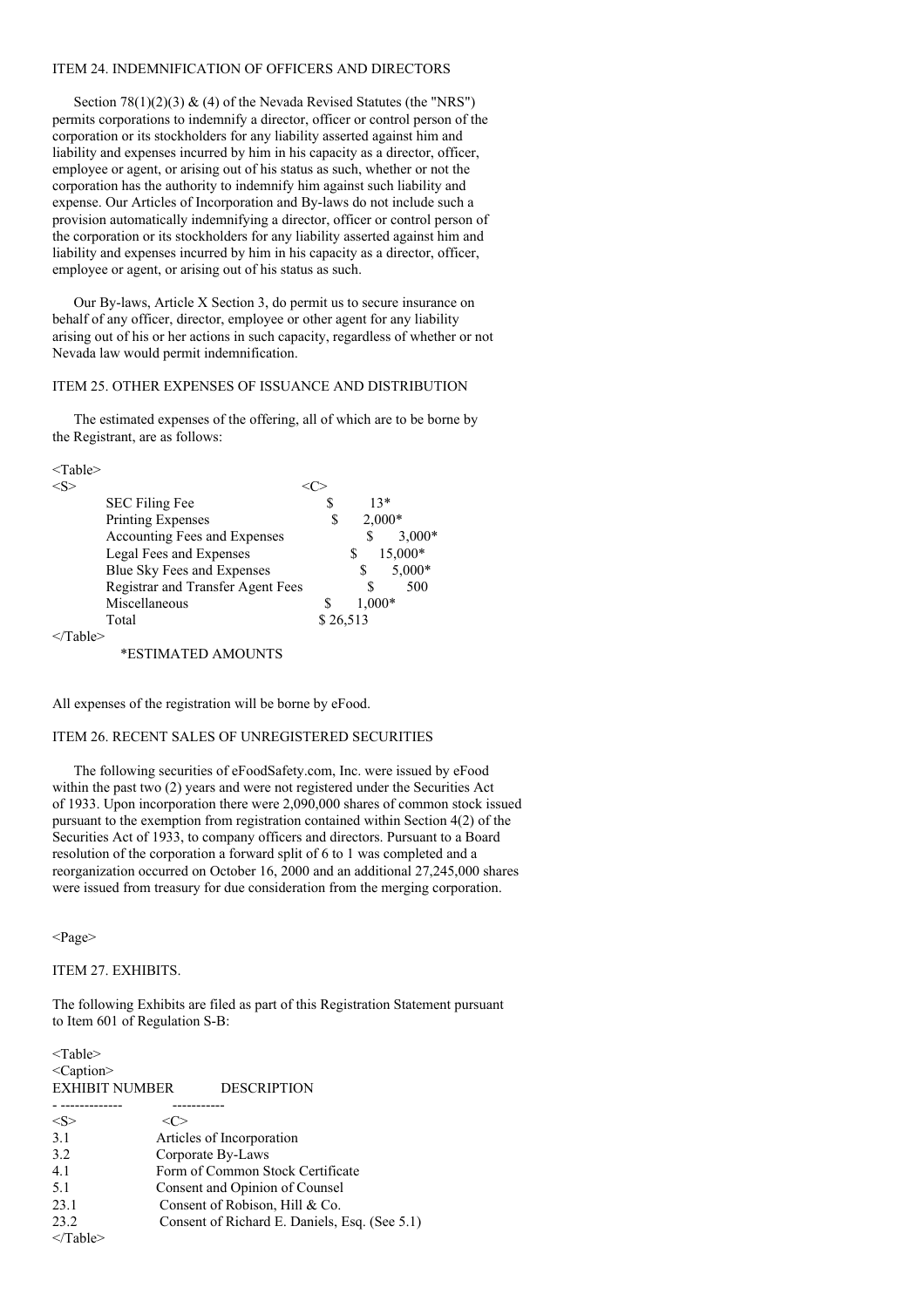## ITEM 24. INDEMNIFICATION OF OFFICERS AND DIRECTORS

Section 78(1)(2)(3) & (4) of the Nevada Revised Statutes (the "NRS") permits corporations to indemnify a director, officer or control person of the corporation or its stockholders for any liability asserted against him and liability and expenses incurred by him in his capacity as a director, officer, employee or agent, or arising out of his status as such, whether or not the corporation has the authority to indemnify him against such liability and expense. Our Articles of Incorporation and By-laws do not include such a provision automatically indemnifying a director, officer or control person of the corporation or its stockholders for any liability asserted against him and liability and expenses incurred by him in his capacity as a director, officer, employee or agent, or arising out of his status as such.

Our By-laws, Article X Section 3, do permit us to secure insurance on behalf of any officer, director, employee or other agent for any liability arising out of his or her actions in such capacity, regardless of whether or not Nevada law would permit indemnification.

## ITEM 25. OTHER EXPENSES OF ISSUANCE AND DISTRIBUTION

The estimated expenses of the offering, all of which are to be borne by the Registrant, are as follows:

| | |
|---|---|
| SEC Filing Fee | $ 13* |
| Printing Expenses | $ 2,000* |
| Accounting Fees and Expenses | $ 3,000* |
| Legal Fees and Expenses | $ 15,000* |
| Blue Sky Fees and Expenses | $ 5,000* |
| Registrar and Transfer Agent Fees | $ 500 |
| Miscellaneous | $ 1,000* |
| Total | $ 26,513 |

*ESTIMATED AMOUNTS

All expenses of the registration will be borne by eFood.

## ITEM 26. RECENT SALES OF UNREGISTERED SECURITIES

The following securities of eFoodSafety.com, Inc. were issued by eFood within the past two (2) years and were not registered under the Securities Act of 1933. Upon incorporation there were 2,090,000 shares of common stock issued pursuant to the exemption from registration contained within Section 4(2) of the Securities Act of 1933, to company officers and directors. Pursuant to a Board resolution of the corporation a forward split of 6 to 1 was completed and a reorganization occurred on October 16, 2000 and an additional 27,245,000 shares were issued from treasury for due consideration from the merging corporation.

## ITEM 27. EXHIBITS.

The following Exhibits are filed as part of this Registration Statement pursuant to Item 601 of Regulation S-B:

| EXHIBIT NUMBER | DESCRIPTION |
|---|---|
| 3.1 | Articles of Incorporation |
| 3.2 | Corporate By-Laws |
| 4.1 | Form of Common Stock Certificate |
| 5.1 | Consent and Opinion of Counsel |
| 23.1 | Consent of Robison, Hill & Co. |
| 23.2 | Consent of Richard E. Daniels, Esq. (See 5.1) |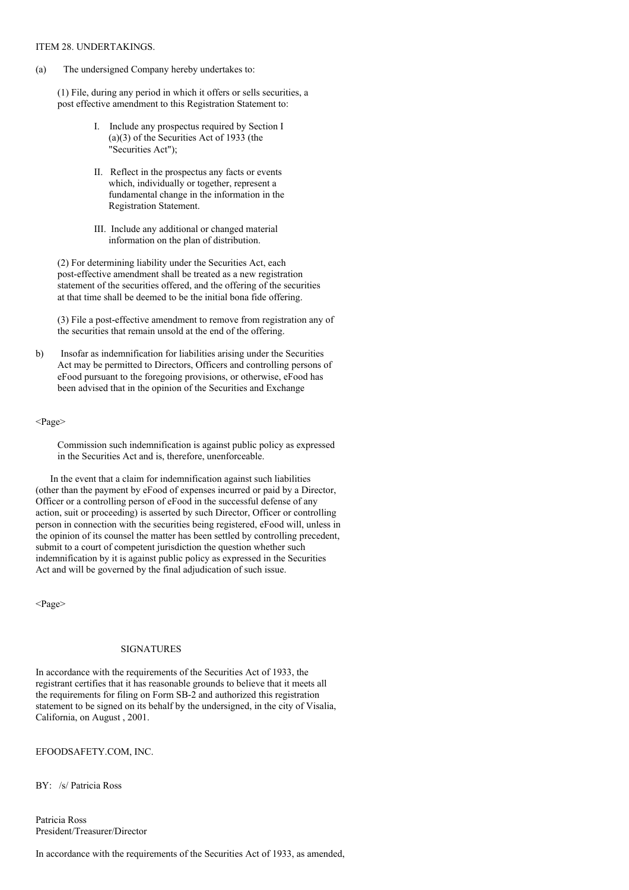ITEM 28. UNDERTAKINGS.

(a) The undersigned Company hereby undertakes to:

(1) File, during any period in which it offers or sells securities, a post effective amendment to this Registration Statement to:

I. Include any prospectus required by Section I (a)(3) of the Securities Act of 1933 (the "Securities Act");

II. Reflect in the prospectus any facts or events which, individually or together, represent a fundamental change in the information in the Registration Statement.

III. Include any additional or changed material information on the plan of distribution.

(2) For determining liability under the Securities Act, each post-effective amendment shall be treated as a new registration statement of the securities offered, and the offering of the securities at that time shall be deemed to be the initial bona fide offering.

(3) File a post-effective amendment to remove from registration any of the securities that remain unsold at the end of the offering.

b) Insofar as indemnification for liabilities arising under the Securities Act may be permitted to Directors, Officers and controlling persons of eFood pursuant to the foregoing provisions, or otherwise, eFood has been advised that in the opinion of the Securities and Exchange Commission such indemnification is against public policy as expressed in the Securities Act and is, therefore, unenforceable.

In the event that a claim for indemnification against such liabilities (other than the payment by eFood of expenses incurred or paid by a Director, Officer or a controlling person of eFood in the successful defense of any action, suit or proceeding) is asserted by such Director, Officer or controlling person in connection with the securities being registered, eFood will, unless in the opinion of its counsel the matter has been settled by controlling precedent, submit to a court of competent jurisdiction the question whether such indemnification by it is against public policy as expressed in the Securities Act and will be governed by the final adjudication of such issue.

## SIGNATURES

In accordance with the requirements of the Securities Act of 1933, the registrant certifies that it has reasonable grounds to believe that it meets all the requirements for filing on Form SB-2 and authorized this registration statement to be signed on its behalf by the undersigned, in the city of Visalia, California, on August , 2001.

EFOODSAFETY.COM, INC.

BY: /s/ Patricia Ross

Patricia Ross
President/Treasurer/Director

In accordance with the requirements of the Securities Act of 1933, as amended,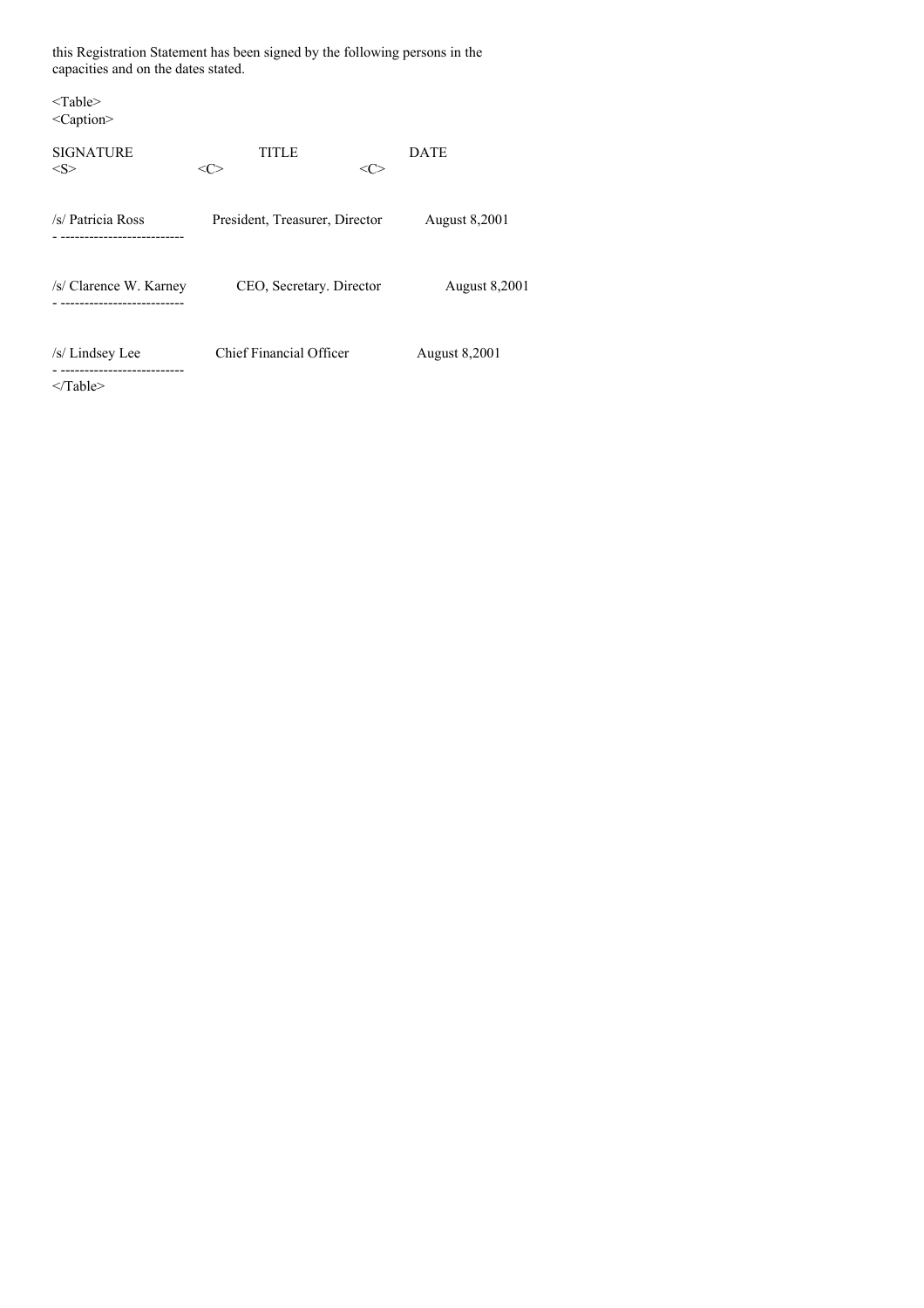this Registration Statement has been signed by the following persons in the capacities and on the dates stated.

| SIGNATURE | TITLE | DATE |
|---|---|---|
| /s/ Patricia Ross | President, Treasurer, Director | August 8,2001 |
| /s/ Clarence W. Karney | CEO, Secretary. Director | August 8,2001 |
| /s/ Lindsey Lee | Chief Financial Officer | August 8,2001 |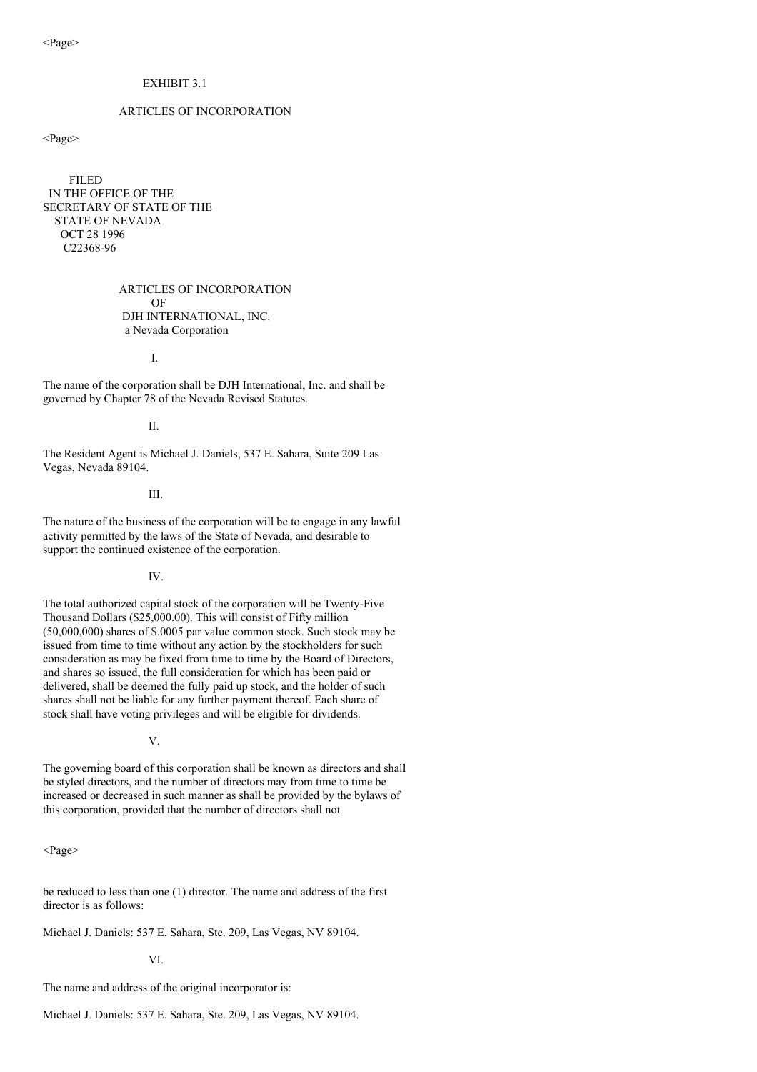EXHIBIT 3.1

ARTICLES OF INCORPORATION

FILED
IN THE OFFICE OF THE
SECRETARY OF STATE OF THE
STATE OF NEVADA
OCT 28 1996
C22368-96

# ARTICLES OF INCORPORATION OF DJH INTERNATIONAL, INC.

a Nevada Corporation

## I.

The name of the corporation shall be DJH International, Inc. and shall be governed by Chapter 78 of the Nevada Revised Statutes.

## II.

The Resident Agent is Michael J. Daniels, 537 E. Sahara, Suite 209 Las Vegas, Nevada 89104.

## III.

The nature of the business of the corporation will be to engage in any lawful activity permitted by the laws of the State of Nevada, and desirable to support the continued existence of the corporation.

## IV.

The total authorized capital stock of the corporation will be Twenty-Five Thousand Dollars ($25,000.00). This will consist of Fifty million (50,000,000) shares of $.0005 par value common stock. Such stock may be issued from time to time without any action by the stockholders for such consideration as may be fixed from time to time by the Board of Directors, and shares so issued, the full consideration for which has been paid or delivered, shall be deemed the fully paid up stock, and the holder of such shares shall not be liable for any further payment thereof. Each share of stock shall have voting privileges and will be eligible for dividends.

## V.

The governing board of this corporation shall be known as directors and shall be styled directors, and the number of directors may from time to time be increased or decreased in such manner as shall be provided by the bylaws of this corporation, provided that the number of directors shall not be reduced to less than one (1) director. The name and address of the first director is as follows:

Michael J. Daniels: 537 E. Sahara, Ste. 209, Las Vegas, NV 89104.

## VI.

The name and address of the original incorporator is:

Michael J. Daniels: 537 E. Sahara, Ste. 209, Las Vegas, NV 89104.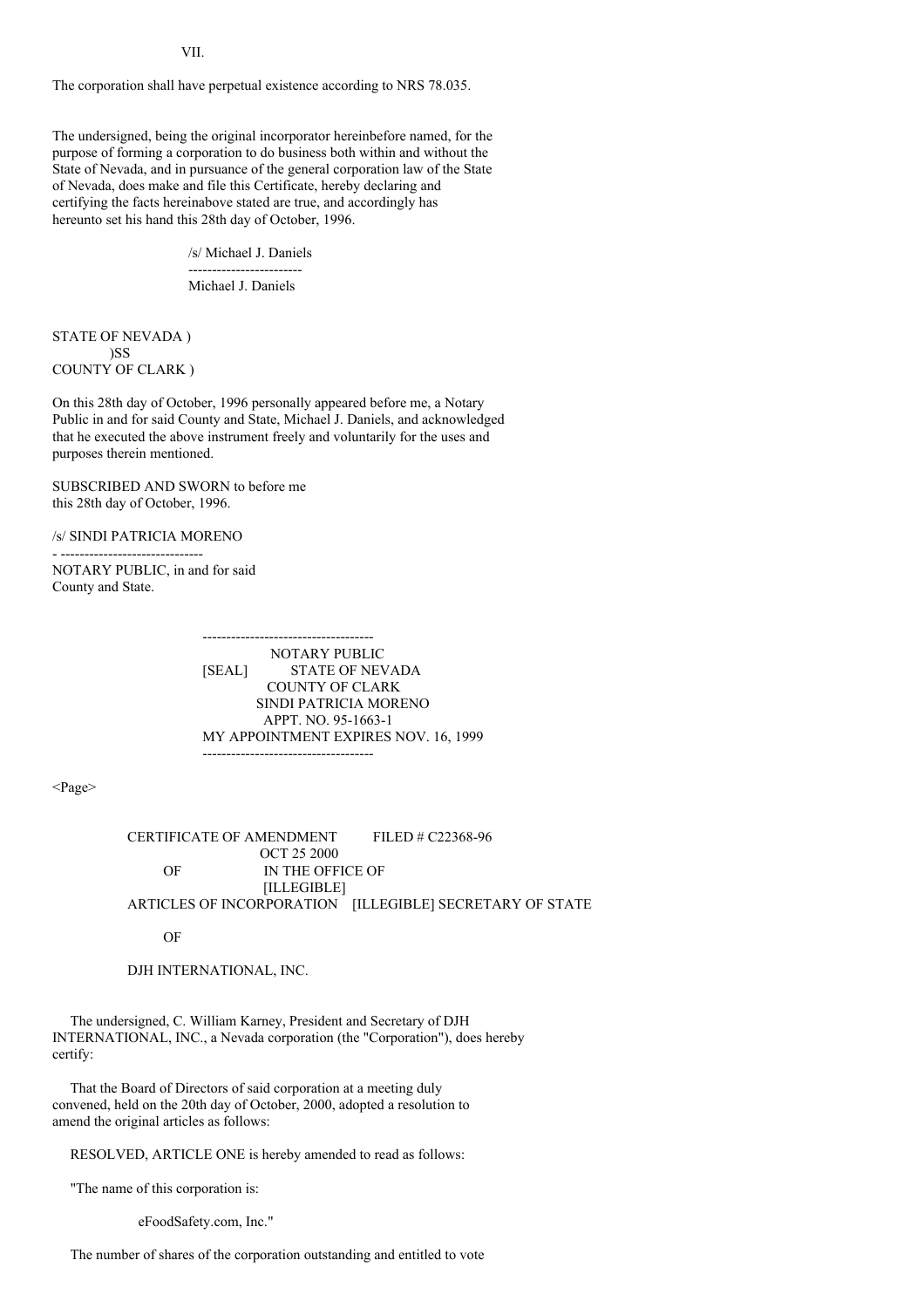VII.

The corporation shall have perpetual existence according to NRS 78.035.

The undersigned, being the original incorporator hereinbefore named, for the purpose of forming a corporation to do business both within and without the State of Nevada, and in pursuance of the general corporation law of the State of Nevada, does make and file this Certificate, hereby declaring and certifying the facts hereinabove stated are true, and accordingly has hereunto set his hand this 28th day of October, 1996.

/s/ Michael J. Daniels
------------------------
Michael J. Daniels

STATE OF NEVADA )
)SS
COUNTY OF CLARK )

On this 28th day of October, 1996 personally appeared before me, a Notary Public in and for said County and State, Michael J. Daniels, and acknowledged that he executed the above instrument freely and voluntarily for the uses and purposes therein mentioned.

SUBSCRIBED AND SWORN to before me
this 28th day of October, 1996.

/s/ SINDI PATRICIA MORENO
------------------------------
NOTARY PUBLIC, in and for said
County and State.

------------------------------------
NOTARY PUBLIC
[SEAL] STATE OF NEVADA
COUNTY OF CLARK
SINDI PATRICIA MORENO
APPT. NO. 95-1663-1
MY APPOINTMENT EXPIRES NOV. 16, 1999
------------------------------------

<Page>

CERTIFICATE OF AMENDMENT FILED # C22368-96
OCT 25 2000
OF IN THE OFFICE OF
[ILLEGIBLE]
ARTICLES OF INCORPORATION [ILLEGIBLE] SECRETARY OF STATE

OF

DJH INTERNATIONAL, INC.

The undersigned, C. William Karney, President and Secretary of DJH INTERNATIONAL, INC., a Nevada corporation (the "Corporation"), does hereby certify:

That the Board of Directors of said corporation at a meeting duly convened, held on the 20th day of October, 2000, adopted a resolution to amend the original articles as follows:

RESOLVED, ARTICLE ONE is hereby amended to read as follows:

"The name of this corporation is:

eFoodSafety.com, Inc."

The number of shares of the corporation outstanding and entitled to vote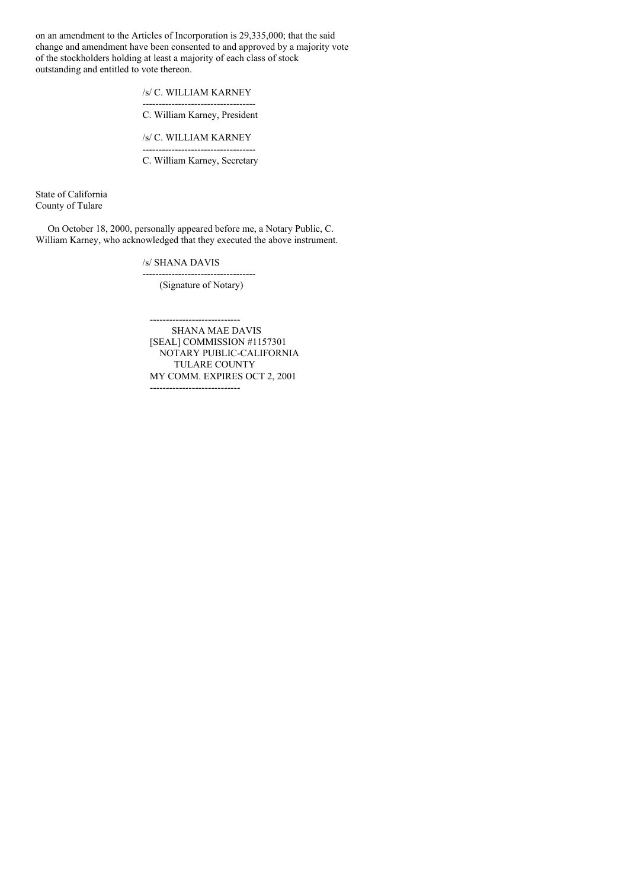on an amendment to the Articles of Incorporation is 29,335,000; that the said change and amendment have been consented to and approved by a majority vote of the stockholders holding at least a majority of each class of stock outstanding and entitled to vote thereon.

/s/ C. WILLIAM KARNEY

-----------------------------------

C. William Karney, President

/s/ C. WILLIAM KARNEY

-----------------------------------

C. William Karney, Secretary

State of California
County of Tulare

On October 18, 2000, personally appeared before me, a Notary Public, C. William Karney, who acknowledged that they executed the above instrument.

/s/ SHANA DAVIS

-----------------------------------

(Signature of Notary)

----------------------------

SHANA MAE DAVIS
[SEAL] COMMISSION #1157301
NOTARY PUBLIC-CALIFORNIA
TULARE COUNTY
MY COMM. EXPIRES OCT 2, 2001

----------------------------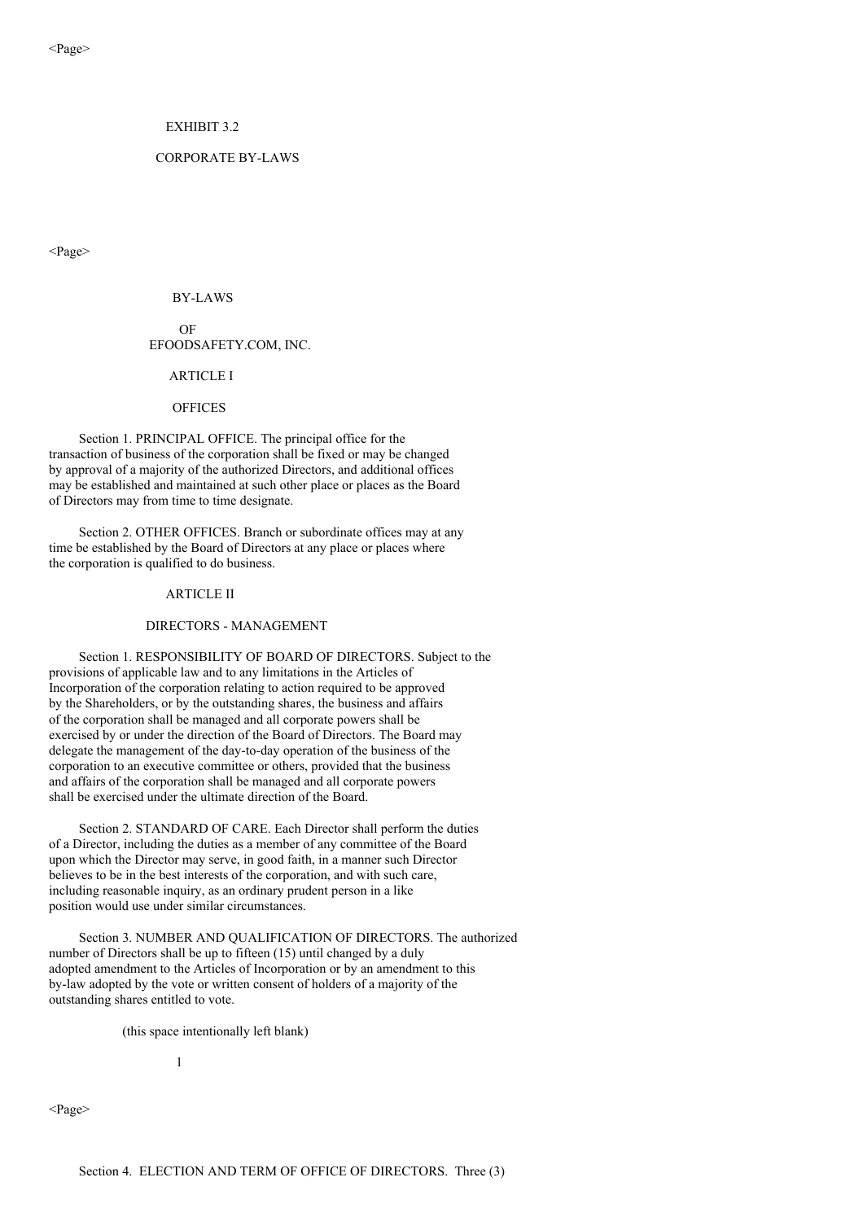EXHIBIT 3.2

CORPORATE BY-LAWS

# BY-LAWS

OF

EFOODSAFETY.COM, INC.

## ARTICLE I

## OFFICES

Section 1. PRINCIPAL OFFICE. The principal office for the transaction of business of the corporation shall be fixed or may be changed by approval of a majority of the authorized Directors, and additional offices may be established and maintained at such other place or places as the Board of Directors may from time to time designate.

Section 2. OTHER OFFICES. Branch or subordinate offices may at any time be established by the Board of Directors at any place or places where the corporation is qualified to do business.

## ARTICLE II

## DIRECTORS - MANAGEMENT

Section 1. RESPONSIBILITY OF BOARD OF DIRECTORS. Subject to the provisions of applicable law and to any limitations in the Articles of Incorporation of the corporation relating to action required to be approved by the Shareholders, or by the outstanding shares, the business and affairs of the corporation shall be managed and all corporate powers shall be exercised by or under the direction of the Board of Directors. The Board may delegate the management of the day-to-day operation of the business of the corporation to an executive committee or others, provided that the business and affairs of the corporation shall be managed and all corporate powers shall be exercised under the ultimate direction of the Board.

Section 2. STANDARD OF CARE. Each Director shall perform the duties of a Director, including the duties as a member of any committee of the Board upon which the Director may serve, in good faith, in a manner such Director believes to be in the best interests of the corporation, and with such care, including reasonable inquiry, as an ordinary prudent person in a like position would use under similar circumstances.

Section 3. NUMBER AND QUALIFICATION OF DIRECTORS. The authorized number of Directors shall be up to fifteen (15) until changed by a duly adopted amendment to the Articles of Incorporation or by an amendment to this by-law adopted by the vote or written consent of holders of a majority of the outstanding shares entitled to vote.

(this space intentionally left blank)

Section 4. ELECTION AND TERM OF OFFICE OF DIRECTORS. Three (3)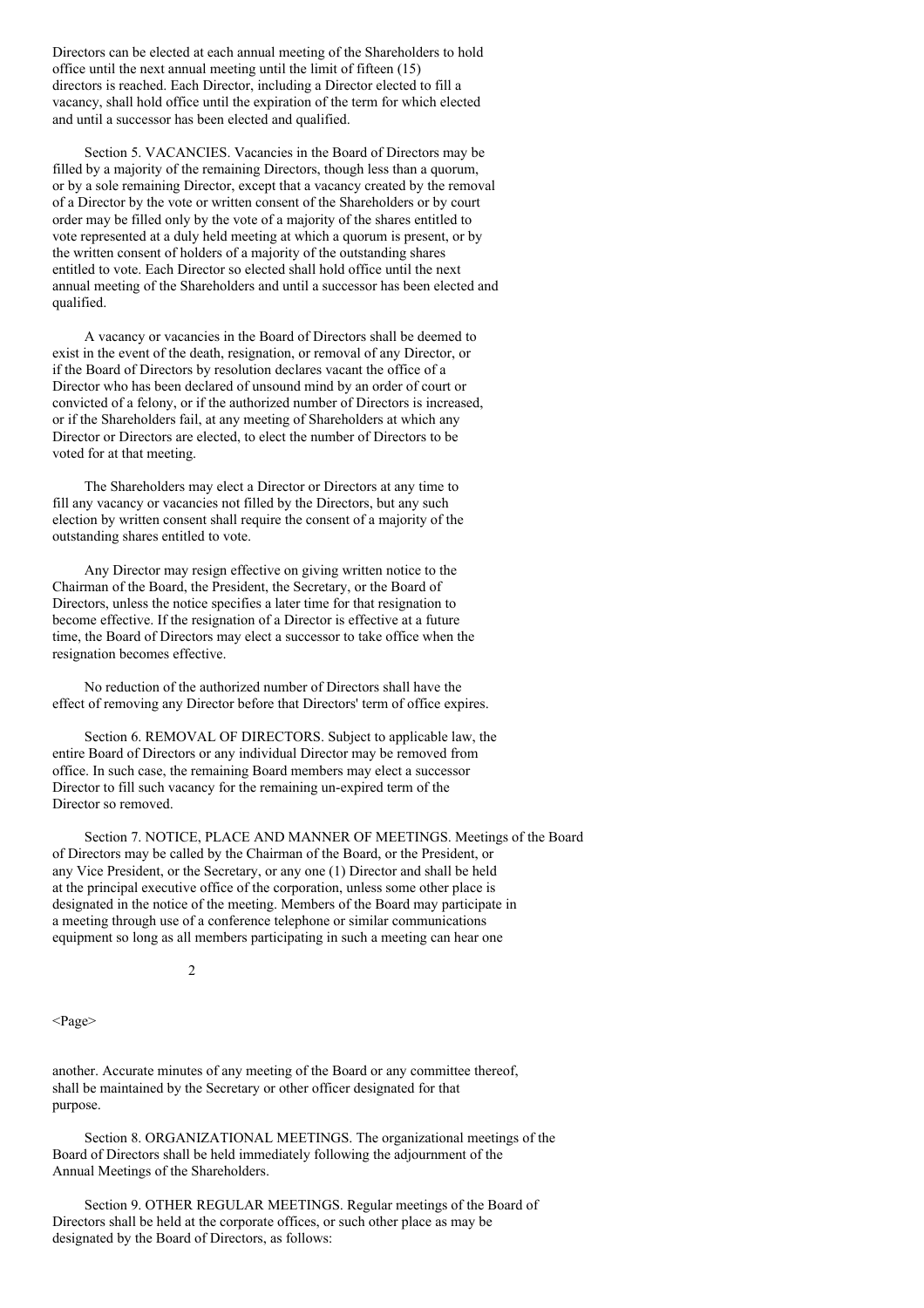Directors can be elected at each annual meeting of the Shareholders to hold office until the next annual meeting until the limit of fifteen (15) directors is reached. Each Director, including a Director elected to fill a vacancy, shall hold office until the expiration of the term for which elected and until a successor has been elected and qualified.

Section 5. VACANCIES. Vacancies in the Board of Directors may be filled by a majority of the remaining Directors, though less than a quorum, or by a sole remaining Director, except that a vacancy created by the removal of a Director by the vote or written consent of the Shareholders or by court order may be filled only by the vote of a majority of the shares entitled to vote represented at a duly held meeting at which a quorum is present, or by the written consent of holders of a majority of the outstanding shares entitled to vote. Each Director so elected shall hold office until the next annual meeting of the Shareholders and until a successor has been elected and qualified.

A vacancy or vacancies in the Board of Directors shall be deemed to exist in the event of the death, resignation, or removal of any Director, or if the Board of Directors by resolution declares vacant the office of a Director who has been declared of unsound mind by an order of court or convicted of a felony, or if the authorized number of Directors is increased, or if the Shareholders fail, at any meeting of Shareholders at which any Director or Directors are elected, to elect the number of Directors to be voted for at that meeting.

The Shareholders may elect a Director or Directors at any time to fill any vacancy or vacancies not filled by the Directors, but any such election by written consent shall require the consent of a majority of the outstanding shares entitled to vote.

Any Director may resign effective on giving written notice to the Chairman of the Board, the President, the Secretary, or the Board of Directors, unless the notice specifies a later time for that resignation to become effective. If the resignation of a Director is effective at a future time, the Board of Directors may elect a successor to take office when the resignation becomes effective.

No reduction of the authorized number of Directors shall have the effect of removing any Director before that Directors' term of office expires.

Section 6. REMOVAL OF DIRECTORS. Subject to applicable law, the entire Board of Directors or any individual Director may be removed from office. In such case, the remaining Board members may elect a successor Director to fill such vacancy for the remaining un-expired term of the Director so removed.

Section 7. NOTICE, PLACE AND MANNER OF MEETINGS. Meetings of the Board of Directors may be called by the Chairman of the Board, or the President, or any Vice President, or the Secretary, or any one (1) Director and shall be held at the principal executive office of the corporation, unless some other place is designated in the notice of the meeting. Members of the Board may participate in a meeting through use of a conference telephone or similar communications equipment so long as all members participating in such a meeting can hear one another. Accurate minutes of any meeting of the Board or any committee thereof, shall be maintained by the Secretary or other officer designated for that purpose.

Section 8. ORGANIZATIONAL MEETINGS. The organizational meetings of the Board of Directors shall be held immediately following the adjournment of the Annual Meetings of the Shareholders.

Section 9. OTHER REGULAR MEETINGS. Regular meetings of the Board of Directors shall be held at the corporate offices, or such other place as may be designated by the Board of Directors, as follows: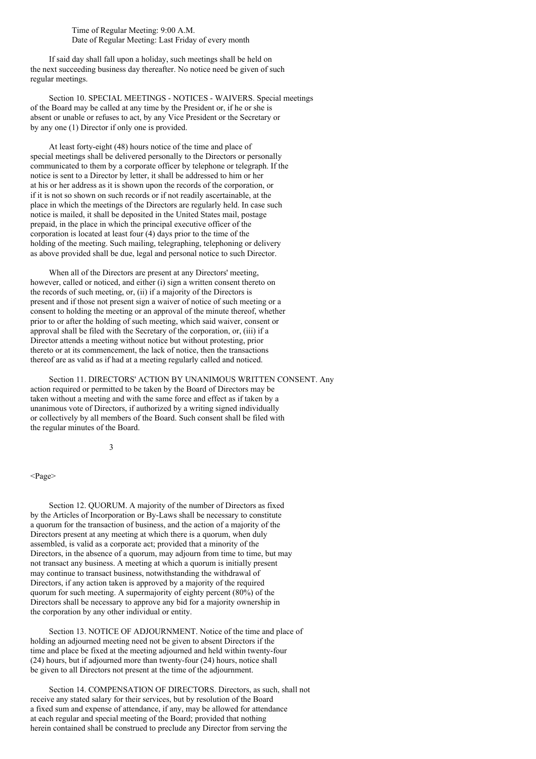Time of Regular Meeting: 9:00 A.M.
Date of Regular Meeting: Last Friday of every month

If said day shall fall upon a holiday, such meetings shall be held on the next succeeding business day thereafter. No notice need be given of such regular meetings.

Section 10. SPECIAL MEETINGS - NOTICES - WAIVERS. Special meetings of the Board may be called at any time by the President or, if he or she is absent or unable or refuses to act, by any Vice President or the Secretary or by any one (1) Director if only one is provided.

At least forty-eight (48) hours notice of the time and place of special meetings shall be delivered personally to the Directors or personally communicated to them by a corporate officer by telephone or telegraph. If the notice is sent to a Director by letter, it shall be addressed to him or her at his or her address as it is shown upon the records of the corporation, or if it is not so shown on such records or if not readily ascertainable, at the place in which the meetings of the Directors are regularly held. In case such notice is mailed, it shall be deposited in the United States mail, postage prepaid, in the place in which the principal executive officer of the corporation is located at least four (4) days prior to the time of the holding of the meeting. Such mailing, telegraphing, telephoning or delivery as above provided shall be due, legal and personal notice to such Director.

When all of the Directors are present at any Directors' meeting, however, called or noticed, and either (i) sign a written consent thereto on the records of such meeting, or, (ii) if a majority of the Directors is present and if those not present sign a waiver of notice of such meeting or a consent to holding the meeting or an approval of the minute thereof, whether prior to or after the holding of such meeting, which said waiver, consent or approval shall be filed with the Secretary of the corporation, or, (iii) if a Director attends a meeting without notice but without protesting, prior thereto or at its commencement, the lack of notice, then the transactions thereof are as valid as if had at a meeting regularly called and noticed.

Section 11. DIRECTORS' ACTION BY UNANIMOUS WRITTEN CONSENT. Any action required or permitted to be taken by the Board of Directors may be taken without a meeting and with the same force and effect as if taken by a unanimous vote of Directors, if authorized by a writing signed individually or collectively by all members of the Board. Such consent shall be filed with the regular minutes of the Board.

Section 12. QUORUM. A majority of the number of Directors as fixed by the Articles of Incorporation or By-Laws shall be necessary to constitute a quorum for the transaction of business, and the action of a majority of the Directors present at any meeting at which there is a quorum, when duly assembled, is valid as a corporate act; provided that a minority of the Directors, in the absence of a quorum, may adjourn from time to time, but may not transact any business. A meeting at which a quorum is initially present may continue to transact business, notwithstanding the withdrawal of Directors, if any action taken is approved by a majority of the required quorum for such meeting. A supermajority of eighty percent (80%) of the Directors shall be necessary to approve any bid for a majority ownership in the corporation by any other individual or entity.

Section 13. NOTICE OF ADJOURNMENT. Notice of the time and place of holding an adjourned meeting need not be given to absent Directors if the time and place be fixed at the meeting adjourned and held within twenty-four (24) hours, but if adjourned more than twenty-four (24) hours, notice shall be given to all Directors not present at the time of the adjournment.

Section 14. COMPENSATION OF DIRECTORS. Directors, as such, shall not receive any stated salary for their services, but by resolution of the Board a fixed sum and expense of attendance, if any, may be allowed for attendance at each regular and special meeting of the Board; provided that nothing herein contained shall be construed to preclude any Director from serving the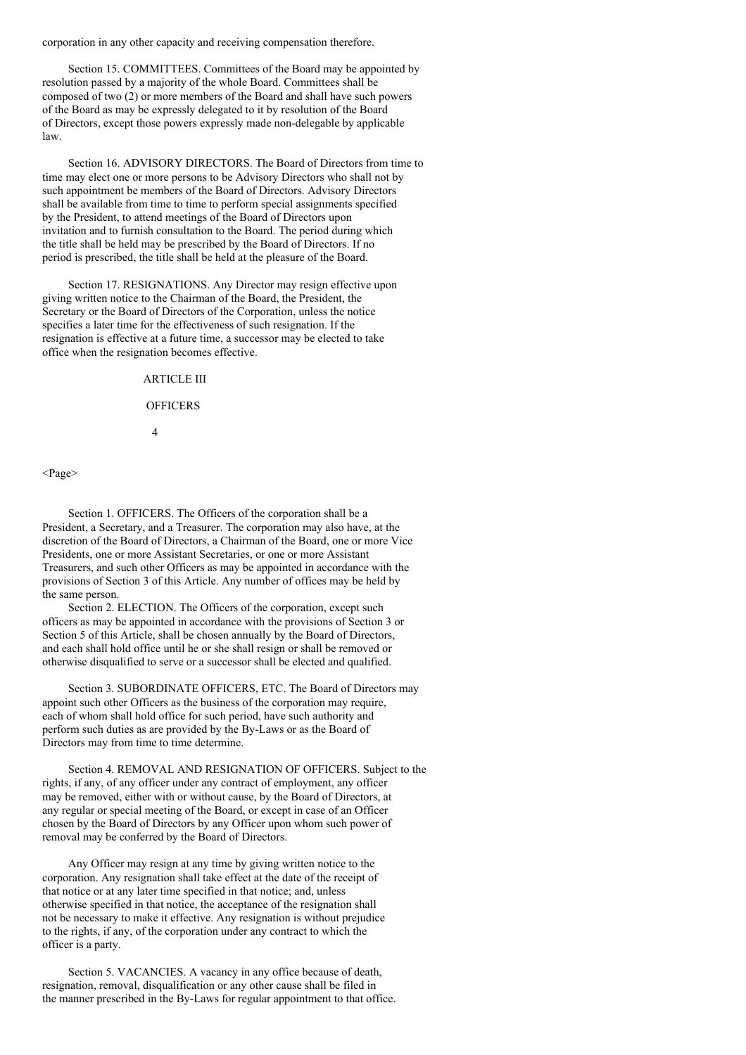corporation in any other capacity and receiving compensation therefore.

Section 15. COMMITTEES. Committees of the Board may be appointed by resolution passed by a majority of the whole Board. Committees shall be composed of two (2) or more members of the Board and shall have such powers of the Board as may be expressly delegated to it by resolution of the Board of Directors, except those powers expressly made non-delegable by applicable law.

Section 16. ADVISORY DIRECTORS. The Board of Directors from time to time may elect one or more persons to be Advisory Directors who shall not by such appointment be members of the Board of Directors. Advisory Directors shall be available from time to time to perform special assignments specified by the President, to attend meetings of the Board of Directors upon invitation and to furnish consultation to the Board. The period during which the title shall be held may be prescribed by the Board of Directors. If no period is prescribed, the title shall be held at the pleasure of the Board.

Section 17. RESIGNATIONS. Any Director may resign effective upon giving written notice to the Chairman of the Board, the President, the Secretary or the Board of Directors of the Corporation, unless the notice specifies a later time for the effectiveness of such resignation. If the resignation is effective at a future time, a successor may be elected to take office when the resignation becomes effective.

## ARTICLE III

## OFFICERS

Section 1. OFFICERS. The Officers of the corporation shall be a President, a Secretary, and a Treasurer. The corporation may also have, at the discretion of the Board of Directors, a Chairman of the Board, one or more Vice Presidents, one or more Assistant Secretaries, or one or more Assistant Treasurers, and such other Officers as may be appointed in accordance with the provisions of Section 3 of this Article. Any number of offices may be held by the same person.

Section 2. ELECTION. The Officers of the corporation, except such officers as may be appointed in accordance with the provisions of Section 3 or Section 5 of this Article, shall be chosen annually by the Board of Directors, and each shall hold office until he or she shall resign or shall be removed or otherwise disqualified to serve or a successor shall be elected and qualified.

Section 3. SUBORDINATE OFFICERS, ETC. The Board of Directors may appoint such other Officers as the business of the corporation may require, each of whom shall hold office for such period, have such authority and perform such duties as are provided by the By-Laws or as the Board of Directors may from time to time determine.

Section 4. REMOVAL AND RESIGNATION OF OFFICERS. Subject to the rights, if any, of any officer under any contract of employment, any officer may be removed, either with or without cause, by the Board of Directors, at any regular or special meeting of the Board, or except in case of an Officer chosen by the Board of Directors by any Officer upon whom such power of removal may be conferred by the Board of Directors.

Any Officer may resign at any time by giving written notice to the corporation. Any resignation shall take effect at the date of the receipt of that notice or at any later time specified in that notice; and, unless otherwise specified in that notice, the acceptance of the resignation shall not be necessary to make it effective. Any resignation is without prejudice to the rights, if any, of the corporation under any contract to which the officer is a party.

Section 5. VACANCIES. A vacancy in any office because of death, resignation, removal, disqualification or any other cause shall be filed in the manner prescribed in the By-Laws for regular appointment to that office.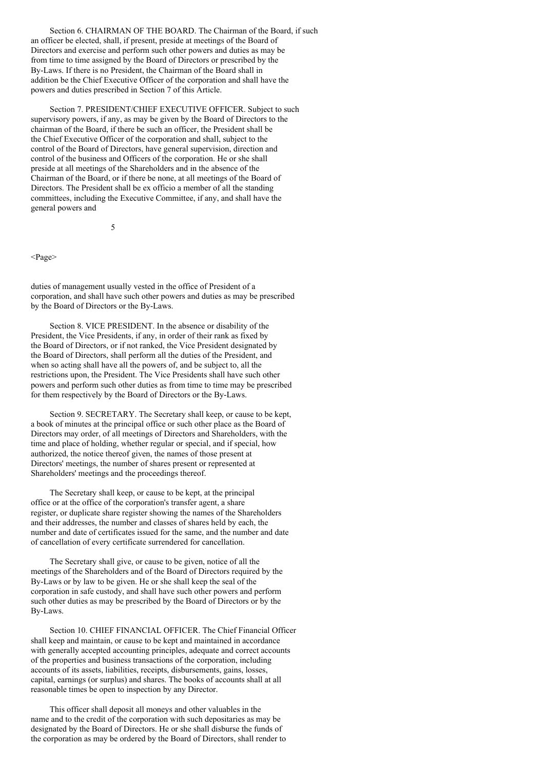Section 6. CHAIRMAN OF THE BOARD. The Chairman of the Board, if such an officer be elected, shall, if present, preside at meetings of the Board of Directors and exercise and perform such other powers and duties as may be from time to time assigned by the Board of Directors or prescribed by the By-Laws. If there is no President, the Chairman of the Board shall in addition be the Chief Executive Officer of the corporation and shall have the powers and duties prescribed in Section 7 of this Article.

Section 7. PRESIDENT/CHIEF EXECUTIVE OFFICER. Subject to such supervisory powers, if any, as may be given by the Board of Directors to the chairman of the Board, if there be such an officer, the President shall be the Chief Executive Officer of the corporation and shall, subject to the control of the Board of Directors, have general supervision, direction and control of the business and Officers of the corporation. He or she shall preside at all meetings of the Shareholders and in the absence of the Chairman of the Board, or if there be none, at all meetings of the Board of Directors. The President shall be ex officio a member of all the standing committees, including the Executive Committee, if any, and shall have the general powers and duties of management usually vested in the office of President of a corporation, and shall have such other powers and duties as may be prescribed by the Board of Directors or the By-Laws.

Section 8. VICE PRESIDENT. In the absence or disability of the President, the Vice Presidents, if any, in order of their rank as fixed by the Board of Directors, or if not ranked, the Vice President designated by the Board of Directors, shall perform all the duties of the President, and when so acting shall have all the powers of, and be subject to, all the restrictions upon, the President. The Vice Presidents shall have such other powers and perform such other duties as from time to time may be prescribed for them respectively by the Board of Directors or the By-Laws.

Section 9. SECRETARY. The Secretary shall keep, or cause to be kept, a book of minutes at the principal office or such other place as the Board of Directors may order, of all meetings of Directors and Shareholders, with the time and place of holding, whether regular or special, and if special, how authorized, the notice thereof given, the names of those present at Directors' meetings, the number of shares present or represented at Shareholders' meetings and the proceedings thereof.

The Secretary shall keep, or cause to be kept, at the principal office or at the office of the corporation's transfer agent, a share register, or duplicate share register showing the names of the Shareholders and their addresses, the number and classes of shares held by each, the number and date of certificates issued for the same, and the number and date of cancellation of every certificate surrendered for cancellation.

The Secretary shall give, or cause to be given, notice of all the meetings of the Shareholders and of the Board of Directors required by the By-Laws or by law to be given. He or she shall keep the seal of the corporation in safe custody, and shall have such other powers and perform such other duties as may be prescribed by the Board of Directors or by the By-Laws.

Section 10. CHIEF FINANCIAL OFFICER. The Chief Financial Officer shall keep and maintain, or cause to be kept and maintained in accordance with generally accepted accounting principles, adequate and correct accounts of the properties and business transactions of the corporation, including accounts of its assets, liabilities, receipts, disbursements, gains, losses, capital, earnings (or surplus) and shares. The books of accounts shall at all reasonable times be open to inspection by any Director.

This officer shall deposit all moneys and other valuables in the name and to the credit of the corporation with such depositaries as may be designated by the Board of Directors. He or she shall disburse the funds of the corporation as may be ordered by the Board of Directors, shall render to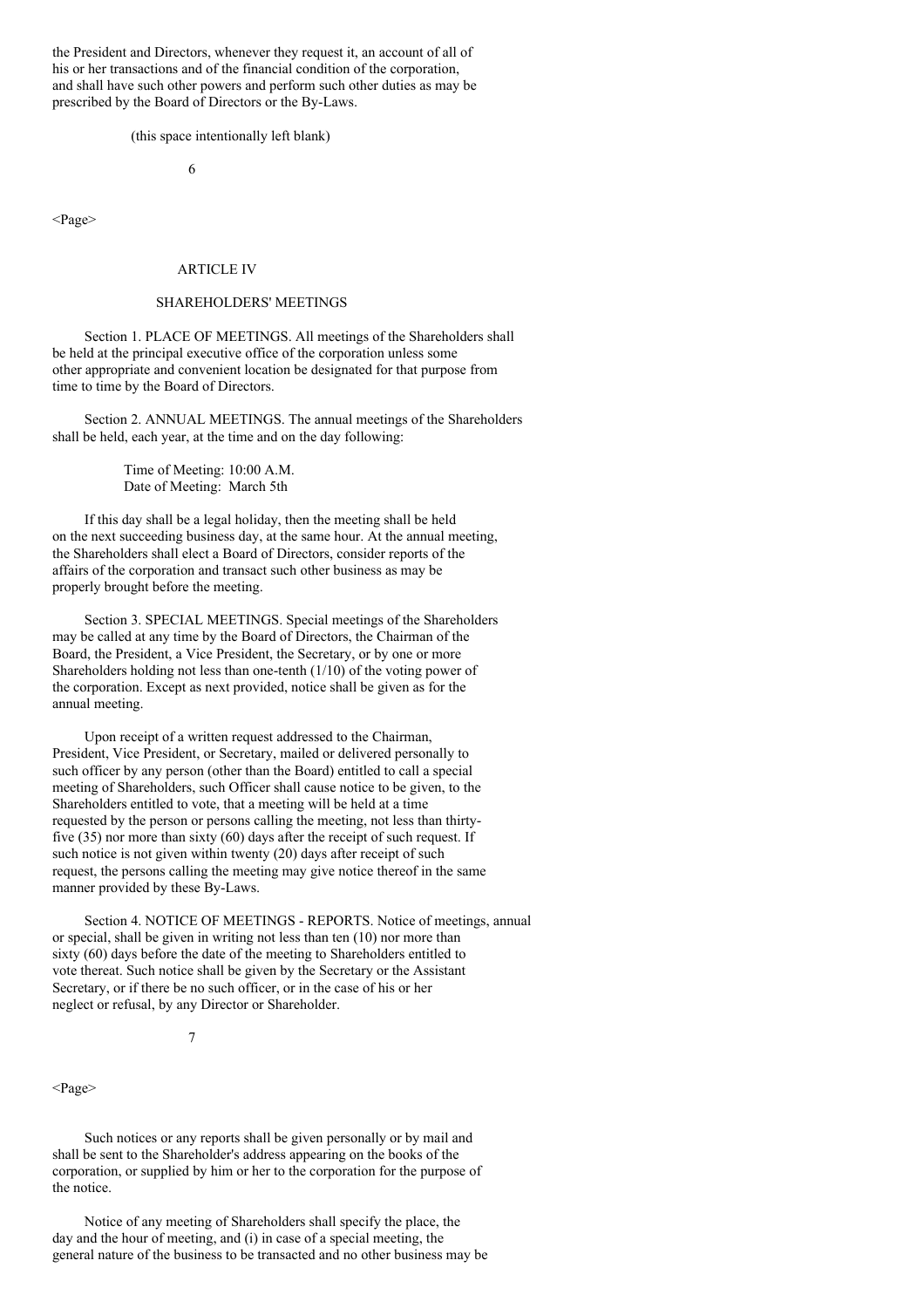the President and Directors, whenever they request it, an account of all of his or her transactions and of the financial condition of the corporation, and shall have such other powers and perform such other duties as may be prescribed by the Board of Directors or the By-Laws.

(this space intentionally left blank)

## ARTICLE IV

## SHAREHOLDERS' MEETINGS

Section 1. PLACE OF MEETINGS. All meetings of the Shareholders shall be held at the principal executive office of the corporation unless some other appropriate and convenient location be designated for that purpose from time to time by the Board of Directors.

Section 2. ANNUAL MEETINGS. The annual meetings of the Shareholders shall be held, each year, at the time and on the day following:

Time of Meeting: 10:00 A.M.
Date of Meeting: March 5th

If this day shall be a legal holiday, then the meeting shall be held on the next succeeding business day, at the same hour. At the annual meeting, the Shareholders shall elect a Board of Directors, consider reports of the affairs of the corporation and transact such other business as may be properly brought before the meeting.

Section 3. SPECIAL MEETINGS. Special meetings of the Shareholders may be called at any time by the Board of Directors, the Chairman of the Board, the President, a Vice President, the Secretary, or by one or more Shareholders holding not less than one-tenth (1/10) of the voting power of the corporation. Except as next provided, notice shall be given as for the annual meeting.

Upon receipt of a written request addressed to the Chairman, President, Vice President, or Secretary, mailed or delivered personally to such officer by any person (other than the Board) entitled to call a special meeting of Shareholders, such Officer shall cause notice to be given, to the Shareholders entitled to vote, that a meeting will be held at a time requested by the person or persons calling the meeting, not less than thirty-five (35) nor more than sixty (60) days after the receipt of such request. If such notice is not given within twenty (20) days after receipt of such request, the persons calling the meeting may give notice thereof in the same manner provided by these By-Laws.

Section 4. NOTICE OF MEETINGS - REPORTS. Notice of meetings, annual or special, shall be given in writing not less than ten (10) nor more than sixty (60) days before the date of the meeting to Shareholders entitled to vote thereat. Such notice shall be given by the Secretary or the Assistant Secretary, or if there be no such officer, or in the case of his or her neglect or refusal, by any Director or Shareholder.

Such notices or any reports shall be given personally or by mail and shall be sent to the Shareholder's address appearing on the books of the corporation, or supplied by him or her to the corporation for the purpose of the notice.

Notice of any meeting of Shareholders shall specify the place, the day and the hour of meeting, and (i) in case of a special meeting, the general nature of the business to be transacted and no other business may be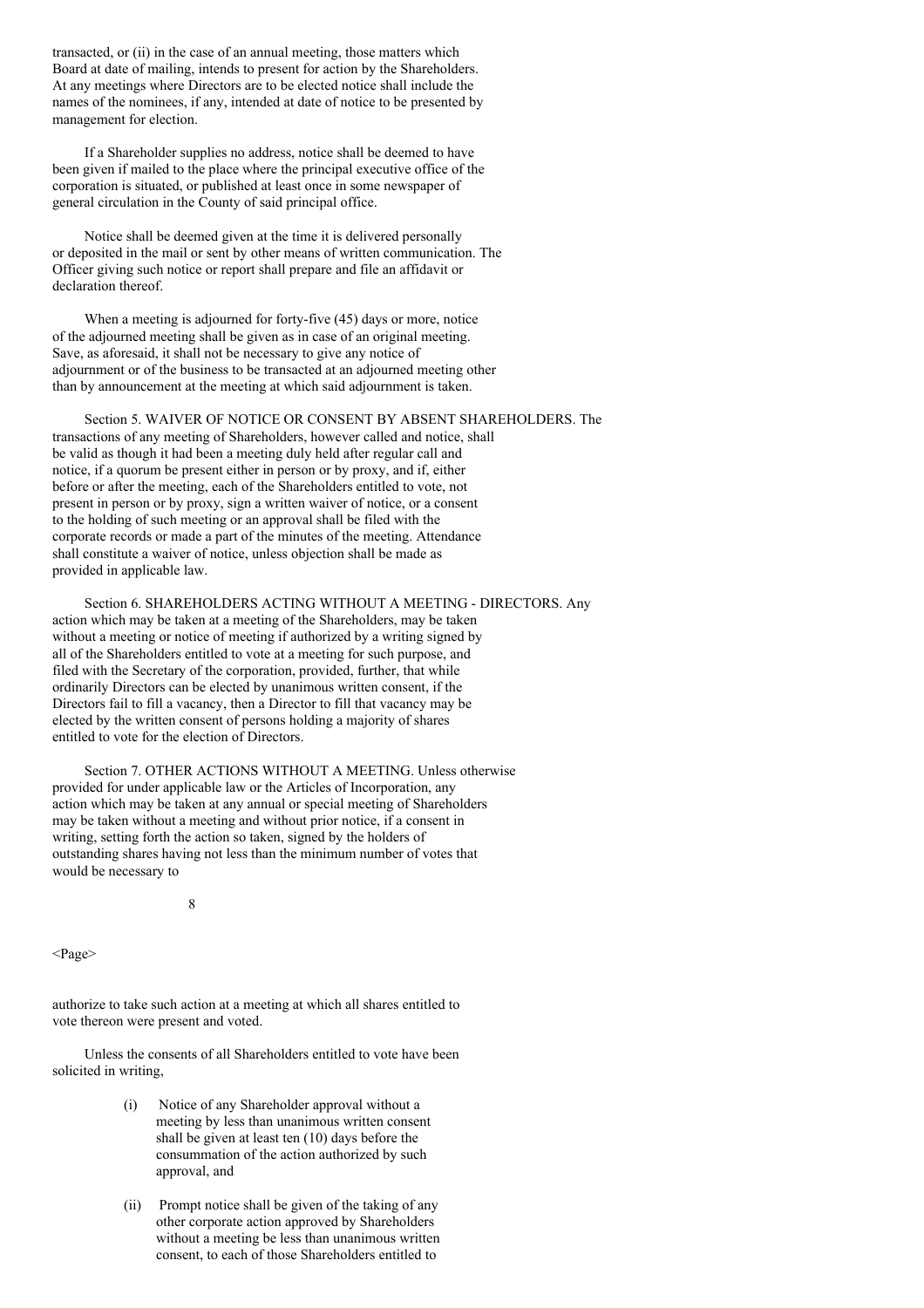transacted, or (ii) in the case of an annual meeting, those matters which Board at date of mailing, intends to present for action by the Shareholders. At any meetings where Directors are to be elected notice shall include the names of the nominees, if any, intended at date of notice to be presented by management for election.

If a Shareholder supplies no address, notice shall be deemed to have been given if mailed to the place where the principal executive office of the corporation is situated, or published at least once in some newspaper of general circulation in the County of said principal office.

Notice shall be deemed given at the time it is delivered personally or deposited in the mail or sent by other means of written communication. The Officer giving such notice or report shall prepare and file an affidavit or declaration thereof.

When a meeting is adjourned for forty-five (45) days or more, notice of the adjourned meeting shall be given as in case of an original meeting. Save, as aforesaid, it shall not be necessary to give any notice of adjournment or of the business to be transacted at an adjourned meeting other than by announcement at the meeting at which said adjournment is taken.

Section 5. WAIVER OF NOTICE OR CONSENT BY ABSENT SHAREHOLDERS. The transactions of any meeting of Shareholders, however called and notice, shall be valid as though it had been a meeting duly held after regular call and notice, if a quorum be present either in person or by proxy, and if, either before or after the meeting, each of the Shareholders entitled to vote, not present in person or by proxy, sign a written waiver of notice, or a consent to the holding of such meeting or an approval shall be filed with the corporate records or made a part of the minutes of the meeting. Attendance shall constitute a waiver of notice, unless objection shall be made as provided in applicable law.

Section 6. SHAREHOLDERS ACTING WITHOUT A MEETING - DIRECTORS. Any action which may be taken at a meeting of the Shareholders, may be taken without a meeting or notice of meeting if authorized by a writing signed by all of the Shareholders entitled to vote at a meeting for such purpose, and filed with the Secretary of the corporation, provided, further, that while ordinarily Directors can be elected by unanimous written consent, if the Directors fail to fill a vacancy, then a Director to fill that vacancy may be elected by the written consent of persons holding a majority of shares entitled to vote for the election of Directors.

Section 7. OTHER ACTIONS WITHOUT A MEETING. Unless otherwise provided for under applicable law or the Articles of Incorporation, any action which may be taken at any annual or special meeting of Shareholders may be taken without a meeting and without prior notice, if a consent in writing, setting forth the action so taken, signed by the holders of outstanding shares having not less than the minimum number of votes that would be necessary to authorize to take such action at a meeting at which all shares entitled to vote thereon were present and voted.

Unless the consents of all Shareholders entitled to vote have been solicited in writing,

(i) Notice of any Shareholder approval without a meeting by less than unanimous written consent shall be given at least ten (10) days before the consummation of the action authorized by such approval, and

(ii) Prompt notice shall be given of the taking of any other corporate action approved by Shareholders without a meeting be less than unanimous written consent, to each of those Shareholders entitled to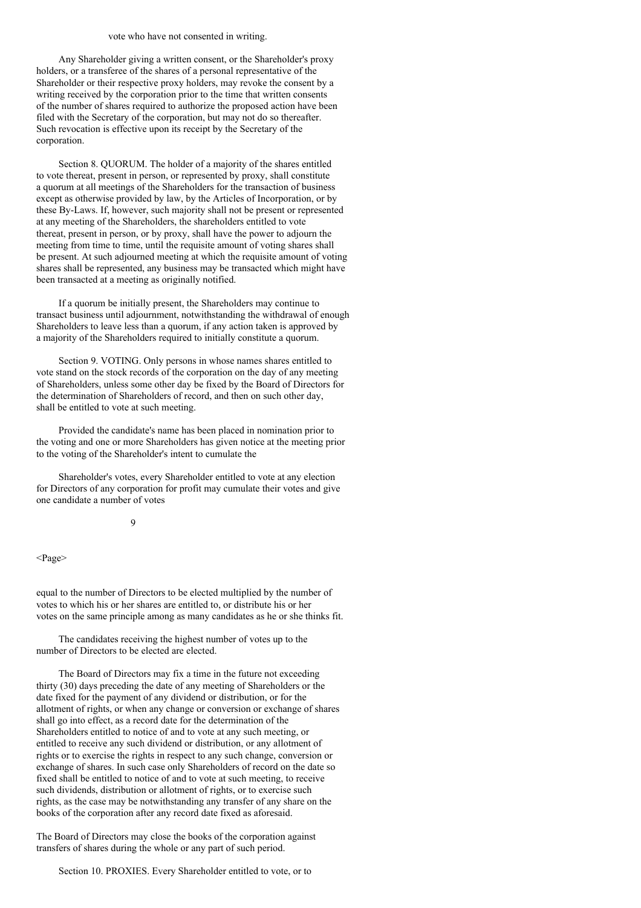vote who have not consented in writing.

Any Shareholder giving a written consent, or the Shareholder's proxy holders, or a transferee of the shares of a personal representative of the Shareholder or their respective proxy holders, may revoke the consent by a writing received by the corporation prior to the time that written consents of the number of shares required to authorize the proposed action have been filed with the Secretary of the corporation, but may not do so thereafter. Such revocation is effective upon its receipt by the Secretary of the corporation.

Section 8. QUORUM. The holder of a majority of the shares entitled to vote thereat, present in person, or represented by proxy, shall constitute a quorum at all meetings of the Shareholders for the transaction of business except as otherwise provided by law, by the Articles of Incorporation, or by these By-Laws. If, however, such majority shall not be present or represented at any meeting of the Shareholders, the shareholders entitled to vote thereat, present in person, or by proxy, shall have the power to adjourn the meeting from time to time, until the requisite amount of voting shares shall be present. At such adjourned meeting at which the requisite amount of voting shares shall be represented, any business may be transacted which might have been transacted at a meeting as originally notified.

If a quorum be initially present, the Shareholders may continue to transact business until adjournment, notwithstanding the withdrawal of enough Shareholders to leave less than a quorum, if any action taken is approved by a majority of the Shareholders required to initially constitute a quorum.

Section 9. VOTING. Only persons in whose names shares entitled to vote stand on the stock records of the corporation on the day of any meeting of Shareholders, unless some other day be fixed by the Board of Directors for the determination of Shareholders of record, and then on such other day, shall be entitled to vote at such meeting.

Provided the candidate's name has been placed in nomination prior to the voting and one or more Shareholders has given notice at the meeting prior to the voting of the Shareholder's intent to cumulate the

Shareholder's votes, every Shareholder entitled to vote at any election for Directors of any corporation for profit may cumulate their votes and give one candidate a number of votes equal to the number of Directors to be elected multiplied by the number of votes to which his or her shares are entitled to, or distribute his or her votes on the same principle among as many candidates as he or she thinks fit.

The candidates receiving the highest number of votes up to the number of Directors to be elected are elected.

The Board of Directors may fix a time in the future not exceeding thirty (30) days preceding the date of any meeting of Shareholders or the date fixed for the payment of any dividend or distribution, or for the allotment of rights, or when any change or conversion or exchange of shares shall go into effect, as a record date for the determination of the Shareholders entitled to notice of and to vote at any such meeting, or entitled to receive any such dividend or distribution, or any allotment of rights or to exercise the rights in respect to any such change, conversion or exchange of shares. In such case only Shareholders of record on the date so fixed shall be entitled to notice of and to vote at such meeting, to receive such dividends, distribution or allotment of rights, or to exercise such rights, as the case may be notwithstanding any transfer of any share on the books of the corporation after any record date fixed as aforesaid.

The Board of Directors may close the books of the corporation against transfers of shares during the whole or any part of such period.

Section 10. PROXIES. Every Shareholder entitled to vote, or to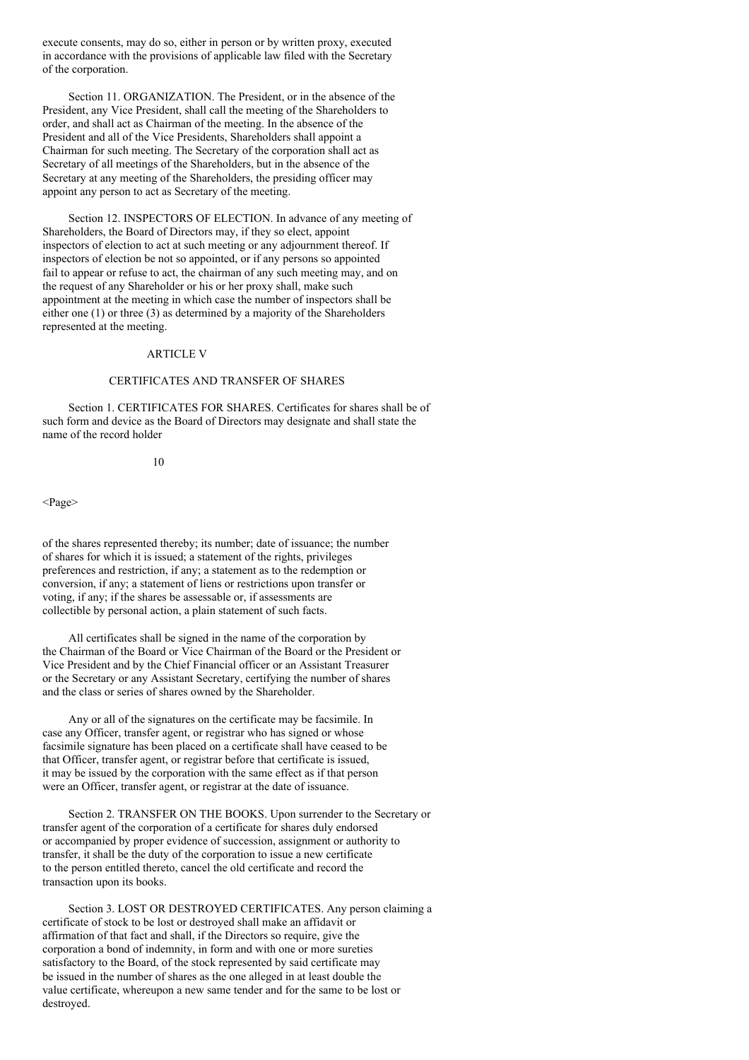execute consents, may do so, either in person or by written proxy, executed in accordance with the provisions of applicable law filed with the Secretary of the corporation.

Section 11. ORGANIZATION. The President, or in the absence of the President, any Vice President, shall call the meeting of the Shareholders to order, and shall act as Chairman of the meeting. In the absence of the President and all of the Vice Presidents, Shareholders shall appoint a Chairman for such meeting. The Secretary of the corporation shall act as Secretary of all meetings of the Shareholders, but in the absence of the Secretary at any meeting of the Shareholders, the presiding officer may appoint any person to act as Secretary of the meeting.

Section 12. INSPECTORS OF ELECTION. In advance of any meeting of Shareholders, the Board of Directors may, if they so elect, appoint inspectors of election to act at such meeting or any adjournment thereof. If inspectors of election be not so appointed, or if any persons so appointed fail to appear or refuse to act, the chairman of any such meeting may, and on the request of any Shareholder or his or her proxy shall, make such appointment at the meeting in which case the number of inspectors shall be either one (1) or three (3) as determined by a majority of the Shareholders represented at the meeting.

## ARTICLE V

## CERTIFICATES AND TRANSFER OF SHARES

Section 1. CERTIFICATES FOR SHARES. Certificates for shares shall be of such form and device as the Board of Directors may designate and shall state the name of the record holder of the shares represented thereby; its number; date of issuance; the number of shares for which it is issued; a statement of the rights, privileges preferences and restriction, if any; a statement as to the redemption or conversion, if any; a statement of liens or restrictions upon transfer or voting, if any; if the shares be assessable or, if assessments are collectible by personal action, a plain statement of such facts.

All certificates shall be signed in the name of the corporation by the Chairman of the Board or Vice Chairman of the Board or the President or Vice President and by the Chief Financial officer or an Assistant Treasurer or the Secretary or any Assistant Secretary, certifying the number of shares and the class or series of shares owned by the Shareholder.

Any or all of the signatures on the certificate may be facsimile. In case any Officer, transfer agent, or registrar who has signed or whose facsimile signature has been placed on a certificate shall have ceased to be that Officer, transfer agent, or registrar before that certificate is issued, it may be issued by the corporation with the same effect as if that person were an Officer, transfer agent, or registrar at the date of issuance.

Section 2. TRANSFER ON THE BOOKS. Upon surrender to the Secretary or transfer agent of the corporation of a certificate for shares duly endorsed or accompanied by proper evidence of succession, assignment or authority to transfer, it shall be the duty of the corporation to issue a new certificate to the person entitled thereto, cancel the old certificate and record the transaction upon its books.

Section 3. LOST OR DESTROYED CERTIFICATES. Any person claiming a certificate of stock to be lost or destroyed shall make an affidavit or affirmation of that fact and shall, if the Directors so require, give the corporation a bond of indemnity, in form and with one or more sureties satisfactory to the Board, of the stock represented by said certificate may be issued in the number of shares as the one alleged in at least double the value certificate, whereupon a new same tender and for the same to be lost or destroyed.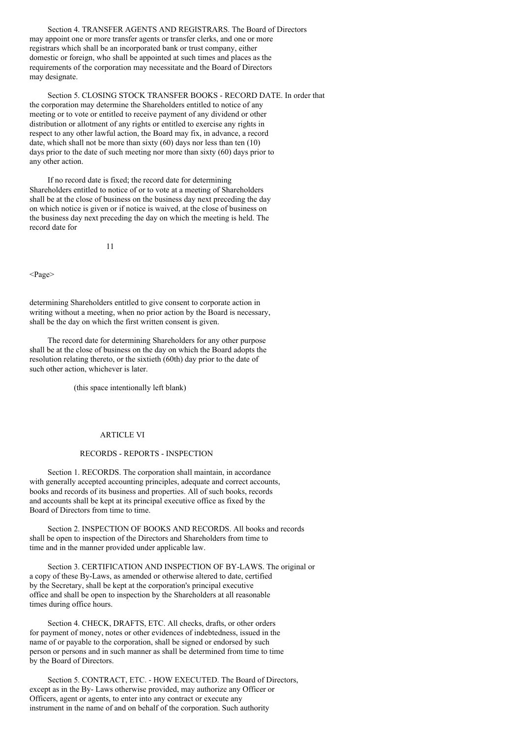Section 4. TRANSFER AGENTS AND REGISTRARS. The Board of Directors may appoint one or more transfer agents or transfer clerks, and one or more registrars which shall be an incorporated bank or trust company, either domestic or foreign, who shall be appointed at such times and places as the requirements of the corporation may necessitate and the Board of Directors may designate.

Section 5. CLOSING STOCK TRANSFER BOOKS - RECORD DATE. In order that the corporation may determine the Shareholders entitled to notice of any meeting or to vote or entitled to receive payment of any dividend or other distribution or allotment of any rights or entitled to exercise any rights in respect to any other lawful action, the Board may fix, in advance, a record date, which shall not be more than sixty (60) days nor less than ten (10) days prior to the date of such meeting nor more than sixty (60) days prior to any other action.

If no record date is fixed; the record date for determining Shareholders entitled to notice of or to vote at a meeting of Shareholders shall be at the close of business on the business day next preceding the day on which notice is given or if notice is waived, at the close of business on the business day next preceding the day on which the meeting is held. The record date for determining Shareholders entitled to give consent to corporate action in writing without a meeting, when no prior action by the Board is necessary, shall be the day on which the first written consent is given.

The record date for determining Shareholders for any other purpose shall be at the close of business on the day on which the Board adopts the resolution relating thereto, or the sixtieth (60th) day prior to the date of such other action, whichever is later.

(this space intentionally left blank)

## ARTICLE VI

## RECORDS - REPORTS - INSPECTION

Section 1. RECORDS. The corporation shall maintain, in accordance with generally accepted accounting principles, adequate and correct accounts, books and records of its business and properties. All of such books, records and accounts shall be kept at its principal executive office as fixed by the Board of Directors from time to time.

Section 2. INSPECTION OF BOOKS AND RECORDS. All books and records shall be open to inspection of the Directors and Shareholders from time to time and in the manner provided under applicable law.

Section 3. CERTIFICATION AND INSPECTION OF BY-LAWS. The original or a copy of these By-Laws, as amended or otherwise altered to date, certified by the Secretary, shall be kept at the corporation's principal executive office and shall be open to inspection by the Shareholders at all reasonable times during office hours.

Section 4. CHECK, DRAFTS, ETC. All checks, drafts, or other orders for payment of money, notes or other evidences of indebtedness, issued in the name of or payable to the corporation, shall be signed or endorsed by such person or persons and in such manner as shall be determined from time to time by the Board of Directors.

Section 5. CONTRACT, ETC. - HOW EXECUTED. The Board of Directors, except as in the By- Laws otherwise provided, may authorize any Officer or Officers, agent or agents, to enter into any contract or execute any instrument in the name of and on behalf of the corporation. Such authority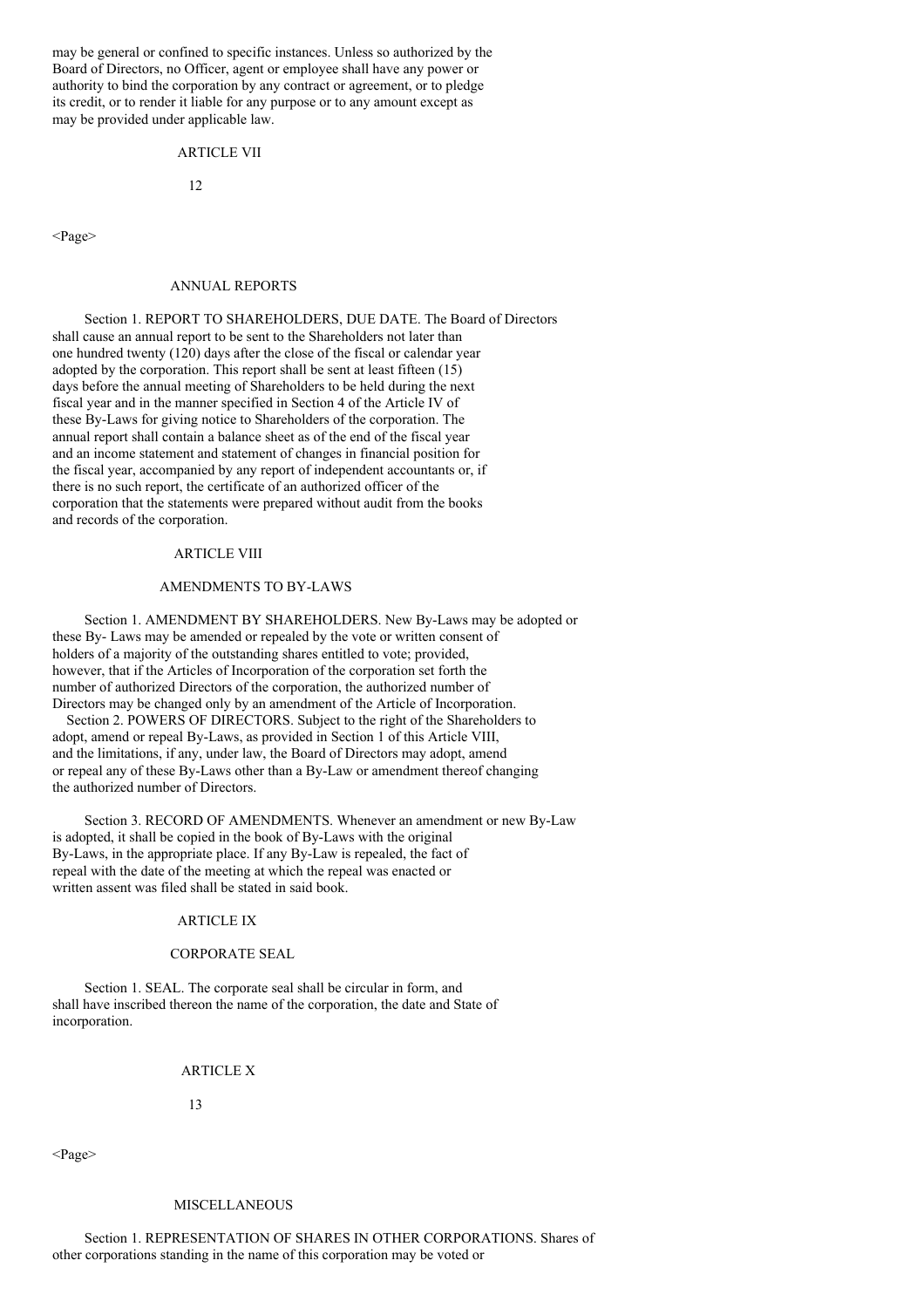may be general or confined to specific instances. Unless so authorized by the Board of Directors, no Officer, agent or employee shall have any power or authority to bind the corporation by any contract or agreement, or to pledge its credit, or to render it liable for any purpose or to any amount except as may be provided under applicable law.

## ARTICLE VII

## ANNUAL REPORTS

Section 1. REPORT TO SHAREHOLDERS, DUE DATE. The Board of Directors shall cause an annual report to be sent to the Shareholders not later than one hundred twenty (120) days after the close of the fiscal or calendar year adopted by the corporation. This report shall be sent at least fifteen (15) days before the annual meeting of Shareholders to be held during the next fiscal year and in the manner specified in Section 4 of the Article IV of these By-Laws for giving notice to Shareholders of the corporation. The annual report shall contain a balance sheet as of the end of the fiscal year and an income statement and statement of changes in financial position for the fiscal year, accompanied by any report of independent accountants or, if there is no such report, the certificate of an authorized officer of the corporation that the statements were prepared without audit from the books and records of the corporation.

## ARTICLE VIII

## AMENDMENTS TO BY-LAWS

Section 1. AMENDMENT BY SHAREHOLDERS. New By-Laws may be adopted or these By- Laws may be amended or repealed by the vote or written consent of holders of a majority of the outstanding shares entitled to vote; provided, however, that if the Articles of Incorporation of the corporation set forth the number of authorized Directors of the corporation, the authorized number of Directors may be changed only by an amendment of the Article of Incorporation.

Section 2. POWERS OF DIRECTORS. Subject to the right of the Shareholders to adopt, amend or repeal By-Laws, as provided in Section 1 of this Article VIII, and the limitations, if any, under law, the Board of Directors may adopt, amend or repeal any of these By-Laws other than a By-Law or amendment thereof changing the authorized number of Directors.

Section 3. RECORD OF AMENDMENTS. Whenever an amendment or new By-Law is adopted, it shall be copied in the book of By-Laws with the original By-Laws, in the appropriate place. If any By-Law is repealed, the fact of repeal with the date of the meeting at which the repeal was enacted or written assent was filed shall be stated in said book.

## ARTICLE IX

## CORPORATE SEAL

Section 1. SEAL. The corporate seal shall be circular in form, and shall have inscribed thereon the name of the corporation, the date and State of incorporation.

## ARTICLE X

## MISCELLANEOUS

Section 1. REPRESENTATION OF SHARES IN OTHER CORPORATIONS. Shares of other corporations standing in the name of this corporation may be voted or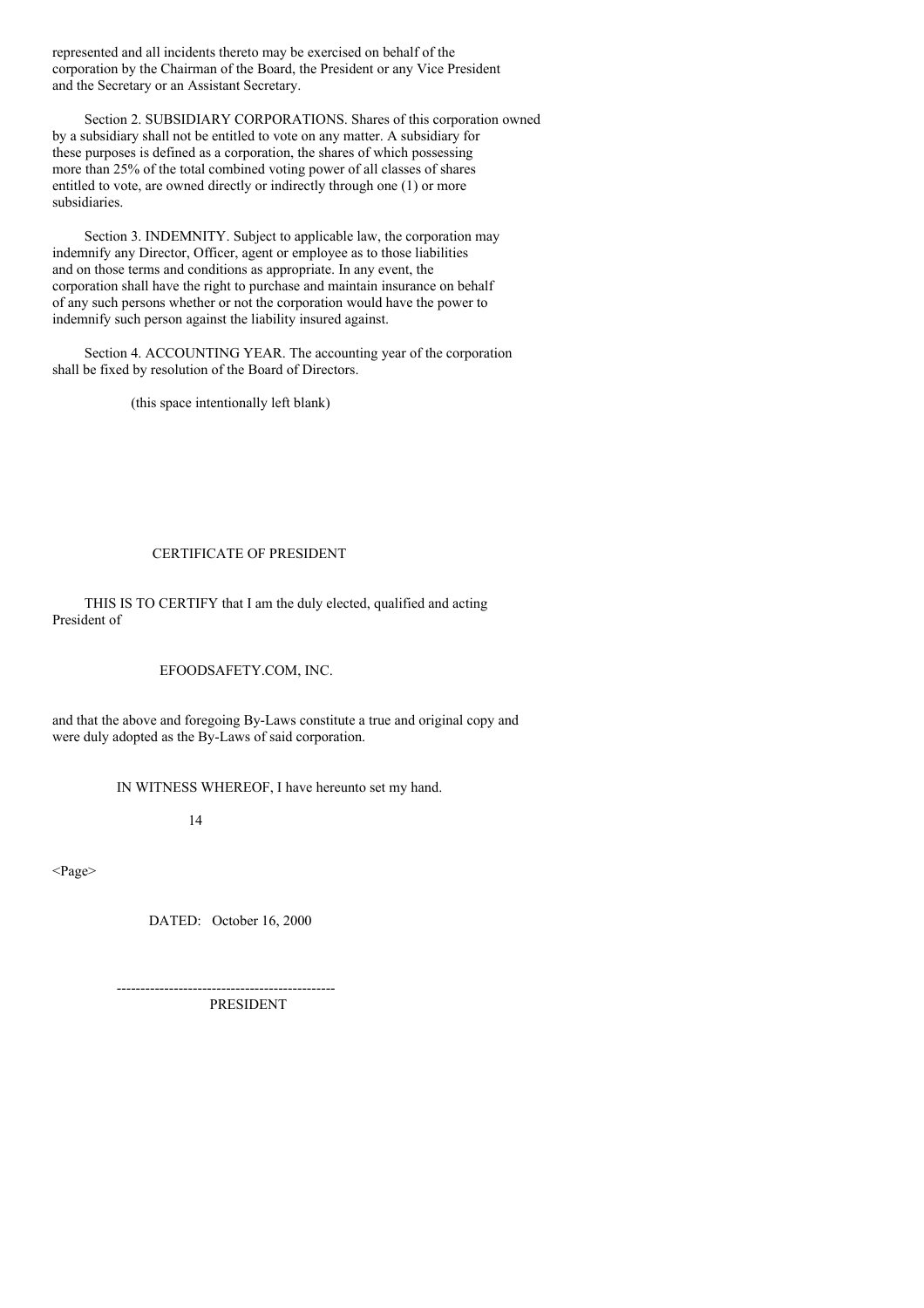represented and all incidents thereto may be exercised on behalf of the corporation by the Chairman of the Board, the President or any Vice President and the Secretary or an Assistant Secretary.

Section 2. SUBSIDIARY CORPORATIONS. Shares of this corporation owned by a subsidiary shall not be entitled to vote on any matter. A subsidiary for these purposes is defined as a corporation, the shares of which possessing more than 25% of the total combined voting power of all classes of shares entitled to vote, are owned directly or indirectly through one (1) or more subsidiaries.

Section 3. INDEMNITY. Subject to applicable law, the corporation may indemnify any Director, Officer, agent or employee as to those liabilities and on those terms and conditions as appropriate. In any event, the corporation shall have the right to purchase and maintain insurance on behalf of any such persons whether or not the corporation would have the power to indemnify such person against the liability insured against.

Section 4. ACCOUNTING YEAR. The accounting year of the corporation shall be fixed by resolution of the Board of Directors.

(this space intentionally left blank)

CERTIFICATE OF PRESIDENT

THIS IS TO CERTIFY that I am the duly elected, qualified and acting President of

EFOODSAFETY.COM, INC.

and that the above and foregoing By-Laws constitute a true and original copy and were duly adopted as the By-Laws of said corporation.

IN WITNESS WHEREOF, I have hereunto set my hand.

DATED: October 16, 2000

----------------------------------------------
PRESIDENT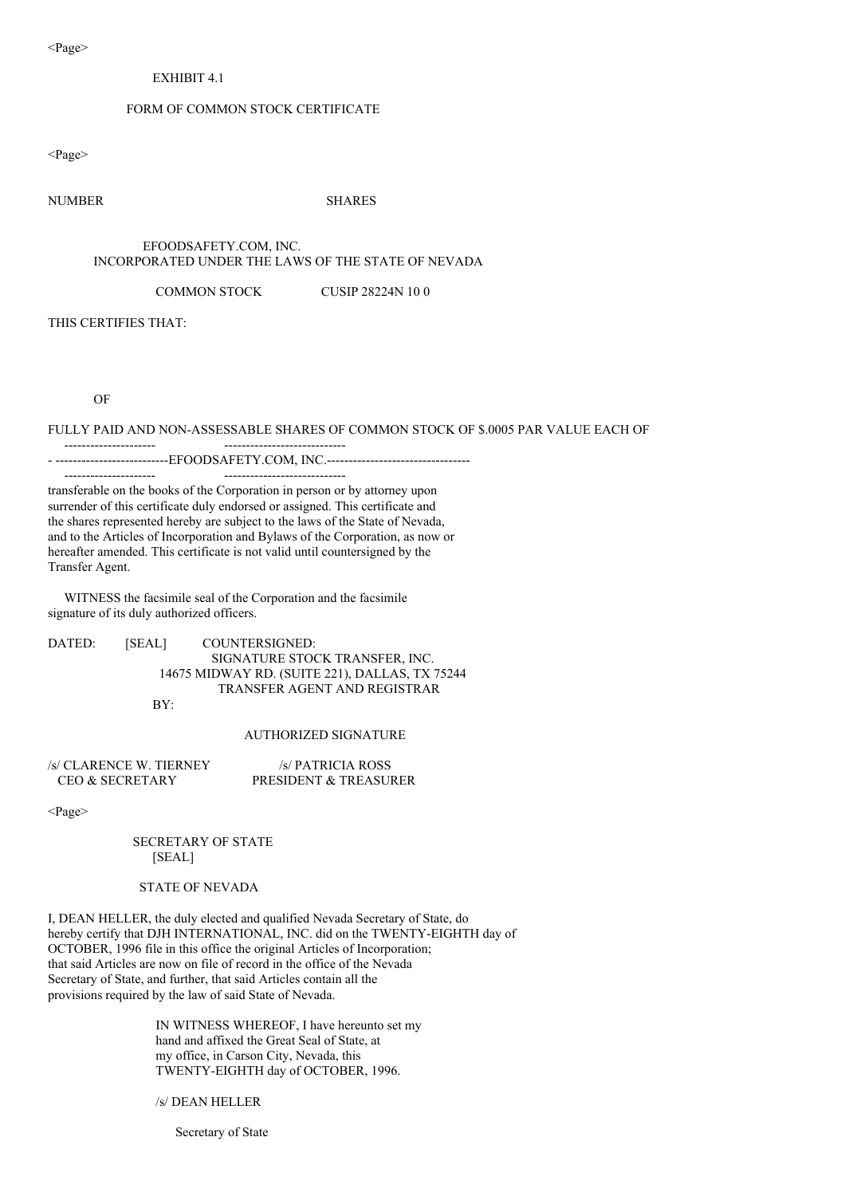EXHIBIT 4.1

FORM OF COMMON STOCK CERTIFICATE

NUMBER SHARES

EFOODSAFETY.COM, INC.
INCORPORATED UNDER THE LAWS OF THE STATE OF NEVADA

COMMON STOCK CUSIP 28224N 10 0

THIS CERTIFIES THAT:

OF

FULLY PAID AND NON-ASSESSABLE SHARES OF COMMON STOCK OF $.0005 PAR VALUE EACH OF

\- --------------------------EFOODSAFETY.COM, INC.---------------------------------

transferable on the books of the Corporation in person or by attorney upon surrender of this certificate duly endorsed or assigned. This certificate and the shares represented hereby are subject to the laws of the State of Nevada, and to the Articles of Incorporation and Bylaws of the Corporation, as now or hereafter amended. This certificate is not valid until countersigned by the Transfer Agent.

WITNESS the facsimile seal of the Corporation and the facsimile signature of its duly authorized officers.

DATED: [SEAL] COUNTERSIGNED:
SIGNATURE STOCK TRANSFER, INC.
14675 MIDWAY RD. (SUITE 221), DALLAS, TX 75244
TRANSFER AGENT AND REGISTRAR

BY:

AUTHORIZED SIGNATURE

/s/ CLARENCE W. TIERNEY
CEO & SECRETARY

/s/ PATRICIA ROSS
PRESIDENT & TREASURER

SECRETARY OF STATE
[SEAL]

STATE OF NEVADA

I, DEAN HELLER, the duly elected and qualified Nevada Secretary of State, do hereby certify that DJH INTERNATIONAL, INC. did on the TWENTY-EIGHTH day of OCTOBER, 1996 file in this office the original Articles of Incorporation; that said Articles are now on file of record in the office of the Nevada Secretary of State, and further, that said Articles contain all the provisions required by the law of said State of Nevada.

IN WITNESS WHEREOF, I have hereunto set my hand and affixed the Great Seal of State, at my office, in Carson City, Nevada, this TWENTY-EIGHTH day of OCTOBER, 1996.

/s/ DEAN HELLER

Secretary of State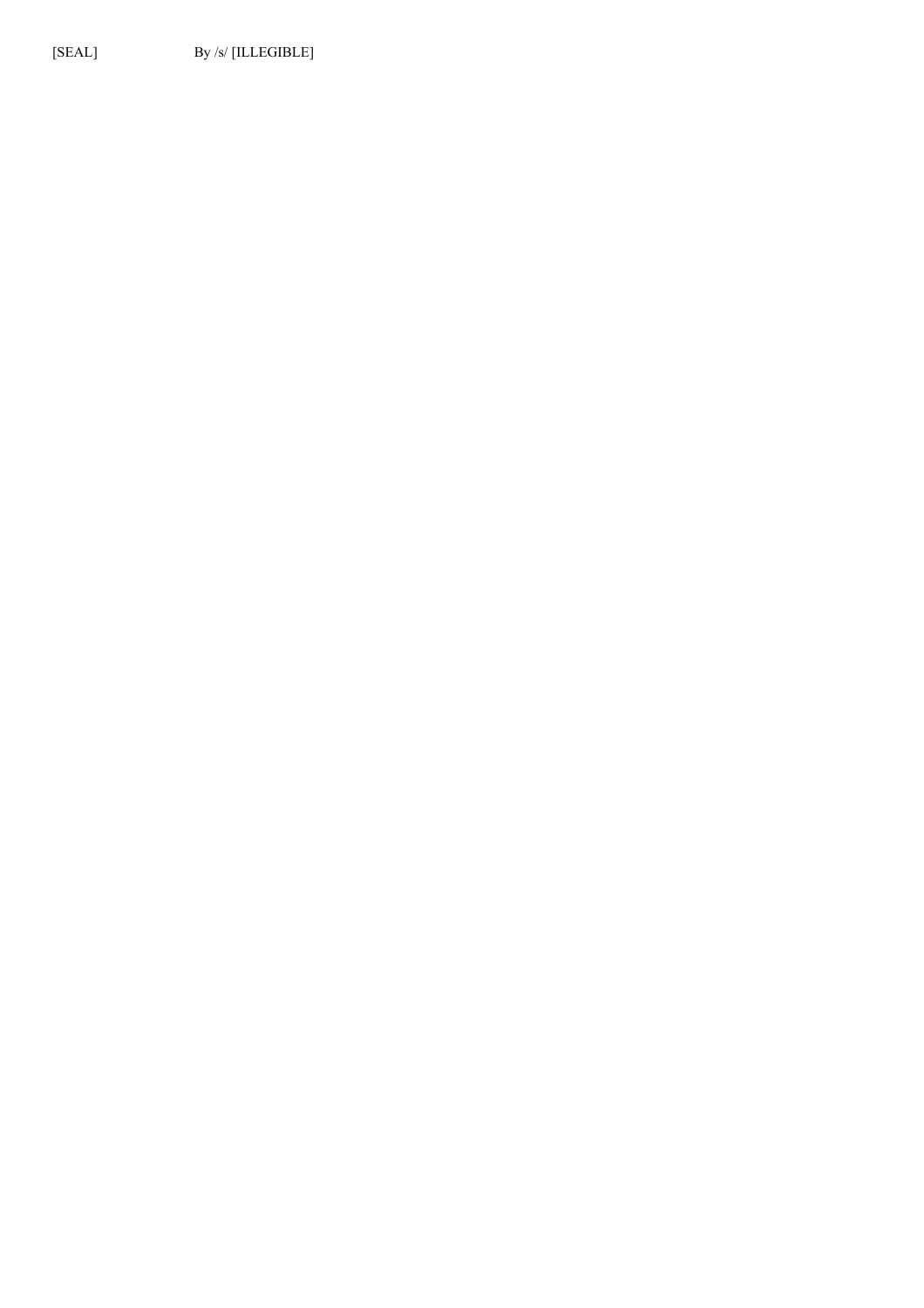[SEAL] By /s/ [ILLEGIBLE]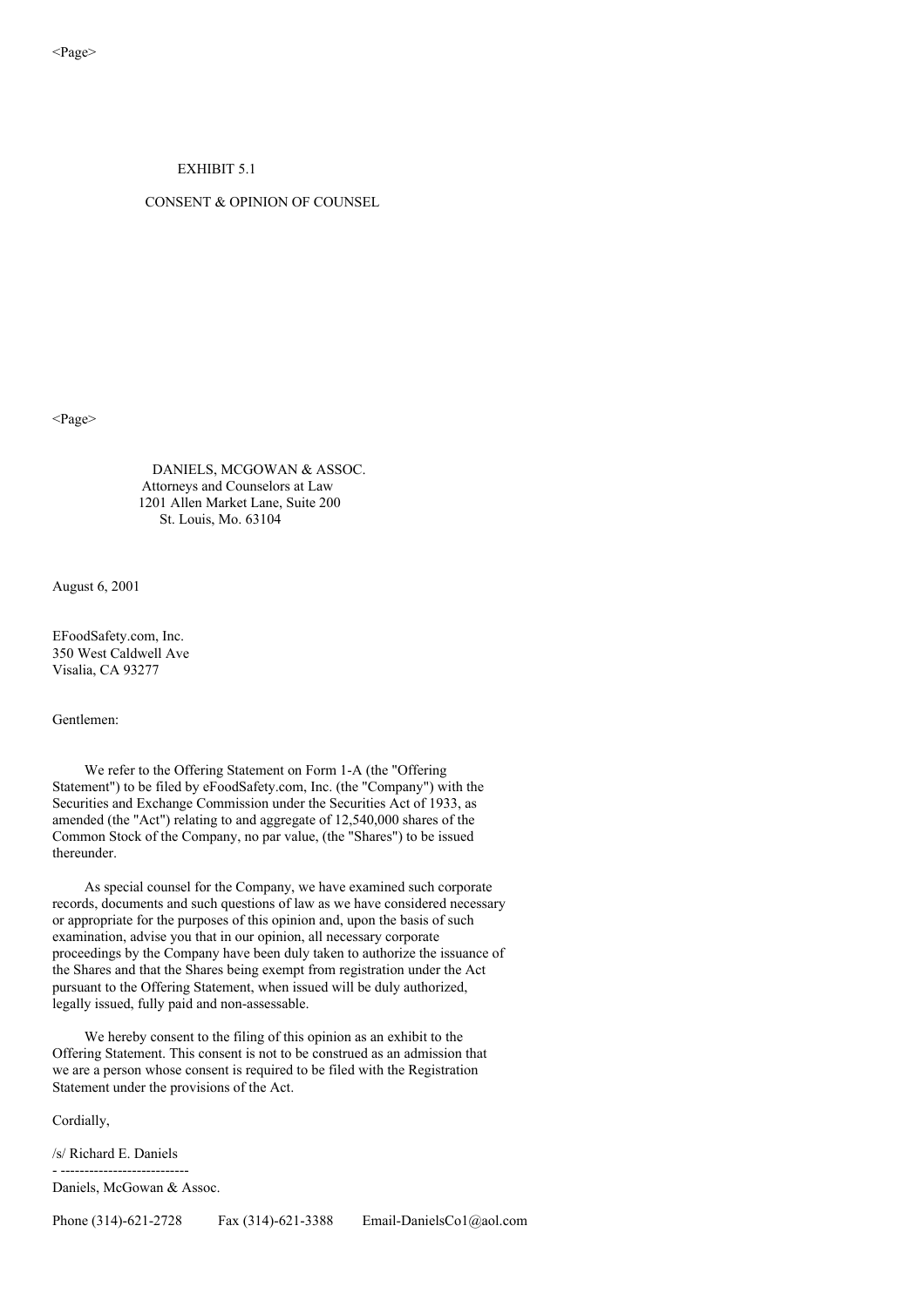EXHIBIT 5.1

CONSENT & OPINION OF COUNSEL

DANIELS, MCGOWAN & ASSOC.
Attorneys and Counselors at Law
1201 Allen Market Lane, Suite 200
St. Louis, Mo. 63104

August 6, 2001

EFoodSafety.com, Inc.
350 West Caldwell Ave
Visalia, CA 93277

Gentlemen:

We refer to the Offering Statement on Form 1-A (the "Offering Statement") to be filed by eFoodSafety.com, Inc. (the "Company") with the Securities and Exchange Commission under the Securities Act of 1933, as amended (the "Act") relating to and aggregate of 12,540,000 shares of the Common Stock of the Company, no par value, (the "Shares") to be issued thereunder.

As special counsel for the Company, we have examined such corporate records, documents and such questions of law as we have considered necessary or appropriate for the purposes of this opinion and, upon the basis of such examination, advise you that in our opinion, all necessary corporate proceedings by the Company have been duly taken to authorize the issuance of the Shares and that the Shares being exempt from registration under the Act pursuant to the Offering Statement, when issued will be duly authorized, legally issued, fully paid and non-assessable.

We hereby consent to the filing of this opinion as an exhibit to the Offering Statement. This consent is not to be construed as an admission that we are a person whose consent is required to be filed with the Registration Statement under the provisions of the Act.

Cordially,

/s/ Richard E. Daniels

---

Daniels, McGowan & Assoc.

Phone (314)-621-2728 Fax (314)-621-3388 Email-DanielsCo1@aol.com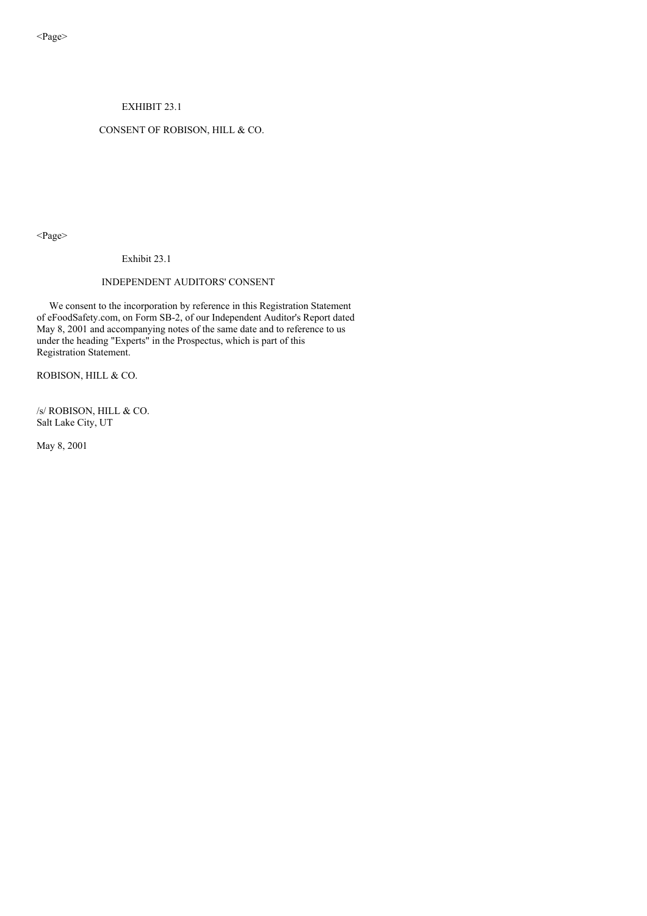<Page>

EXHIBIT 23.1

CONSENT OF ROBISON, HILL & CO.

<Page>

Exhibit 23.1

INDEPENDENT AUDITORS' CONSENT

We consent to the incorporation by reference in this Registration Statement of eFoodSafety.com, on Form SB-2, of our Independent Auditor's Report dated May 8, 2001 and accompanying notes of the same date and to reference to us under the heading "Experts" in the Prospectus, which is part of this Registration Statement.

ROBISON, HILL & CO.

/s/ ROBISON, HILL & CO.
Salt Lake City, UT

May 8, 2001